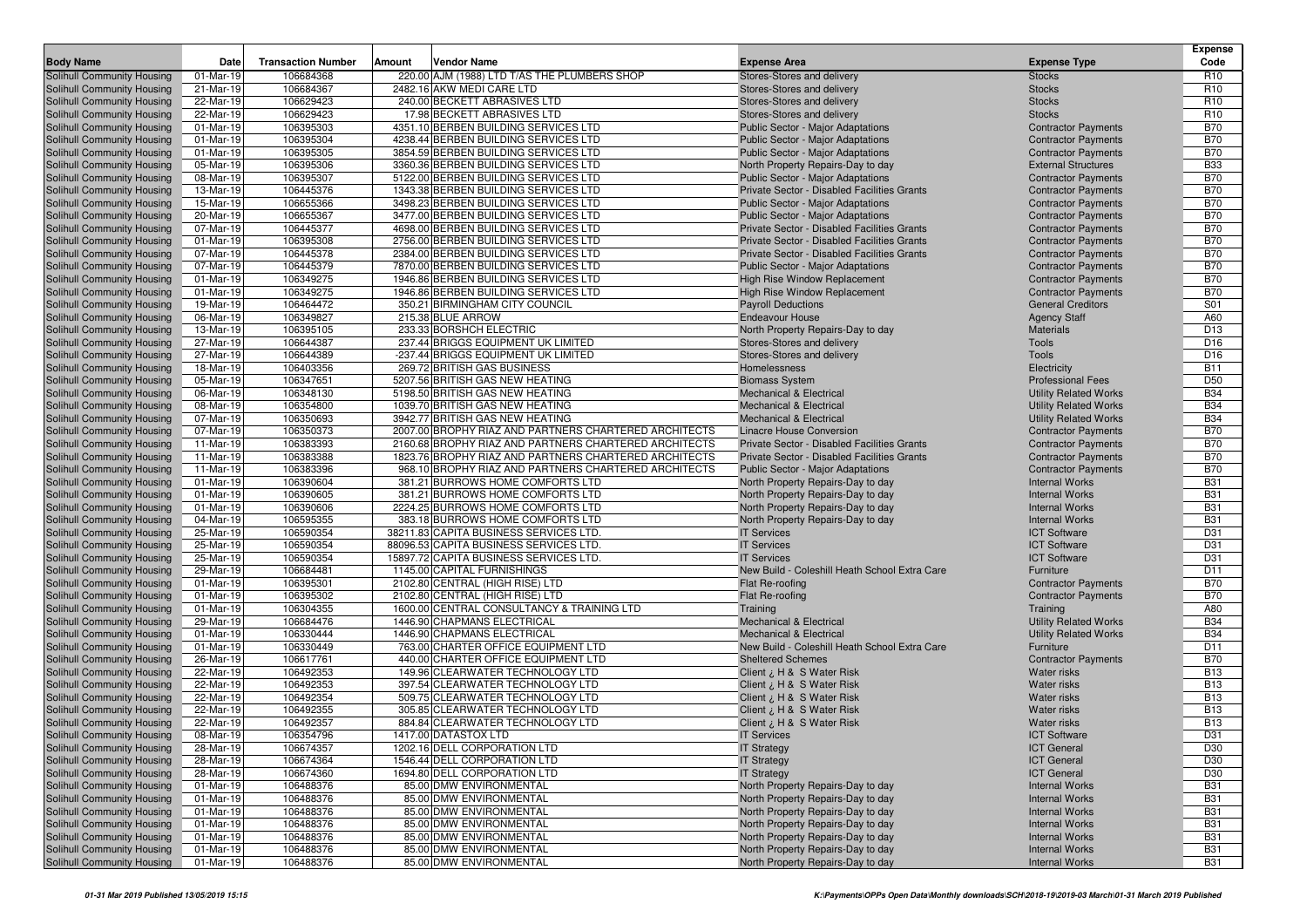| Body Name | Date | Transaction Number | Amount | Vendor Name | Expense Area | Expense Type | Expense Code |
|---|---|---|---|---|---|---|---|
| Solihull Community Housing | 01-Mar-19 | 106684368 | 220.00 | AJM (1988) LTD T/AS THE PLUMBERS SHOP | Stores-Stores and delivery | Stocks | R10 |
| Solihull Community Housing | 21-Mar-19 | 106684367 | 2482.16 | AKW MEDI CARE LTD | Stores-Stores and delivery | Stocks | R10 |
| Solihull Community Housing | 22-Mar-19 | 106629423 | 240.00 | BECKETT ABRASIVES LTD | Stores-Stores and delivery | Stocks | R10 |
| Solihull Community Housing | 22-Mar-19 | 106629423 | 17.98 | BECKETT ABRASIVES LTD | Stores-Stores and delivery | Stocks | R10 |
| Solihull Community Housing | 01-Mar-19 | 106395303 | 4351.10 | BERBEN BUILDING SERVICES LTD | Public Sector - Major Adaptations | Contractor Payments | B70 |
| Solihull Community Housing | 01-Mar-19 | 106395304 | 4238.44 | BERBEN BUILDING SERVICES LTD | Public Sector - Major Adaptations | Contractor Payments | B70 |
| Solihull Community Housing | 01-Mar-19 | 106395305 | 3854.59 | BERBEN BUILDING SERVICES LTD | Public Sector - Major Adaptations | Contractor Payments | B70 |
| Solihull Community Housing | 05-Mar-19 | 106395306 | 3360.36 | BERBEN BUILDING SERVICES LTD | North Property Repairs-Day to day | External Structures | B33 |
| Solihull Community Housing | 08-Mar-19 | 106395307 | 5122.00 | BERBEN BUILDING SERVICES LTD | Public Sector - Major Adaptations | Contractor Payments | B70 |
| Solihull Community Housing | 13-Mar-19 | 106445376 | 1343.38 | BERBEN BUILDING SERVICES LTD | Private Sector - Disabled Facilities Grants | Contractor Payments | B70 |
| Solihull Community Housing | 15-Mar-19 | 106655366 | 3498.23 | BERBEN BUILDING SERVICES LTD | Public Sector - Major Adaptations | Contractor Payments | B70 |
| Solihull Community Housing | 20-Mar-19 | 106655367 | 3477.00 | BERBEN BUILDING SERVICES LTD | Public Sector - Major Adaptations | Contractor Payments | B70 |
| Solihull Community Housing | 07-Mar-19 | 106445377 | 4698.00 | BERBEN BUILDING SERVICES LTD | Private Sector - Disabled Facilities Grants | Contractor Payments | B70 |
| Solihull Community Housing | 01-Mar-19 | 106395308 | 2756.00 | BERBEN BUILDING SERVICES LTD | Private Sector - Disabled Facilities Grants | Contractor Payments | B70 |
| Solihull Community Housing | 07-Mar-19 | 106445378 | 2384.00 | BERBEN BUILDING SERVICES LTD | Private Sector - Disabled Facilities Grants | Contractor Payments | B70 |
| Solihull Community Housing | 07-Mar-19 | 106445379 | 7870.00 | BERBEN BUILDING SERVICES LTD | Public Sector - Major Adaptations | Contractor Payments | B70 |
| Solihull Community Housing | 01-Mar-19 | 106349275 | 1946.86 | BERBEN BUILDING SERVICES LTD | High Rise Window Replacement | Contractor Payments | B70 |
| Solihull Community Housing | 01-Mar-19 | 106349275 | 1946.86 | BERBEN BUILDING SERVICES LTD | High Rise Window Replacement | Contractor Payments | B70 |
| Solihull Community Housing | 19-Mar-19 | 106464472 | 350.21 | BIRMINGHAM CITY COUNCIL | Payroll Deductions | General Creditors | S01 |
| Solihull Community Housing | 06-Mar-19 | 106349827 | 215.38 | BLUE ARROW | Endeavour House | Agency Staff | A60 |
| Solihull Community Housing | 13-Mar-19 | 106395105 | 233.33 | BORSHCH ELECTRIC | North Property Repairs-Day to day | Materials | D13 |
| Solihull Community Housing | 27-Mar-19 | 106644387 | 237.44 | BRIGGS EQUIPMENT UK LIMITED | Stores-Stores and delivery | Tools | D16 |
| Solihull Community Housing | 27-Mar-19 | 106644389 | -237.44 | BRIGGS EQUIPMENT UK LIMITED | Stores-Stores and delivery | Tools | D16 |
| Solihull Community Housing | 18-Mar-19 | 106403356 | 269.72 | BRITISH GAS BUSINESS | Homelessness | Electricity | B11 |
| Solihull Community Housing | 05-Mar-19 | 106347651 | 5207.56 | BRITISH GAS NEW HEATING | Biomass System | Professional Fees | D50 |
| Solihull Community Housing | 06-Mar-19 | 106348130 | 5198.50 | BRITISH GAS NEW HEATING | Mechanical & Electrical | Utility Related Works | B34 |
| Solihull Community Housing | 08-Mar-19 | 106354800 | 1039.70 | BRITISH GAS NEW HEATING | Mechanical & Electrical | Utility Related Works | B34 |
| Solihull Community Housing | 07-Mar-19 | 106350693 | 3942.77 | BRITISH GAS NEW HEATING | Mechanical & Electrical | Utility Related Works | B34 |
| Solihull Community Housing | 07-Mar-19 | 106350373 | 2007.00 | BROPHY RIAZ AND PARTNERS CHARTERED ARCHITECTS | Linacre House Conversion | Contractor Payments | B70 |
| Solihull Community Housing | 11-Mar-19 | 106383393 | 2160.68 | BROPHY RIAZ AND PARTNERS CHARTERED ARCHITECTS | Private Sector - Disabled Facilities Grants | Contractor Payments | B70 |
| Solihull Community Housing | 11-Mar-19 | 106383388 | 1823.76 | BROPHY RIAZ AND PARTNERS CHARTERED ARCHITECTS | Private Sector - Disabled Facilities Grants | Contractor Payments | B70 |
| Solihull Community Housing | 11-Mar-19 | 106383396 | 968.10 | BROPHY RIAZ AND PARTNERS CHARTERED ARCHITECTS | Public Sector - Major Adaptations | Contractor Payments | B70 |
| Solihull Community Housing | 01-Mar-19 | 106390604 | 381.21 | BURROWS HOME COMFORTS LTD | North Property Repairs-Day to day | Internal Works | B31 |
| Solihull Community Housing | 01-Mar-19 | 106390605 | 381.21 | BURROWS HOME COMFORTS LTD | North Property Repairs-Day to day | Internal Works | B31 |
| Solihull Community Housing | 01-Mar-19 | 106390606 | 2224.25 | BURROWS HOME COMFORTS LTD | North Property Repairs-Day to day | Internal Works | B31 |
| Solihull Community Housing | 04-Mar-19 | 106595355 | 383.18 | BURROWS HOME COMFORTS LTD | North Property Repairs-Day to day | Internal Works | B31 |
| Solihull Community Housing | 25-Mar-19 | 106590354 | 38211.83 | CAPITA BUSINESS SERVICES LTD. | IT Services | ICT Software | D31 |
| Solihull Community Housing | 25-Mar-19 | 106590354 | 88096.53 | CAPITA BUSINESS SERVICES LTD. | IT Services | ICT Software | D31 |
| Solihull Community Housing | 25-Mar-19 | 106590354 | 15897.72 | CAPITA BUSINESS SERVICES LTD. | IT Services | ICT Software | D31 |
| Solihull Community Housing | 29-Mar-19 | 106684481 | 1145.00 | CAPITAL FURNISHINGS | New Build - Coleshill Heath School Extra Care | Furniture | D11 |
| Solihull Community Housing | 01-Mar-19 | 106395301 | 2102.80 | CENTRAL (HIGH RISE) LTD | Flat Re-roofing | Contractor Payments | B70 |
| Solihull Community Housing | 01-Mar-19 | 106395302 | 2102.80 | CENTRAL (HIGH RISE) LTD | Flat Re-roofing | Contractor Payments | B70 |
| Solihull Community Housing | 01-Mar-19 | 106304355 | 1600.00 | CENTRAL CONSULTANCY & TRAINING LTD | Training | Training | A80 |
| Solihull Community Housing | 29-Mar-19 | 106684476 | 1446.90 | CHAPMANS ELECTRICAL | Mechanical & Electrical | Utility Related Works | B34 |
| Solihull Community Housing | 01-Mar-19 | 106330444 | 1446.90 | CHAPMANS ELECTRICAL | Mechanical & Electrical | Utility Related Works | B34 |
| Solihull Community Housing | 01-Mar-19 | 106330449 | 763.00 | CHARTER OFFICE EQUIPMENT LTD | New Build - Coleshill Heath School Extra Care | Furniture | D11 |
| Solihull Community Housing | 26-Mar-19 | 106617761 | 440.00 | CHARTER OFFICE EQUIPMENT LTD | Sheltered Schemes | Contractor Payments | B70 |
| Solihull Community Housing | 22-Mar-19 | 106492353 | 149.96 | CLEARWATER TECHNOLOGY LTD | Client ¿ H & S Water Risk | Water risks | B13 |
| Solihull Community Housing | 22-Mar-19 | 106492353 | 397.54 | CLEARWATER TECHNOLOGY LTD | Client ¿ H & S Water Risk | Water risks | B13 |
| Solihull Community Housing | 22-Mar-19 | 106492354 | 509.75 | CLEARWATER TECHNOLOGY LTD | Client ¿ H & S Water Risk | Water risks | B13 |
| Solihull Community Housing | 22-Mar-19 | 106492355 | 305.85 | CLEARWATER TECHNOLOGY LTD | Client ¿ H & S Water Risk | Water risks | B13 |
| Solihull Community Housing | 22-Mar-19 | 106492357 | 884.84 | CLEARWATER TECHNOLOGY LTD | Client ¿ H & S Water Risk | Water risks | B13 |
| Solihull Community Housing | 08-Mar-19 | 106354796 | 1417.00 | DATASTOX LTD | IT Services | ICT Software | D31 |
| Solihull Community Housing | 28-Mar-19 | 106674357 | 1202.16 | DELL CORPORATION LTD | IT Strategy | ICT General | D30 |
| Solihull Community Housing | 28-Mar-19 | 106674364 | 1546.44 | DELL CORPORATION LTD | IT Strategy | ICT General | D30 |
| Solihull Community Housing | 28-Mar-19 | 106674360 | 1694.80 | DELL CORPORATION LTD | IT Strategy | ICT General | D30 |
| Solihull Community Housing | 01-Mar-19 | 106488376 | 85.00 | DMW ENVIRONMENTAL | North Property Repairs-Day to day | Internal Works | B31 |
| Solihull Community Housing | 01-Mar-19 | 106488376 | 85.00 | DMW ENVIRONMENTAL | North Property Repairs-Day to day | Internal Works | B31 |
| Solihull Community Housing | 01-Mar-19 | 106488376 | 85.00 | DMW ENVIRONMENTAL | North Property Repairs-Day to day | Internal Works | B31 |
| Solihull Community Housing | 01-Mar-19 | 106488376 | 85.00 | DMW ENVIRONMENTAL | North Property Repairs-Day to day | Internal Works | B31 |
| Solihull Community Housing | 01-Mar-19 | 106488376 | 85.00 | DMW ENVIRONMENTAL | North Property Repairs-Day to day | Internal Works | B31 |
| Solihull Community Housing | 01-Mar-19 | 106488376 | 85.00 | DMW ENVIRONMENTAL | North Property Repairs-Day to day | Internal Works | B31 |
| Solihull Community Housing | 01-Mar-19 | 106488376 | 85.00 | DMW ENVIRONMENTAL | North Property Repairs-Day to day | Internal Works | B31 |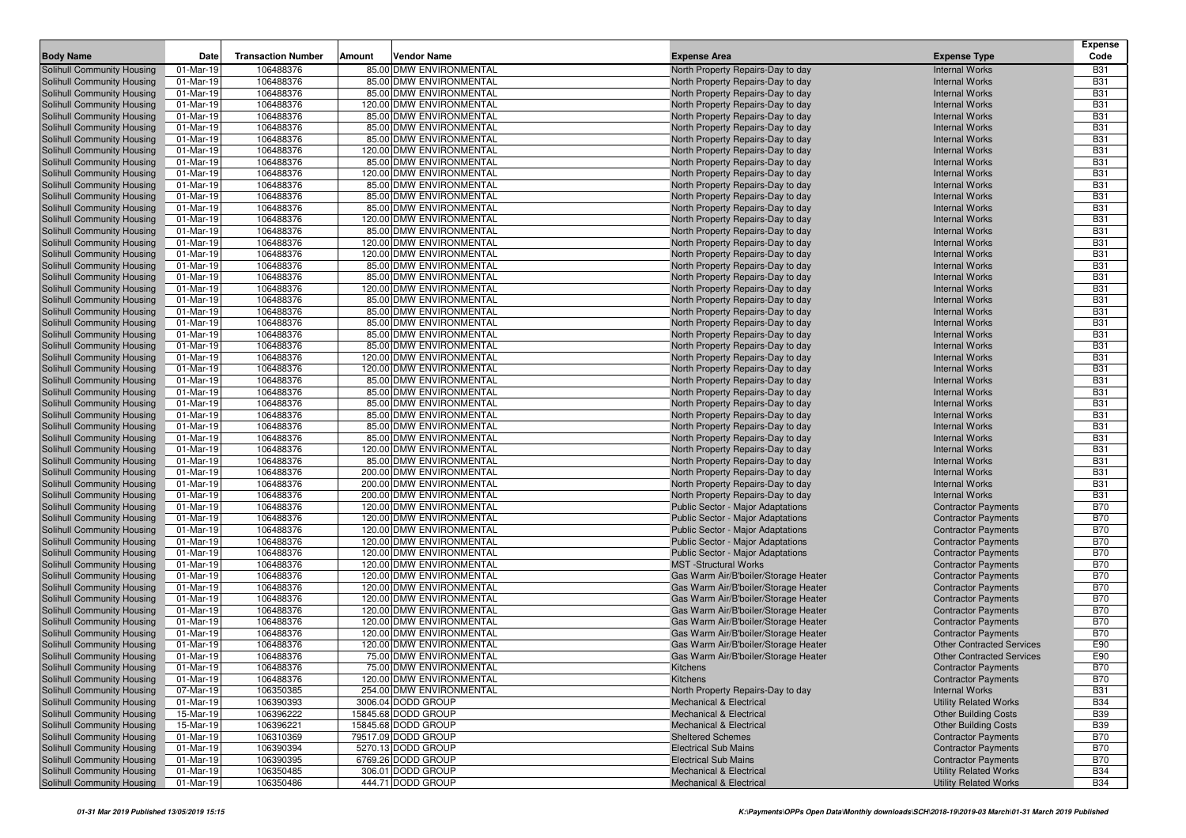| Body Name | Date | Transaction Number | Amount | Vendor Name | Expense Area | Expense Type | Expense Code |
|---|---|---|---|---|---|---|---|
| Solihull Community Housing | 01-Mar-19 | 106488376 | 85.00 | DMW ENVIRONMENTAL | North Property Repairs-Day to day | Internal Works | B31 |
| Solihull Community Housing | 01-Mar-19 | 106488376 | 85.00 | DMW ENVIRONMENTAL | North Property Repairs-Day to day | Internal Works | B31 |
| Solihull Community Housing | 01-Mar-19 | 106488376 | 85.00 | DMW ENVIRONMENTAL | North Property Repairs-Day to day | Internal Works | B31 |
| Solihull Community Housing | 01-Mar-19 | 106488376 | 120.00 | DMW ENVIRONMENTAL | North Property Repairs-Day to day | Internal Works | B31 |
| Solihull Community Housing | 01-Mar-19 | 106488376 | 85.00 | DMW ENVIRONMENTAL | North Property Repairs-Day to day | Internal Works | B31 |
| Solihull Community Housing | 01-Mar-19 | 106488376 | 85.00 | DMW ENVIRONMENTAL | North Property Repairs-Day to day | Internal Works | B31 |
| Solihull Community Housing | 01-Mar-19 | 106488376 | 85.00 | DMW ENVIRONMENTAL | North Property Repairs-Day to day | Internal Works | B31 |
| Solihull Community Housing | 01-Mar-19 | 106488376 | 120.00 | DMW ENVIRONMENTAL | North Property Repairs-Day to day | Internal Works | B31 |
| Solihull Community Housing | 01-Mar-19 | 106488376 | 85.00 | DMW ENVIRONMENTAL | North Property Repairs-Day to day | Internal Works | B31 |
| Solihull Community Housing | 01-Mar-19 | 106488376 | 120.00 | DMW ENVIRONMENTAL | North Property Repairs-Day to day | Internal Works | B31 |
| Solihull Community Housing | 01-Mar-19 | 106488376 | 85.00 | DMW ENVIRONMENTAL | North Property Repairs-Day to day | Internal Works | B31 |
| Solihull Community Housing | 01-Mar-19 | 106488376 | 85.00 | DMW ENVIRONMENTAL | North Property Repairs-Day to day | Internal Works | B31 |
| Solihull Community Housing | 01-Mar-19 | 106488376 | 85.00 | DMW ENVIRONMENTAL | North Property Repairs-Day to day | Internal Works | B31 |
| Solihull Community Housing | 01-Mar-19 | 106488376 | 120.00 | DMW ENVIRONMENTAL | North Property Repairs-Day to day | Internal Works | B31 |
| Solihull Community Housing | 01-Mar-19 | 106488376 | 85.00 | DMW ENVIRONMENTAL | North Property Repairs-Day to day | Internal Works | B31 |
| Solihull Community Housing | 01-Mar-19 | 106488376 | 120.00 | DMW ENVIRONMENTAL | North Property Repairs-Day to day | Internal Works | B31 |
| Solihull Community Housing | 01-Mar-19 | 106488376 | 120.00 | DMW ENVIRONMENTAL | North Property Repairs-Day to day | Internal Works | B31 |
| Solihull Community Housing | 01-Mar-19 | 106488376 | 85.00 | DMW ENVIRONMENTAL | North Property Repairs-Day to day | Internal Works | B31 |
| Solihull Community Housing | 01-Mar-19 | 106488376 | 85.00 | DMW ENVIRONMENTAL | North Property Repairs-Day to day | Internal Works | B31 |
| Solihull Community Housing | 01-Mar-19 | 106488376 | 120.00 | DMW ENVIRONMENTAL | North Property Repairs-Day to day | Internal Works | B31 |
| Solihull Community Housing | 01-Mar-19 | 106488376 | 85.00 | DMW ENVIRONMENTAL | North Property Repairs-Day to day | Internal Works | B31 |
| Solihull Community Housing | 01-Mar-19 | 106488376 | 85.00 | DMW ENVIRONMENTAL | North Property Repairs-Day to day | Internal Works | B31 |
| Solihull Community Housing | 01-Mar-19 | 106488376 | 85.00 | DMW ENVIRONMENTAL | North Property Repairs-Day to day | Internal Works | B31 |
| Solihull Community Housing | 01-Mar-19 | 106488376 | 85.00 | DMW ENVIRONMENTAL | North Property Repairs-Day to day | Internal Works | B31 |
| Solihull Community Housing | 01-Mar-19 | 106488376 | 85.00 | DMW ENVIRONMENTAL | North Property Repairs-Day to day | Internal Works | B31 |
| Solihull Community Housing | 01-Mar-19 | 106488376 | 120.00 | DMW ENVIRONMENTAL | North Property Repairs-Day to day | Internal Works | B31 |
| Solihull Community Housing | 01-Mar-19 | 106488376 | 120.00 | DMW ENVIRONMENTAL | North Property Repairs-Day to day | Internal Works | B31 |
| Solihull Community Housing | 01-Mar-19 | 106488376 | 85.00 | DMW ENVIRONMENTAL | North Property Repairs-Day to day | Internal Works | B31 |
| Solihull Community Housing | 01-Mar-19 | 106488376 | 85.00 | DMW ENVIRONMENTAL | North Property Repairs-Day to day | Internal Works | B31 |
| Solihull Community Housing | 01-Mar-19 | 106488376 | 85.00 | DMW ENVIRONMENTAL | North Property Repairs-Day to day | Internal Works | B31 |
| Solihull Community Housing | 01-Mar-19 | 106488376 | 85.00 | DMW ENVIRONMENTAL | North Property Repairs-Day to day | Internal Works | B31 |
| Solihull Community Housing | 01-Mar-19 | 106488376 | 85.00 | DMW ENVIRONMENTAL | North Property Repairs-Day to day | Internal Works | B31 |
| Solihull Community Housing | 01-Mar-19 | 106488376 | 85.00 | DMW ENVIRONMENTAL | North Property Repairs-Day to day | Internal Works | B31 |
| Solihull Community Housing | 01-Mar-19 | 106488376 | 120.00 | DMW ENVIRONMENTAL | North Property Repairs-Day to day | Internal Works | B31 |
| Solihull Community Housing | 01-Mar-19 | 106488376 | 85.00 | DMW ENVIRONMENTAL | North Property Repairs-Day to day | Internal Works | B31 |
| Solihull Community Housing | 01-Mar-19 | 106488376 | 200.00 | DMW ENVIRONMENTAL | North Property Repairs-Day to day | Internal Works | B31 |
| Solihull Community Housing | 01-Mar-19 | 106488376 | 200.00 | DMW ENVIRONMENTAL | North Property Repairs-Day to day | Internal Works | B31 |
| Solihull Community Housing | 01-Mar-19 | 106488376 | 200.00 | DMW ENVIRONMENTAL | North Property Repairs-Day to day | Internal Works | B31 |
| Solihull Community Housing | 01-Mar-19 | 106488376 | 120.00 | DMW ENVIRONMENTAL | Public Sector - Major Adaptations | Contractor Payments | B70 |
| Solihull Community Housing | 01-Mar-19 | 106488376 | 120.00 | DMW ENVIRONMENTAL | Public Sector - Major Adaptations | Contractor Payments | B70 |
| Solihull Community Housing | 01-Mar-19 | 106488376 | 120.00 | DMW ENVIRONMENTAL | Public Sector - Major Adaptations | Contractor Payments | B70 |
| Solihull Community Housing | 01-Mar-19 | 106488376 | 120.00 | DMW ENVIRONMENTAL | Public Sector - Major Adaptations | Contractor Payments | B70 |
| Solihull Community Housing | 01-Mar-19 | 106488376 | 120.00 | DMW ENVIRONMENTAL | Public Sector - Major Adaptations | Contractor Payments | B70 |
| Solihull Community Housing | 01-Mar-19 | 106488376 | 120.00 | DMW ENVIRONMENTAL | MST -Structural Works | Contractor Payments | B70 |
| Solihull Community Housing | 01-Mar-19 | 106488376 | 120.00 | DMW ENVIRONMENTAL | Gas Warm Air/B'boiler/Storage Heater | Contractor Payments | B70 |
| Solihull Community Housing | 01-Mar-19 | 106488376 | 120.00 | DMW ENVIRONMENTAL | Gas Warm Air/B'boiler/Storage Heater | Contractor Payments | B70 |
| Solihull Community Housing | 01-Mar-19 | 106488376 | 120.00 | DMW ENVIRONMENTAL | Gas Warm Air/B'boiler/Storage Heater | Contractor Payments | B70 |
| Solihull Community Housing | 01-Mar-19 | 106488376 | 120.00 | DMW ENVIRONMENTAL | Gas Warm Air/B'boiler/Storage Heater | Contractor Payments | B70 |
| Solihull Community Housing | 01-Mar-19 | 106488376 | 120.00 | DMW ENVIRONMENTAL | Gas Warm Air/B'boiler/Storage Heater | Contractor Payments | B70 |
| Solihull Community Housing | 01-Mar-19 | 106488376 | 120.00 | DMW ENVIRONMENTAL | Gas Warm Air/B'boiler/Storage Heater | Contractor Payments | B70 |
| Solihull Community Housing | 01-Mar-19 | 106488376 | 120.00 | DMW ENVIRONMENTAL | Gas Warm Air/B'boiler/Storage Heater | Other Contracted Services | E90 |
| Solihull Community Housing | 01-Mar-19 | 106488376 | 75.00 | DMW ENVIRONMENTAL | Gas Warm Air/B'boiler/Storage Heater | Other Contracted Services | E90 |
| Solihull Community Housing | 01-Mar-19 | 106488376 | 75.00 | DMW ENVIRONMENTAL | Kitchens | Contractor Payments | B70 |
| Solihull Community Housing | 01-Mar-19 | 106488376 | 120.00 | DMW ENVIRONMENTAL | Kitchens | Contractor Payments | B70 |
| Solihull Community Housing | 07-Mar-19 | 106350385 | 254.00 | DMW ENVIRONMENTAL | North Property Repairs-Day to day | Internal Works | B31 |
| Solihull Community Housing | 01-Mar-19 | 106390393 | 3006.04 | DODD GROUP | Mechanical & Electrical | Utility Related Works | B34 |
| Solihull Community Housing | 15-Mar-19 | 106396222 | 15845.68 | DODD GROUP | Mechanical & Electrical | Other Building Costs | B39 |
| Solihull Community Housing | 15-Mar-19 | 106396221 | 15845.68 | DODD GROUP | Mechanical & Electrical | Other Building Costs | B39 |
| Solihull Community Housing | 01-Mar-19 | 106310369 | 79517.09 | DODD GROUP | Sheltered Schemes | Contractor Payments | B70 |
| Solihull Community Housing | 01-Mar-19 | 106390394 | 5270.13 | DODD GROUP | Electrical Sub Mains | Contractor Payments | B70 |
| Solihull Community Housing | 01-Mar-19 | 106390395 | 6769.26 | DODD GROUP | Electrical Sub Mains | Contractor Payments | B70 |
| Solihull Community Housing | 01-Mar-19 | 106350485 | 306.01 | DODD GROUP | Mechanical & Electrical | Utility Related Works | B34 |
| Solihull Community Housing | 01-Mar-19 | 106350486 | 444.71 | DODD GROUP | Mechanical & Electrical | Utility Related Works | B34 |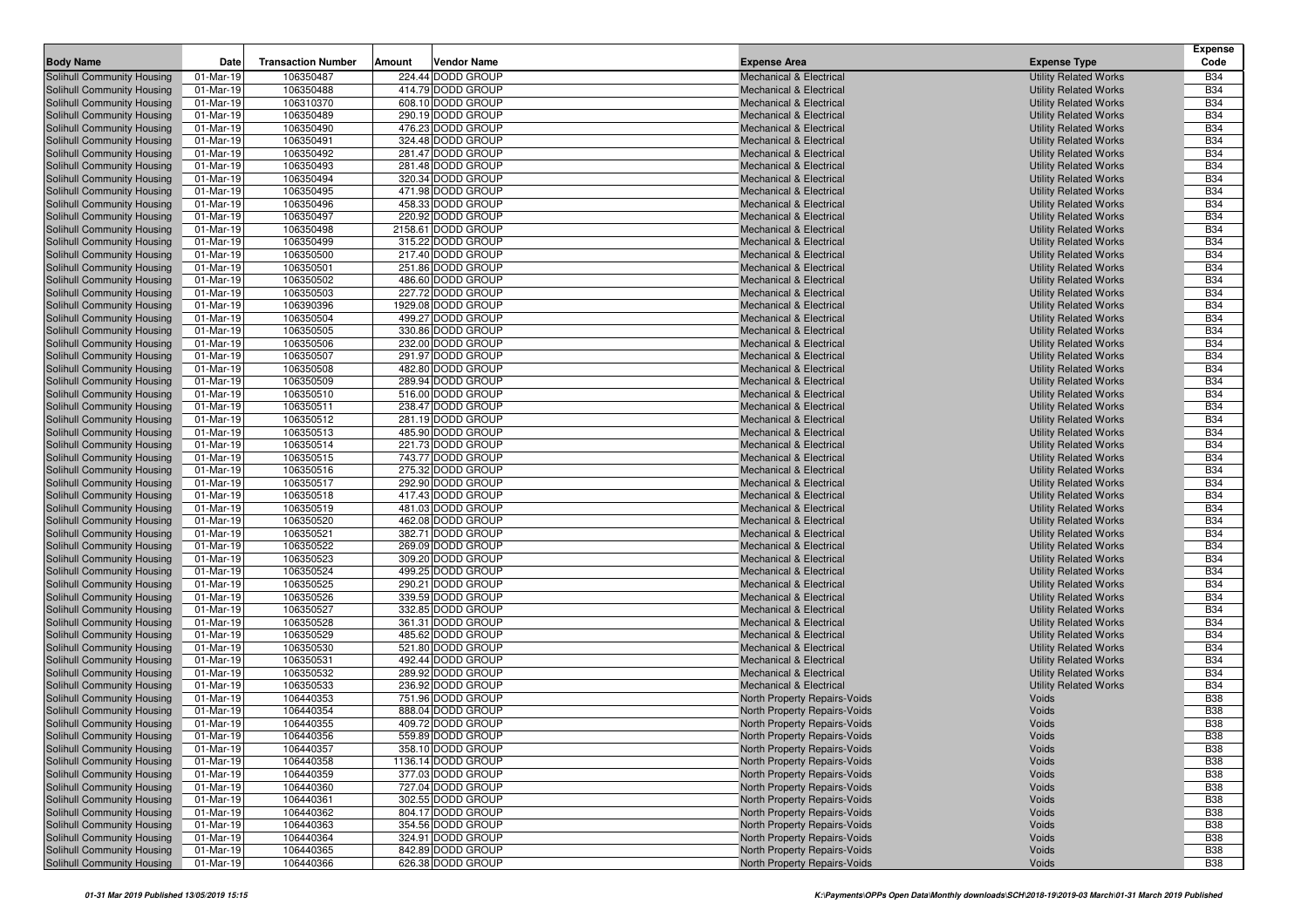| Body Name | Date | Transaction Number | Amount | Vendor Name | Expense Area | Expense Type | Expense Code |
|---|---|---|---|---|---|---|---|
| Solihull Community Housing | 01-Mar-19 | 106350487 | 224.44 | DODD GROUP | Mechanical & Electrical | Utility Related Works | B34 |
| Solihull Community Housing | 01-Mar-19 | 106350488 | 414.79 | DODD GROUP | Mechanical & Electrical | Utility Related Works | B34 |
| Solihull Community Housing | 01-Mar-19 | 106310370 | 608.10 | DODD GROUP | Mechanical & Electrical | Utility Related Works | B34 |
| Solihull Community Housing | 01-Mar-19 | 106350489 | 290.19 | DODD GROUP | Mechanical & Electrical | Utility Related Works | B34 |
| Solihull Community Housing | 01-Mar-19 | 106350490 | 476.23 | DODD GROUP | Mechanical & Electrical | Utility Related Works | B34 |
| Solihull Community Housing | 01-Mar-19 | 106350491 | 324.48 | DODD GROUP | Mechanical & Electrical | Utility Related Works | B34 |
| Solihull Community Housing | 01-Mar-19 | 106350492 | 281.47 | DODD GROUP | Mechanical & Electrical | Utility Related Works | B34 |
| Solihull Community Housing | 01-Mar-19 | 106350493 | 281.48 | DODD GROUP | Mechanical & Electrical | Utility Related Works | B34 |
| Solihull Community Housing | 01-Mar-19 | 106350494 | 320.34 | DODD GROUP | Mechanical & Electrical | Utility Related Works | B34 |
| Solihull Community Housing | 01-Mar-19 | 106350495 | 471.98 | DODD GROUP | Mechanical & Electrical | Utility Related Works | B34 |
| Solihull Community Housing | 01-Mar-19 | 106350496 | 458.33 | DODD GROUP | Mechanical & Electrical | Utility Related Works | B34 |
| Solihull Community Housing | 01-Mar-19 | 106350497 | 220.92 | DODD GROUP | Mechanical & Electrical | Utility Related Works | B34 |
| Solihull Community Housing | 01-Mar-19 | 106350498 | 2158.61 | DODD GROUP | Mechanical & Electrical | Utility Related Works | B34 |
| Solihull Community Housing | 01-Mar-19 | 106350499 | 315.22 | DODD GROUP | Mechanical & Electrical | Utility Related Works | B34 |
| Solihull Community Housing | 01-Mar-19 | 106350500 | 217.40 | DODD GROUP | Mechanical & Electrical | Utility Related Works | B34 |
| Solihull Community Housing | 01-Mar-19 | 106350501 | 251.86 | DODD GROUP | Mechanical & Electrical | Utility Related Works | B34 |
| Solihull Community Housing | 01-Mar-19 | 106350502 | 486.60 | DODD GROUP | Mechanical & Electrical | Utility Related Works | B34 |
| Solihull Community Housing | 01-Mar-19 | 106350503 | 227.72 | DODD GROUP | Mechanical & Electrical | Utility Related Works | B34 |
| Solihull Community Housing | 01-Mar-19 | 106390396 | 1929.08 | DODD GROUP | Mechanical & Electrical | Utility Related Works | B34 |
| Solihull Community Housing | 01-Mar-19 | 106350504 | 499.27 | DODD GROUP | Mechanical & Electrical | Utility Related Works | B34 |
| Solihull Community Housing | 01-Mar-19 | 106350505 | 330.86 | DODD GROUP | Mechanical & Electrical | Utility Related Works | B34 |
| Solihull Community Housing | 01-Mar-19 | 106350506 | 232.00 | DODD GROUP | Mechanical & Electrical | Utility Related Works | B34 |
| Solihull Community Housing | 01-Mar-19 | 106350507 | 291.97 | DODD GROUP | Mechanical & Electrical | Utility Related Works | B34 |
| Solihull Community Housing | 01-Mar-19 | 106350508 | 482.80 | DODD GROUP | Mechanical & Electrical | Utility Related Works | B34 |
| Solihull Community Housing | 01-Mar-19 | 106350509 | 289.94 | DODD GROUP | Mechanical & Electrical | Utility Related Works | B34 |
| Solihull Community Housing | 01-Mar-19 | 106350510 | 516.00 | DODD GROUP | Mechanical & Electrical | Utility Related Works | B34 |
| Solihull Community Housing | 01-Mar-19 | 106350511 | 238.47 | DODD GROUP | Mechanical & Electrical | Utility Related Works | B34 |
| Solihull Community Housing | 01-Mar-19 | 106350512 | 281.19 | DODD GROUP | Mechanical & Electrical | Utility Related Works | B34 |
| Solihull Community Housing | 01-Mar-19 | 106350513 | 485.90 | DODD GROUP | Mechanical & Electrical | Utility Related Works | B34 |
| Solihull Community Housing | 01-Mar-19 | 106350514 | 221.73 | DODD GROUP | Mechanical & Electrical | Utility Related Works | B34 |
| Solihull Community Housing | 01-Mar-19 | 106350515 | 743.77 | DODD GROUP | Mechanical & Electrical | Utility Related Works | B34 |
| Solihull Community Housing | 01-Mar-19 | 106350516 | 275.32 | DODD GROUP | Mechanical & Electrical | Utility Related Works | B34 |
| Solihull Community Housing | 01-Mar-19 | 106350517 | 292.90 | DODD GROUP | Mechanical & Electrical | Utility Related Works | B34 |
| Solihull Community Housing | 01-Mar-19 | 106350518 | 417.43 | DODD GROUP | Mechanical & Electrical | Utility Related Works | B34 |
| Solihull Community Housing | 01-Mar-19 | 106350519 | 481.03 | DODD GROUP | Mechanical & Electrical | Utility Related Works | B34 |
| Solihull Community Housing | 01-Mar-19 | 106350520 | 462.08 | DODD GROUP | Mechanical & Electrical | Utility Related Works | B34 |
| Solihull Community Housing | 01-Mar-19 | 106350521 | 382.71 | DODD GROUP | Mechanical & Electrical | Utility Related Works | B34 |
| Solihull Community Housing | 01-Mar-19 | 106350522 | 269.09 | DODD GROUP | Mechanical & Electrical | Utility Related Works | B34 |
| Solihull Community Housing | 01-Mar-19 | 106350523 | 309.20 | DODD GROUP | Mechanical & Electrical | Utility Related Works | B34 |
| Solihull Community Housing | 01-Mar-19 | 106350524 | 499.25 | DODD GROUP | Mechanical & Electrical | Utility Related Works | B34 |
| Solihull Community Housing | 01-Mar-19 | 106350525 | 290.21 | DODD GROUP | Mechanical & Electrical | Utility Related Works | B34 |
| Solihull Community Housing | 01-Mar-19 | 106350526 | 339.59 | DODD GROUP | Mechanical & Electrical | Utility Related Works | B34 |
| Solihull Community Housing | 01-Mar-19 | 106350527 | 332.85 | DODD GROUP | Mechanical & Electrical | Utility Related Works | B34 |
| Solihull Community Housing | 01-Mar-19 | 106350528 | 361.31 | DODD GROUP | Mechanical & Electrical | Utility Related Works | B34 |
| Solihull Community Housing | 01-Mar-19 | 106350529 | 485.62 | DODD GROUP | Mechanical & Electrical | Utility Related Works | B34 |
| Solihull Community Housing | 01-Mar-19 | 106350530 | 521.80 | DODD GROUP | Mechanical & Electrical | Utility Related Works | B34 |
| Solihull Community Housing | 01-Mar-19 | 106350531 | 492.44 | DODD GROUP | Mechanical & Electrical | Utility Related Works | B34 |
| Solihull Community Housing | 01-Mar-19 | 106350532 | 289.92 | DODD GROUP | Mechanical & Electrical | Utility Related Works | B34 |
| Solihull Community Housing | 01-Mar-19 | 106350533 | 236.92 | DODD GROUP | Mechanical & Electrical | Utility Related Works | B34 |
| Solihull Community Housing | 01-Mar-19 | 106440353 | 751.96 | DODD GROUP | North Property Repairs-Voids | Voids | B38 |
| Solihull Community Housing | 01-Mar-19 | 106440354 | 888.04 | DODD GROUP | North Property Repairs-Voids | Voids | B38 |
| Solihull Community Housing | 01-Mar-19 | 106440355 | 409.72 | DODD GROUP | North Property Repairs-Voids | Voids | B38 |
| Solihull Community Housing | 01-Mar-19 | 106440356 | 559.89 | DODD GROUP | North Property Repairs-Voids | Voids | B38 |
| Solihull Community Housing | 01-Mar-19 | 106440357 | 358.10 | DODD GROUP | North Property Repairs-Voids | Voids | B38 |
| Solihull Community Housing | 01-Mar-19 | 106440358 | 1136.14 | DODD GROUP | North Property Repairs-Voids | Voids | B38 |
| Solihull Community Housing | 01-Mar-19 | 106440359 | 377.03 | DODD GROUP | North Property Repairs-Voids | Voids | B38 |
| Solihull Community Housing | 01-Mar-19 | 106440360 | 727.04 | DODD GROUP | North Property Repairs-Voids | Voids | B38 |
| Solihull Community Housing | 01-Mar-19 | 106440361 | 302.55 | DODD GROUP | North Property Repairs-Voids | Voids | B38 |
| Solihull Community Housing | 01-Mar-19 | 106440362 | 804.17 | DODD GROUP | North Property Repairs-Voids | Voids | B38 |
| Solihull Community Housing | 01-Mar-19 | 106440363 | 354.56 | DODD GROUP | North Property Repairs-Voids | Voids | B38 |
| Solihull Community Housing | 01-Mar-19 | 106440364 | 324.91 | DODD GROUP | North Property Repairs-Voids | Voids | B38 |
| Solihull Community Housing | 01-Mar-19 | 106440365 | 842.89 | DODD GROUP | North Property Repairs-Voids | Voids | B38 |
| Solihull Community Housing | 01-Mar-19 | 106440366 | 626.38 | DODD GROUP | North Property Repairs-Voids | Voids | B38 |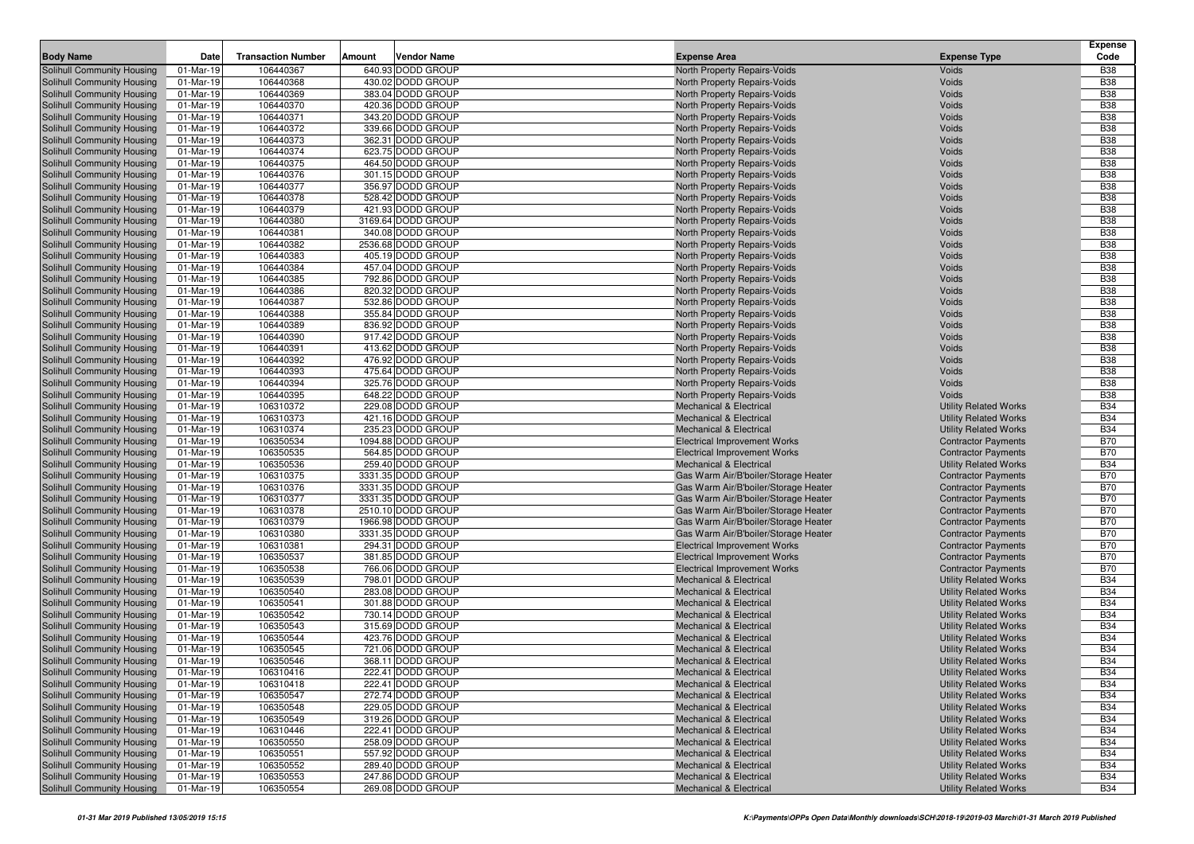| Body Name | Date | Transaction Number | Amount | Vendor Name | Expense Area | Expense Type | Expense Code |
|---|---|---|---|---|---|---|---|
| Solihull Community Housing | 01-Mar-19 | 106440367 | 640.93 | DODD GROUP | North Property Repairs-Voids | Voids | B38 |
| Solihull Community Housing | 01-Mar-19 | 106440368 | 430.02 | DODD GROUP | North Property Repairs-Voids | Voids | B38 |
| Solihull Community Housing | 01-Mar-19 | 106440369 | 383.04 | DODD GROUP | North Property Repairs-Voids | Voids | B38 |
| Solihull Community Housing | 01-Mar-19 | 106440370 | 420.36 | DODD GROUP | North Property Repairs-Voids | Voids | B38 |
| Solihull Community Housing | 01-Mar-19 | 106440371 | 343.20 | DODD GROUP | North Property Repairs-Voids | Voids | B38 |
| Solihull Community Housing | 01-Mar-19 | 106440372 | 339.66 | DODD GROUP | North Property Repairs-Voids | Voids | B38 |
| Solihull Community Housing | 01-Mar-19 | 106440373 | 362.31 | DODD GROUP | North Property Repairs-Voids | Voids | B38 |
| Solihull Community Housing | 01-Mar-19 | 106440374 | 623.75 | DODD GROUP | North Property Repairs-Voids | Voids | B38 |
| Solihull Community Housing | 01-Mar-19 | 106440375 | 464.50 | DODD GROUP | North Property Repairs-Voids | Voids | B38 |
| Solihull Community Housing | 01-Mar-19 | 106440376 | 301.15 | DODD GROUP | North Property Repairs-Voids | Voids | B38 |
| Solihull Community Housing | 01-Mar-19 | 106440377 | 356.97 | DODD GROUP | North Property Repairs-Voids | Voids | B38 |
| Solihull Community Housing | 01-Mar-19 | 106440378 | 528.42 | DODD GROUP | North Property Repairs-Voids | Voids | B38 |
| Solihull Community Housing | 01-Mar-19 | 106440379 | 421.93 | DODD GROUP | North Property Repairs-Voids | Voids | B38 |
| Solihull Community Housing | 01-Mar-19 | 106440380 | 3169.64 | DODD GROUP | North Property Repairs-Voids | Voids | B38 |
| Solihull Community Housing | 01-Mar-19 | 106440381 | 340.08 | DODD GROUP | North Property Repairs-Voids | Voids | B38 |
| Solihull Community Housing | 01-Mar-19 | 106440382 | 2536.68 | DODD GROUP | North Property Repairs-Voids | Voids | B38 |
| Solihull Community Housing | 01-Mar-19 | 106440383 | 405.19 | DODD GROUP | North Property Repairs-Voids | Voids | B38 |
| Solihull Community Housing | 01-Mar-19 | 106440384 | 457.04 | DODD GROUP | North Property Repairs-Voids | Voids | B38 |
| Solihull Community Housing | 01-Mar-19 | 106440385 | 792.86 | DODD GROUP | North Property Repairs-Voids | Voids | B38 |
| Solihull Community Housing | 01-Mar-19 | 106440386 | 820.32 | DODD GROUP | North Property Repairs-Voids | Voids | B38 |
| Solihull Community Housing | 01-Mar-19 | 106440387 | 532.86 | DODD GROUP | North Property Repairs-Voids | Voids | B38 |
| Solihull Community Housing | 01-Mar-19 | 106440388 | 355.84 | DODD GROUP | North Property Repairs-Voids | Voids | B38 |
| Solihull Community Housing | 01-Mar-19 | 106440389 | 836.92 | DODD GROUP | North Property Repairs-Voids | Voids | B38 |
| Solihull Community Housing | 01-Mar-19 | 106440390 | 917.42 | DODD GROUP | North Property Repairs-Voids | Voids | B38 |
| Solihull Community Housing | 01-Mar-19 | 106440391 | 413.62 | DODD GROUP | North Property Repairs-Voids | Voids | B38 |
| Solihull Community Housing | 01-Mar-19 | 106440392 | 476.92 | DODD GROUP | North Property Repairs-Voids | Voids | B38 |
| Solihull Community Housing | 01-Mar-19 | 106440393 | 475.64 | DODD GROUP | North Property Repairs-Voids | Voids | B38 |
| Solihull Community Housing | 01-Mar-19 | 106440394 | 325.76 | DODD GROUP | North Property Repairs-Voids | Voids | B38 |
| Solihull Community Housing | 01-Mar-19 | 106440395 | 648.22 | DODD GROUP | North Property Repairs-Voids | Voids | B38 |
| Solihull Community Housing | 01-Mar-19 | 106310372 | 229.08 | DODD GROUP | Mechanical & Electrical | Utility Related Works | B34 |
| Solihull Community Housing | 01-Mar-19 | 106310373 | 421.16 | DODD GROUP | Mechanical & Electrical | Utility Related Works | B34 |
| Solihull Community Housing | 01-Mar-19 | 106310374 | 235.23 | DODD GROUP | Mechanical & Electrical | Utility Related Works | B34 |
| Solihull Community Housing | 01-Mar-19 | 106350534 | 1094.88 | DODD GROUP | Electrical Improvement Works | Contractor Payments | B70 |
| Solihull Community Housing | 01-Mar-19 | 106350535 | 564.85 | DODD GROUP | Electrical Improvement Works | Contractor Payments | B70 |
| Solihull Community Housing | 01-Mar-19 | 106350536 | 259.40 | DODD GROUP | Mechanical & Electrical | Utility Related Works | B34 |
| Solihull Community Housing | 01-Mar-19 | 106310375 | 3331.35 | DODD GROUP | Gas Warm Air/B'boiler/Storage Heater | Contractor Payments | B70 |
| Solihull Community Housing | 01-Mar-19 | 106310376 | 3331.35 | DODD GROUP | Gas Warm Air/B'boiler/Storage Heater | Contractor Payments | B70 |
| Solihull Community Housing | 01-Mar-19 | 106310377 | 3331.35 | DODD GROUP | Gas Warm Air/B'boiler/Storage Heater | Contractor Payments | B70 |
| Solihull Community Housing | 01-Mar-19 | 106310378 | 2510.10 | DODD GROUP | Gas Warm Air/B'boiler/Storage Heater | Contractor Payments | B70 |
| Solihull Community Housing | 01-Mar-19 | 106310379 | 1966.98 | DODD GROUP | Gas Warm Air/B'boiler/Storage Heater | Contractor Payments | B70 |
| Solihull Community Housing | 01-Mar-19 | 106310380 | 3331.35 | DODD GROUP | Gas Warm Air/B'boiler/Storage Heater | Contractor Payments | B70 |
| Solihull Community Housing | 01-Mar-19 | 106310381 | 294.31 | DODD GROUP | Electrical Improvement Works | Contractor Payments | B70 |
| Solihull Community Housing | 01-Mar-19 | 106350537 | 381.85 | DODD GROUP | Electrical Improvement Works | Contractor Payments | B70 |
| Solihull Community Housing | 01-Mar-19 | 106350538 | 766.06 | DODD GROUP | Electrical Improvement Works | Contractor Payments | B70 |
| Solihull Community Housing | 01-Mar-19 | 106350539 | 798.01 | DODD GROUP | Mechanical & Electrical | Utility Related Works | B34 |
| Solihull Community Housing | 01-Mar-19 | 106350540 | 283.08 | DODD GROUP | Mechanical & Electrical | Utility Related Works | B34 |
| Solihull Community Housing | 01-Mar-19 | 106350541 | 301.88 | DODD GROUP | Mechanical & Electrical | Utility Related Works | B34 |
| Solihull Community Housing | 01-Mar-19 | 106350542 | 730.14 | DODD GROUP | Mechanical & Electrical | Utility Related Works | B34 |
| Solihull Community Housing | 01-Mar-19 | 106350543 | 315.69 | DODD GROUP | Mechanical & Electrical | Utility Related Works | B34 |
| Solihull Community Housing | 01-Mar-19 | 106350544 | 423.76 | DODD GROUP | Mechanical & Electrical | Utility Related Works | B34 |
| Solihull Community Housing | 01-Mar-19 | 106350545 | 721.06 | DODD GROUP | Mechanical & Electrical | Utility Related Works | B34 |
| Solihull Community Housing | 01-Mar-19 | 106350546 | 368.11 | DODD GROUP | Mechanical & Electrical | Utility Related Works | B34 |
| Solihull Community Housing | 01-Mar-19 | 106310416 | 222.41 | DODD GROUP | Mechanical & Electrical | Utility Related Works | B34 |
| Solihull Community Housing | 01-Mar-19 | 106310418 | 222.41 | DODD GROUP | Mechanical & Electrical | Utility Related Works | B34 |
| Solihull Community Housing | 01-Mar-19 | 106350547 | 272.74 | DODD GROUP | Mechanical & Electrical | Utility Related Works | B34 |
| Solihull Community Housing | 01-Mar-19 | 106350548 | 229.05 | DODD GROUP | Mechanical & Electrical | Utility Related Works | B34 |
| Solihull Community Housing | 01-Mar-19 | 106350549 | 319.26 | DODD GROUP | Mechanical & Electrical | Utility Related Works | B34 |
| Solihull Community Housing | 01-Mar-19 | 106310446 | 222.41 | DODD GROUP | Mechanical & Electrical | Utility Related Works | B34 |
| Solihull Community Housing | 01-Mar-19 | 106350550 | 258.09 | DODD GROUP | Mechanical & Electrical | Utility Related Works | B34 |
| Solihull Community Housing | 01-Mar-19 | 106350551 | 557.92 | DODD GROUP | Mechanical & Electrical | Utility Related Works | B34 |
| Solihull Community Housing | 01-Mar-19 | 106350552 | 289.40 | DODD GROUP | Mechanical & Electrical | Utility Related Works | B34 |
| Solihull Community Housing | 01-Mar-19 | 106350553 | 247.86 | DODD GROUP | Mechanical & Electrical | Utility Related Works | B34 |
| Solihull Community Housing | 01-Mar-19 | 106350554 | 269.08 | DODD GROUP | Mechanical & Electrical | Utility Related Works | B34 |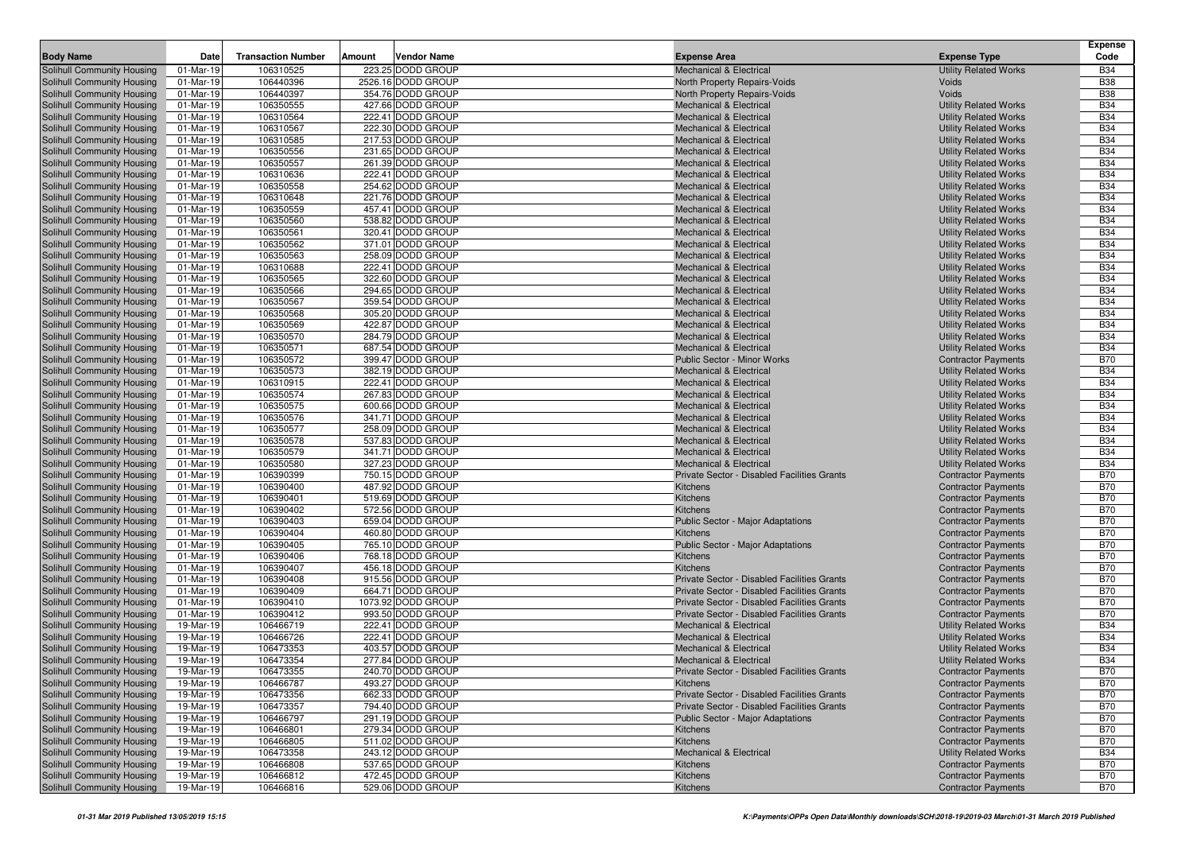| Body Name | Date | Transaction Number | Amount | Vendor Name | Expense Area | Expense Type | Expense Code |
|---|---|---|---|---|---|---|---|
| Solihull Community Housing | 01-Mar-19 | 106310525 | 223.25 | DODD GROUP | Mechanical & Electrical | Utility Related Works | B34 |
| Solihull Community Housing | 01-Mar-19 | 106440396 | 2526.16 | DODD GROUP | North Property Repairs-Voids | Voids | B38 |
| Solihull Community Housing | 01-Mar-19 | 106440397 | 354.76 | DODD GROUP | North Property Repairs-Voids | Voids | B38 |
| Solihull Community Housing | 01-Mar-19 | 106350555 | 427.66 | DODD GROUP | Mechanical & Electrical | Utility Related Works | B34 |
| Solihull Community Housing | 01-Mar-19 | 106310564 | 222.41 | DODD GROUP | Mechanical & Electrical | Utility Related Works | B34 |
| Solihull Community Housing | 01-Mar-19 | 106310567 | 222.30 | DODD GROUP | Mechanical & Electrical | Utility Related Works | B34 |
| Solihull Community Housing | 01-Mar-19 | 106310585 | 217.53 | DODD GROUP | Mechanical & Electrical | Utility Related Works | B34 |
| Solihull Community Housing | 01-Mar-19 | 106350556 | 231.65 | DODD GROUP | Mechanical & Electrical | Utility Related Works | B34 |
| Solihull Community Housing | 01-Mar-19 | 106350557 | 261.39 | DODD GROUP | Mechanical & Electrical | Utility Related Works | B34 |
| Solihull Community Housing | 01-Mar-19 | 106310636 | 222.41 | DODD GROUP | Mechanical & Electrical | Utility Related Works | B34 |
| Solihull Community Housing | 01-Mar-19 | 106350558 | 254.62 | DODD GROUP | Mechanical & Electrical | Utility Related Works | B34 |
| Solihull Community Housing | 01-Mar-19 | 106310648 | 221.76 | DODD GROUP | Mechanical & Electrical | Utility Related Works | B34 |
| Solihull Community Housing | 01-Mar-19 | 106350559 | 457.41 | DODD GROUP | Mechanical & Electrical | Utility Related Works | B34 |
| Solihull Community Housing | 01-Mar-19 | 106350560 | 538.82 | DODD GROUP | Mechanical & Electrical | Utility Related Works | B34 |
| Solihull Community Housing | 01-Mar-19 | 106350561 | 320.41 | DODD GROUP | Mechanical & Electrical | Utility Related Works | B34 |
| Solihull Community Housing | 01-Mar-19 | 106350562 | 371.01 | DODD GROUP | Mechanical & Electrical | Utility Related Works | B34 |
| Solihull Community Housing | 01-Mar-19 | 106350563 | 258.09 | DODD GROUP | Mechanical & Electrical | Utility Related Works | B34 |
| Solihull Community Housing | 01-Mar-19 | 106310688 | 222.41 | DODD GROUP | Mechanical & Electrical | Utility Related Works | B34 |
| Solihull Community Housing | 01-Mar-19 | 106350565 | 322.60 | DODD GROUP | Mechanical & Electrical | Utility Related Works | B34 |
| Solihull Community Housing | 01-Mar-19 | 106350566 | 294.65 | DODD GROUP | Mechanical & Electrical | Utility Related Works | B34 |
| Solihull Community Housing | 01-Mar-19 | 106350567 | 359.54 | DODD GROUP | Mechanical & Electrical | Utility Related Works | B34 |
| Solihull Community Housing | 01-Mar-19 | 106350568 | 305.20 | DODD GROUP | Mechanical & Electrical | Utility Related Works | B34 |
| Solihull Community Housing | 01-Mar-19 | 106350569 | 422.87 | DODD GROUP | Mechanical & Electrical | Utility Related Works | B34 |
| Solihull Community Housing | 01-Mar-19 | 106350570 | 284.79 | DODD GROUP | Mechanical & Electrical | Utility Related Works | B34 |
| Solihull Community Housing | 01-Mar-19 | 106350571 | 687.54 | DODD GROUP | Mechanical & Electrical | Utility Related Works | B34 |
| Solihull Community Housing | 01-Mar-19 | 106350572 | 399.47 | DODD GROUP | Public Sector - Minor Works | Contractor Payments | B70 |
| Solihull Community Housing | 01-Mar-19 | 106350573 | 382.19 | DODD GROUP | Mechanical & Electrical | Utility Related Works | B34 |
| Solihull Community Housing | 01-Mar-19 | 106310915 | 222.41 | DODD GROUP | Mechanical & Electrical | Utility Related Works | B34 |
| Solihull Community Housing | 01-Mar-19 | 106350574 | 267.83 | DODD GROUP | Mechanical & Electrical | Utility Related Works | B34 |
| Solihull Community Housing | 01-Mar-19 | 106350575 | 600.66 | DODD GROUP | Mechanical & Electrical | Utility Related Works | B34 |
| Solihull Community Housing | 01-Mar-19 | 106350576 | 341.71 | DODD GROUP | Mechanical & Electrical | Utility Related Works | B34 |
| Solihull Community Housing | 01-Mar-19 | 106350577 | 258.09 | DODD GROUP | Mechanical & Electrical | Utility Related Works | B34 |
| Solihull Community Housing | 01-Mar-19 | 106350578 | 537.83 | DODD GROUP | Mechanical & Electrical | Utility Related Works | B34 |
| Solihull Community Housing | 01-Mar-19 | 106350579 | 341.71 | DODD GROUP | Mechanical & Electrical | Utility Related Works | B34 |
| Solihull Community Housing | 01-Mar-19 | 106350580 | 327.23 | DODD GROUP | Mechanical & Electrical | Utility Related Works | B34 |
| Solihull Community Housing | 01-Mar-19 | 106390399 | 750.15 | DODD GROUP | Private Sector - Disabled Facilities Grants | Contractor Payments | B70 |
| Solihull Community Housing | 01-Mar-19 | 106390400 | 487.92 | DODD GROUP | Kitchens | Contractor Payments | B70 |
| Solihull Community Housing | 01-Mar-19 | 106390401 | 519.69 | DODD GROUP | Kitchens | Contractor Payments | B70 |
| Solihull Community Housing | 01-Mar-19 | 106390402 | 572.56 | DODD GROUP | Kitchens | Contractor Payments | B70 |
| Solihull Community Housing | 01-Mar-19 | 106390403 | 659.04 | DODD GROUP | Public Sector - Major Adaptations | Contractor Payments | B70 |
| Solihull Community Housing | 01-Mar-19 | 106390404 | 460.80 | DODD GROUP | Kitchens | Contractor Payments | B70 |
| Solihull Community Housing | 01-Mar-19 | 106390405 | 765.10 | DODD GROUP | Public Sector - Major Adaptations | Contractor Payments | B70 |
| Solihull Community Housing | 01-Mar-19 | 106390406 | 768.18 | DODD GROUP | Kitchens | Contractor Payments | B70 |
| Solihull Community Housing | 01-Mar-19 | 106390407 | 456.18 | DODD GROUP | Kitchens | Contractor Payments | B70 |
| Solihull Community Housing | 01-Mar-19 | 106390408 | 915.56 | DODD GROUP | Private Sector - Disabled Facilities Grants | Contractor Payments | B70 |
| Solihull Community Housing | 01-Mar-19 | 106390409 | 664.71 | DODD GROUP | Private Sector - Disabled Facilities Grants | Contractor Payments | B70 |
| Solihull Community Housing | 01-Mar-19 | 106390410 | 1073.92 | DODD GROUP | Private Sector - Disabled Facilities Grants | Contractor Payments | B70 |
| Solihull Community Housing | 01-Mar-19 | 106390412 | 993.50 | DODD GROUP | Private Sector - Disabled Facilities Grants | Contractor Payments | B70 |
| Solihull Community Housing | 19-Mar-19 | 106466719 | 222.41 | DODD GROUP | Mechanical & Electrical | Utility Related Works | B34 |
| Solihull Community Housing | 19-Mar-19 | 106466726 | 222.41 | DODD GROUP | Mechanical & Electrical | Utility Related Works | B34 |
| Solihull Community Housing | 19-Mar-19 | 106473353 | 403.57 | DODD GROUP | Mechanical & Electrical | Utility Related Works | B34 |
| Solihull Community Housing | 19-Mar-19 | 106473354 | 277.84 | DODD GROUP | Mechanical & Electrical | Utility Related Works | B34 |
| Solihull Community Housing | 19-Mar-19 | 106473355 | 240.70 | DODD GROUP | Private Sector - Disabled Facilities Grants | Contractor Payments | B70 |
| Solihull Community Housing | 19-Mar-19 | 106466787 | 493.27 | DODD GROUP | Kitchens | Contractor Payments | B70 |
| Solihull Community Housing | 19-Mar-19 | 106473356 | 662.33 | DODD GROUP | Private Sector - Disabled Facilities Grants | Contractor Payments | B70 |
| Solihull Community Housing | 19-Mar-19 | 106473357 | 794.40 | DODD GROUP | Private Sector - Disabled Facilities Grants | Contractor Payments | B70 |
| Solihull Community Housing | 19-Mar-19 | 106466797 | 291.19 | DODD GROUP | Public Sector - Major Adaptations | Contractor Payments | B70 |
| Solihull Community Housing | 19-Mar-19 | 106466801 | 279.34 | DODD GROUP | Kitchens | Contractor Payments | B70 |
| Solihull Community Housing | 19-Mar-19 | 106466805 | 511.02 | DODD GROUP | Kitchens | Contractor Payments | B70 |
| Solihull Community Housing | 19-Mar-19 | 106473358 | 243.12 | DODD GROUP | Mechanical & Electrical | Utility Related Works | B34 |
| Solihull Community Housing | 19-Mar-19 | 106466808 | 537.65 | DODD GROUP | Kitchens | Contractor Payments | B70 |
| Solihull Community Housing | 19-Mar-19 | 106466812 | 472.45 | DODD GROUP | Kitchens | Contractor Payments | B70 |
| Solihull Community Housing | 19-Mar-19 | 106466816 | 529.06 | DODD GROUP | Kitchens | Contractor Payments | B70 |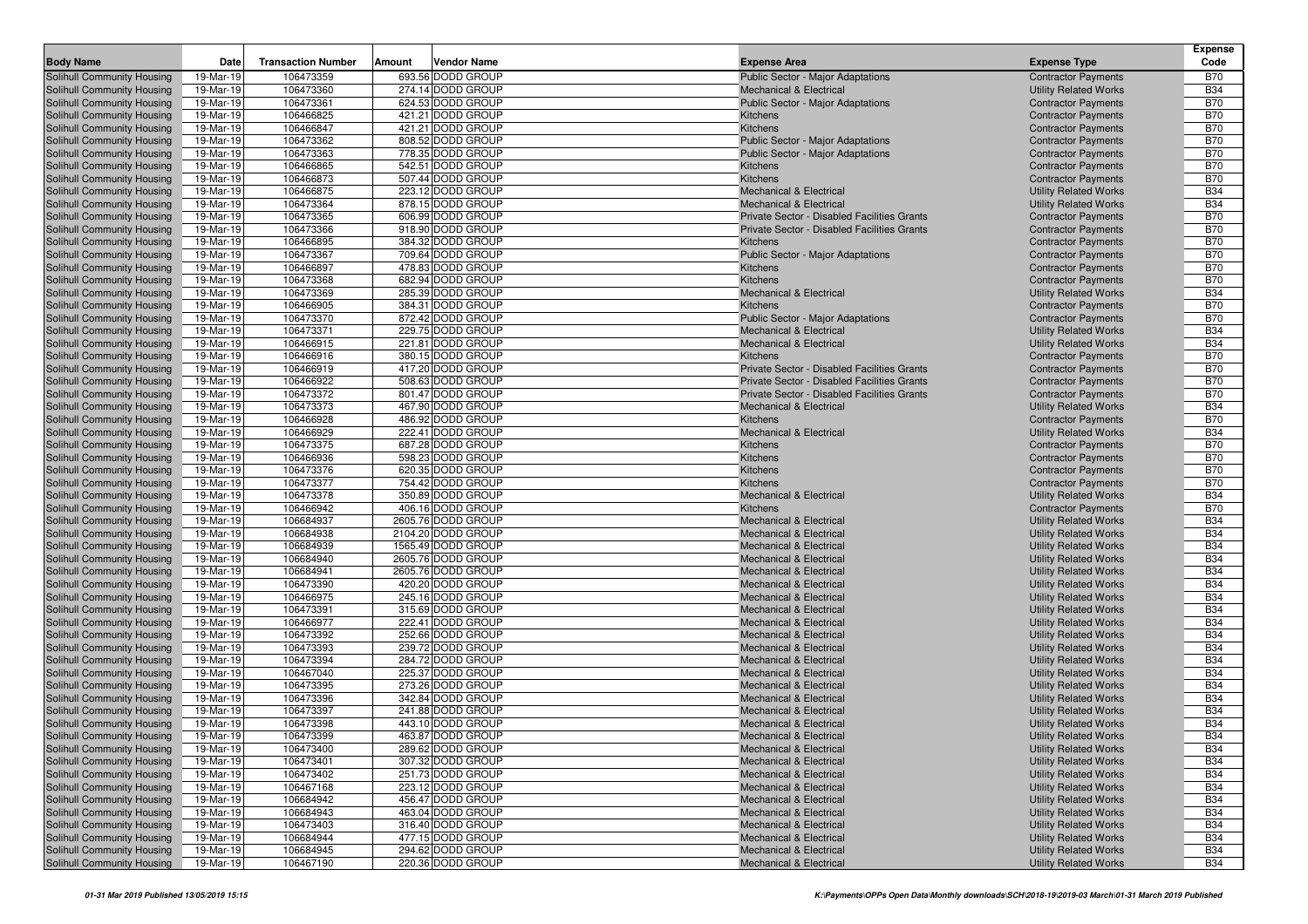| Body Name | Date | Transaction Number | Amount | Vendor Name | Expense Area | Expense Type | Expense Code |
|---|---|---|---|---|---|---|---|
| Solihull Community Housing | 19-Mar-19 | 106473359 | 693.56 | DODD GROUP | Public Sector - Major Adaptations | Contractor Payments | B70 |
| Solihull Community Housing | 19-Mar-19 | 106473360 | 274.14 | DODD GROUP | Mechanical & Electrical | Utility Related Works | B34 |
| Solihull Community Housing | 19-Mar-19 | 106473361 | 624.53 | DODD GROUP | Public Sector - Major Adaptations | Contractor Payments | B70 |
| Solihull Community Housing | 19-Mar-19 | 106466825 | 421.21 | DODD GROUP | Kitchens | Contractor Payments | B70 |
| Solihull Community Housing | 19-Mar-19 | 106466847 | 421.21 | DODD GROUP | Kitchens | Contractor Payments | B70 |
| Solihull Community Housing | 19-Mar-19 | 106473362 | 808.52 | DODD GROUP | Public Sector - Major Adaptations | Contractor Payments | B70 |
| Solihull Community Housing | 19-Mar-19 | 106473363 | 778.35 | DODD GROUP | Public Sector - Major Adaptations | Contractor Payments | B70 |
| Solihull Community Housing | 19-Mar-19 | 106466865 | 542.51 | DODD GROUP | Kitchens | Contractor Payments | B70 |
| Solihull Community Housing | 19-Mar-19 | 106466873 | 507.44 | DODD GROUP | Kitchens | Contractor Payments | B70 |
| Solihull Community Housing | 19-Mar-19 | 106466875 | 223.12 | DODD GROUP | Mechanical & Electrical | Utility Related Works | B34 |
| Solihull Community Housing | 19-Mar-19 | 106473364 | 878.15 | DODD GROUP | Mechanical & Electrical | Utility Related Works | B34 |
| Solihull Community Housing | 19-Mar-19 | 106473365 | 606.99 | DODD GROUP | Private Sector - Disabled Facilities Grants | Contractor Payments | B70 |
| Solihull Community Housing | 19-Mar-19 | 106473366 | 918.90 | DODD GROUP | Private Sector - Disabled Facilities Grants | Contractor Payments | B70 |
| Solihull Community Housing | 19-Mar-19 | 106466895 | 384.32 | DODD GROUP | Kitchens | Contractor Payments | B70 |
| Solihull Community Housing | 19-Mar-19 | 106473367 | 709.64 | DODD GROUP | Public Sector - Major Adaptations | Contractor Payments | B70 |
| Solihull Community Housing | 19-Mar-19 | 106466897 | 478.83 | DODD GROUP | Kitchens | Contractor Payments | B70 |
| Solihull Community Housing | 19-Mar-19 | 106473368 | 682.94 | DODD GROUP | Kitchens | Contractor Payments | B70 |
| Solihull Community Housing | 19-Mar-19 | 106473369 | 285.39 | DODD GROUP | Mechanical & Electrical | Utility Related Works | B34 |
| Solihull Community Housing | 19-Mar-19 | 106466905 | 384.31 | DODD GROUP | Kitchens | Contractor Payments | B70 |
| Solihull Community Housing | 19-Mar-19 | 106473370 | 872.42 | DODD GROUP | Public Sector - Major Adaptations | Contractor Payments | B70 |
| Solihull Community Housing | 19-Mar-19 | 106473371 | 229.75 | DODD GROUP | Mechanical & Electrical | Utility Related Works | B34 |
| Solihull Community Housing | 19-Mar-19 | 106466915 | 221.81 | DODD GROUP | Mechanical & Electrical | Utility Related Works | B34 |
| Solihull Community Housing | 19-Mar-19 | 106466916 | 380.15 | DODD GROUP | Kitchens | Contractor Payments | B70 |
| Solihull Community Housing | 19-Mar-19 | 106466919 | 417.20 | DODD GROUP | Private Sector - Disabled Facilities Grants | Contractor Payments | B70 |
| Solihull Community Housing | 19-Mar-19 | 106466922 | 508.63 | DODD GROUP | Private Sector - Disabled Facilities Grants | Contractor Payments | B70 |
| Solihull Community Housing | 19-Mar-19 | 106473372 | 801.47 | DODD GROUP | Private Sector - Disabled Facilities Grants | Contractor Payments | B70 |
| Solihull Community Housing | 19-Mar-19 | 106473373 | 467.90 | DODD GROUP | Mechanical & Electrical | Utility Related Works | B34 |
| Solihull Community Housing | 19-Mar-19 | 106466928 | 486.92 | DODD GROUP | Kitchens | Contractor Payments | B70 |
| Solihull Community Housing | 19-Mar-19 | 106466929 | 222.41 | DODD GROUP | Mechanical & Electrical | Utility Related Works | B34 |
| Solihull Community Housing | 19-Mar-19 | 106473375 | 687.28 | DODD GROUP | Kitchens | Contractor Payments | B70 |
| Solihull Community Housing | 19-Mar-19 | 106466936 | 598.23 | DODD GROUP | Kitchens | Contractor Payments | B70 |
| Solihull Community Housing | 19-Mar-19 | 106473376 | 620.35 | DODD GROUP | Kitchens | Contractor Payments | B70 |
| Solihull Community Housing | 19-Mar-19 | 106473377 | 754.42 | DODD GROUP | Kitchens | Contractor Payments | B70 |
| Solihull Community Housing | 19-Mar-19 | 106473378 | 350.89 | DODD GROUP | Mechanical & Electrical | Utility Related Works | B34 |
| Solihull Community Housing | 19-Mar-19 | 106466942 | 406.16 | DODD GROUP | Kitchens | Contractor Payments | B70 |
| Solihull Community Housing | 19-Mar-19 | 106684937 | 2605.76 | DODD GROUP | Mechanical & Electrical | Utility Related Works | B34 |
| Solihull Community Housing | 19-Mar-19 | 106684938 | 2104.20 | DODD GROUP | Mechanical & Electrical | Utility Related Works | B34 |
| Solihull Community Housing | 19-Mar-19 | 106684939 | 1565.49 | DODD GROUP | Mechanical & Electrical | Utility Related Works | B34 |
| Solihull Community Housing | 19-Mar-19 | 106684940 | 2605.76 | DODD GROUP | Mechanical & Electrical | Utility Related Works | B34 |
| Solihull Community Housing | 19-Mar-19 | 106684941 | 2605.76 | DODD GROUP | Mechanical & Electrical | Utility Related Works | B34 |
| Solihull Community Housing | 19-Mar-19 | 106473390 | 420.20 | DODD GROUP | Mechanical & Electrical | Utility Related Works | B34 |
| Solihull Community Housing | 19-Mar-19 | 106466975 | 245.16 | DODD GROUP | Mechanical & Electrical | Utility Related Works | B34 |
| Solihull Community Housing | 19-Mar-19 | 106473391 | 315.69 | DODD GROUP | Mechanical & Electrical | Utility Related Works | B34 |
| Solihull Community Housing | 19-Mar-19 | 106466977 | 222.41 | DODD GROUP | Mechanical & Electrical | Utility Related Works | B34 |
| Solihull Community Housing | 19-Mar-19 | 106473392 | 252.66 | DODD GROUP | Mechanical & Electrical | Utility Related Works | B34 |
| Solihull Community Housing | 19-Mar-19 | 106473393 | 239.72 | DODD GROUP | Mechanical & Electrical | Utility Related Works | B34 |
| Solihull Community Housing | 19-Mar-19 | 106473394 | 284.72 | DODD GROUP | Mechanical & Electrical | Utility Related Works | B34 |
| Solihull Community Housing | 19-Mar-19 | 106467040 | 225.37 | DODD GROUP | Mechanical & Electrical | Utility Related Works | B34 |
| Solihull Community Housing | 19-Mar-19 | 106473395 | 273.26 | DODD GROUP | Mechanical & Electrical | Utility Related Works | B34 |
| Solihull Community Housing | 19-Mar-19 | 106473396 | 342.84 | DODD GROUP | Mechanical & Electrical | Utility Related Works | B34 |
| Solihull Community Housing | 19-Mar-19 | 106473397 | 241.88 | DODD GROUP | Mechanical & Electrical | Utility Related Works | B34 |
| Solihull Community Housing | 19-Mar-19 | 106473398 | 443.10 | DODD GROUP | Mechanical & Electrical | Utility Related Works | B34 |
| Solihull Community Housing | 19-Mar-19 | 106473399 | 463.87 | DODD GROUP | Mechanical & Electrical | Utility Related Works | B34 |
| Solihull Community Housing | 19-Mar-19 | 106473400 | 289.62 | DODD GROUP | Mechanical & Electrical | Utility Related Works | B34 |
| Solihull Community Housing | 19-Mar-19 | 106473401 | 307.32 | DODD GROUP | Mechanical & Electrical | Utility Related Works | B34 |
| Solihull Community Housing | 19-Mar-19 | 106473402 | 251.73 | DODD GROUP | Mechanical & Electrical | Utility Related Works | B34 |
| Solihull Community Housing | 19-Mar-19 | 106467168 | 223.12 | DODD GROUP | Mechanical & Electrical | Utility Related Works | B34 |
| Solihull Community Housing | 19-Mar-19 | 106684942 | 456.47 | DODD GROUP | Mechanical & Electrical | Utility Related Works | B34 |
| Solihull Community Housing | 19-Mar-19 | 106684943 | 463.04 | DODD GROUP | Mechanical & Electrical | Utility Related Works | B34 |
| Solihull Community Housing | 19-Mar-19 | 106473403 | 316.40 | DODD GROUP | Mechanical & Electrical | Utility Related Works | B34 |
| Solihull Community Housing | 19-Mar-19 | 106684944 | 477.15 | DODD GROUP | Mechanical & Electrical | Utility Related Works | B34 |
| Solihull Community Housing | 19-Mar-19 | 106684945 | 294.62 | DODD GROUP | Mechanical & Electrical | Utility Related Works | B34 |
| Solihull Community Housing | 19-Mar-19 | 106467190 | 220.36 | DODD GROUP | Mechanical & Electrical | Utility Related Works | B34 |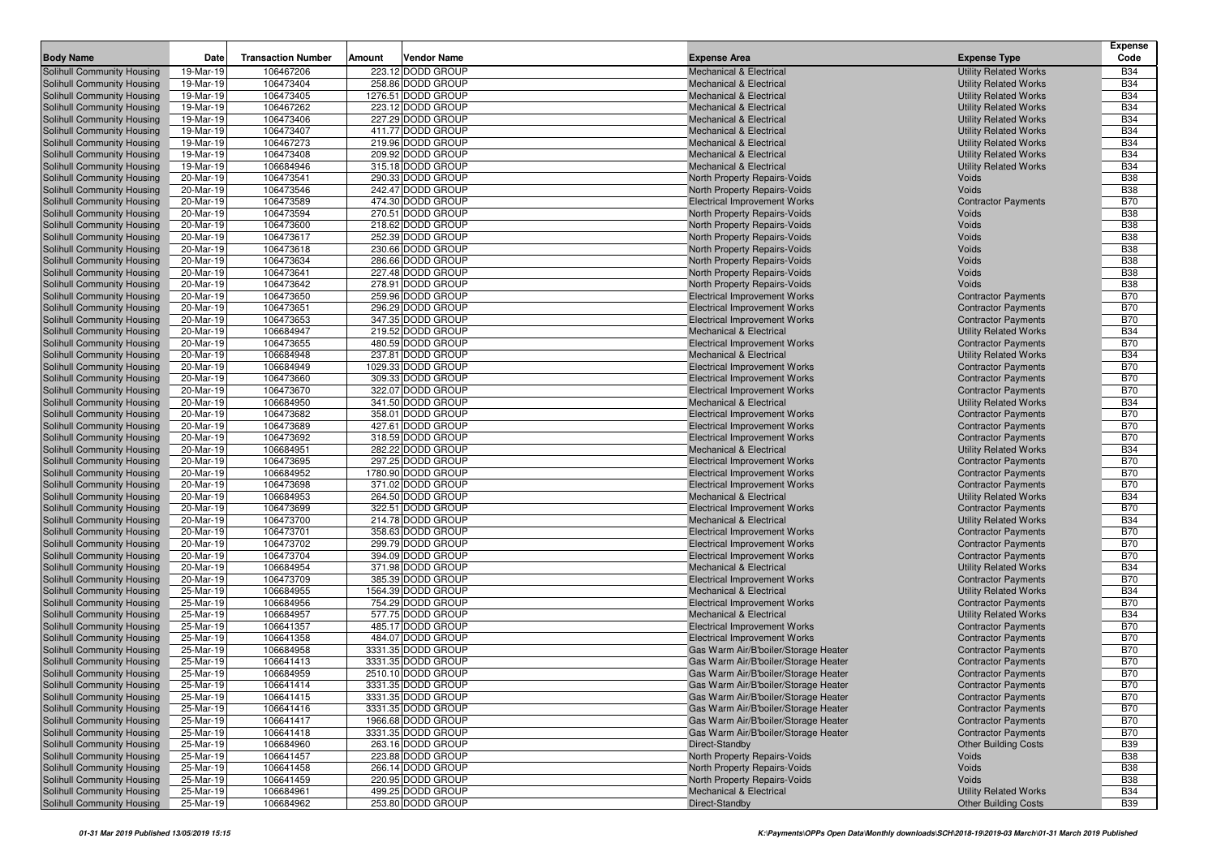| Body Name | Date | Transaction Number | Amount | Vendor Name | Expense Area | Expense Type | Expense Code |
|---|---|---|---|---|---|---|---|
| Solihull Community Housing | 19-Mar-19 | 106467206 | 223.12 | DODD GROUP | Mechanical & Electrical | Utility Related Works | B34 |
| Solihull Community Housing | 19-Mar-19 | 106473404 | 258.86 | DODD GROUP | Mechanical & Electrical | Utility Related Works | B34 |
| Solihull Community Housing | 19-Mar-19 | 106473405 | 1276.51 | DODD GROUP | Mechanical & Electrical | Utility Related Works | B34 |
| Solihull Community Housing | 19-Mar-19 | 106467262 | 223.12 | DODD GROUP | Mechanical & Electrical | Utility Related Works | B34 |
| Solihull Community Housing | 19-Mar-19 | 106473406 | 227.29 | DODD GROUP | Mechanical & Electrical | Utility Related Works | B34 |
| Solihull Community Housing | 19-Mar-19 | 106473407 | 411.77 | DODD GROUP | Mechanical & Electrical | Utility Related Works | B34 |
| Solihull Community Housing | 19-Mar-19 | 106467273 | 219.96 | DODD GROUP | Mechanical & Electrical | Utility Related Works | B34 |
| Solihull Community Housing | 19-Mar-19 | 106473408 | 209.92 | DODD GROUP | Mechanical & Electrical | Utility Related Works | B34 |
| Solihull Community Housing | 19-Mar-19 | 106684946 | 315.18 | DODD GROUP | Mechanical & Electrical | Utility Related Works | B34 |
| Solihull Community Housing | 20-Mar-19 | 106473541 | 290.33 | DODD GROUP | North Property Repairs-Voids | Voids | B38 |
| Solihull Community Housing | 20-Mar-19 | 106473546 | 242.47 | DODD GROUP | North Property Repairs-Voids | Voids | B38 |
| Solihull Community Housing | 20-Mar-19 | 106473589 | 474.30 | DODD GROUP | Electrical Improvement Works | Contractor Payments | B70 |
| Solihull Community Housing | 20-Mar-19 | 106473594 | 270.51 | DODD GROUP | North Property Repairs-Voids | Voids | B38 |
| Solihull Community Housing | 20-Mar-19 | 106473600 | 218.62 | DODD GROUP | North Property Repairs-Voids | Voids | B38 |
| Solihull Community Housing | 20-Mar-19 | 106473617 | 252.39 | DODD GROUP | North Property Repairs-Voids | Voids | B38 |
| Solihull Community Housing | 20-Mar-19 | 106473618 | 230.66 | DODD GROUP | North Property Repairs-Voids | Voids | B38 |
| Solihull Community Housing | 20-Mar-19 | 106473634 | 286.66 | DODD GROUP | North Property Repairs-Voids | Voids | B38 |
| Solihull Community Housing | 20-Mar-19 | 106473641 | 227.48 | DODD GROUP | North Property Repairs-Voids | Voids | B38 |
| Solihull Community Housing | 20-Mar-19 | 106473642 | 278.91 | DODD GROUP | North Property Repairs-Voids | Voids | B38 |
| Solihull Community Housing | 20-Mar-19 | 106473650 | 259.96 | DODD GROUP | Electrical Improvement Works | Contractor Payments | B70 |
| Solihull Community Housing | 20-Mar-19 | 106473651 | 296.29 | DODD GROUP | Electrical Improvement Works | Contractor Payments | B70 |
| Solihull Community Housing | 20-Mar-19 | 106473653 | 347.35 | DODD GROUP | Electrical Improvement Works | Contractor Payments | B70 |
| Solihull Community Housing | 20-Mar-19 | 106684947 | 219.52 | DODD GROUP | Mechanical & Electrical | Utility Related Works | B34 |
| Solihull Community Housing | 20-Mar-19 | 106473655 | 480.59 | DODD GROUP | Electrical Improvement Works | Contractor Payments | B70 |
| Solihull Community Housing | 20-Mar-19 | 106684948 | 237.81 | DODD GROUP | Mechanical & Electrical | Utility Related Works | B34 |
| Solihull Community Housing | 20-Mar-19 | 106684949 | 1029.33 | DODD GROUP | Electrical Improvement Works | Contractor Payments | B70 |
| Solihull Community Housing | 20-Mar-19 | 106473660 | 309.33 | DODD GROUP | Electrical Improvement Works | Contractor Payments | B70 |
| Solihull Community Housing | 20-Mar-19 | 106473670 | 322.07 | DODD GROUP | Electrical Improvement Works | Contractor Payments | B70 |
| Solihull Community Housing | 20-Mar-19 | 106684950 | 341.50 | DODD GROUP | Mechanical & Electrical | Utility Related Works | B34 |
| Solihull Community Housing | 20-Mar-19 | 106473682 | 358.01 | DODD GROUP | Electrical Improvement Works | Contractor Payments | B70 |
| Solihull Community Housing | 20-Mar-19 | 106473689 | 427.61 | DODD GROUP | Electrical Improvement Works | Contractor Payments | B70 |
| Solihull Community Housing | 20-Mar-19 | 106473692 | 318.59 | DODD GROUP | Electrical Improvement Works | Contractor Payments | B70 |
| Solihull Community Housing | 20-Mar-19 | 106684951 | 282.22 | DODD GROUP | Mechanical & Electrical | Utility Related Works | B34 |
| Solihull Community Housing | 20-Mar-19 | 106473695 | 297.25 | DODD GROUP | Electrical Improvement Works | Contractor Payments | B70 |
| Solihull Community Housing | 20-Mar-19 | 106684952 | 1780.90 | DODD GROUP | Electrical Improvement Works | Contractor Payments | B70 |
| Solihull Community Housing | 20-Mar-19 | 106473698 | 371.02 | DODD GROUP | Electrical Improvement Works | Contractor Payments | B70 |
| Solihull Community Housing | 20-Mar-19 | 106684953 | 264.50 | DODD GROUP | Mechanical & Electrical | Utility Related Works | B34 |
| Solihull Community Housing | 20-Mar-19 | 106473699 | 322.51 | DODD GROUP | Electrical Improvement Works | Contractor Payments | B70 |
| Solihull Community Housing | 20-Mar-19 | 106473700 | 214.78 | DODD GROUP | Mechanical & Electrical | Utility Related Works | B34 |
| Solihull Community Housing | 20-Mar-19 | 106473701 | 358.63 | DODD GROUP | Electrical Improvement Works | Contractor Payments | B70 |
| Solihull Community Housing | 20-Mar-19 | 106473702 | 299.79 | DODD GROUP | Electrical Improvement Works | Contractor Payments | B70 |
| Solihull Community Housing | 20-Mar-19 | 106473704 | 394.09 | DODD GROUP | Electrical Improvement Works | Contractor Payments | B70 |
| Solihull Community Housing | 20-Mar-19 | 106684954 | 371.98 | DODD GROUP | Mechanical & Electrical | Utility Related Works | B34 |
| Solihull Community Housing | 20-Mar-19 | 106473709 | 385.39 | DODD GROUP | Electrical Improvement Works | Contractor Payments | B70 |
| Solihull Community Housing | 25-Mar-19 | 106684955 | 1564.39 | DODD GROUP | Mechanical & Electrical | Utility Related Works | B34 |
| Solihull Community Housing | 25-Mar-19 | 106684956 | 754.29 | DODD GROUP | Electrical Improvement Works | Contractor Payments | B70 |
| Solihull Community Housing | 25-Mar-19 | 106684957 | 577.75 | DODD GROUP | Mechanical & Electrical | Utility Related Works | B34 |
| Solihull Community Housing | 25-Mar-19 | 106641357 | 485.17 | DODD GROUP | Electrical Improvement Works | Contractor Payments | B70 |
| Solihull Community Housing | 25-Mar-19 | 106641358 | 484.07 | DODD GROUP | Electrical Improvement Works | Contractor Payments | B70 |
| Solihull Community Housing | 25-Mar-19 | 106684958 | 3331.35 | DODD GROUP | Gas Warm Air/B'boiler/Storage Heater | Contractor Payments | B70 |
| Solihull Community Housing | 25-Mar-19 | 106641413 | 3331.35 | DODD GROUP | Gas Warm Air/B'boiler/Storage Heater | Contractor Payments | B70 |
| Solihull Community Housing | 25-Mar-19 | 106684959 | 2510.10 | DODD GROUP | Gas Warm Air/B'boiler/Storage Heater | Contractor Payments | B70 |
| Solihull Community Housing | 25-Mar-19 | 106641414 | 3331.35 | DODD GROUP | Gas Warm Air/B'boiler/Storage Heater | Contractor Payments | B70 |
| Solihull Community Housing | 25-Mar-19 | 106641415 | 3331.35 | DODD GROUP | Gas Warm Air/B'boiler/Storage Heater | Contractor Payments | B70 |
| Solihull Community Housing | 25-Mar-19 | 106641416 | 3331.35 | DODD GROUP | Gas Warm Air/B'boiler/Storage Heater | Contractor Payments | B70 |
| Solihull Community Housing | 25-Mar-19 | 106641417 | 1966.68 | DODD GROUP | Gas Warm Air/B'boiler/Storage Heater | Contractor Payments | B70 |
| Solihull Community Housing | 25-Mar-19 | 106641418 | 3331.35 | DODD GROUP | Gas Warm Air/B'boiler/Storage Heater | Contractor Payments | B70 |
| Solihull Community Housing | 25-Mar-19 | 106684960 | 263.16 | DODD GROUP | Direct-Standby | Other Building Costs | B39 |
| Solihull Community Housing | 25-Mar-19 | 106641457 | 223.88 | DODD GROUP | North Property Repairs-Voids | Voids | B38 |
| Solihull Community Housing | 25-Mar-19 | 106641458 | 266.14 | DODD GROUP | North Property Repairs-Voids | Voids | B38 |
| Solihull Community Housing | 25-Mar-19 | 106641459 | 220.95 | DODD GROUP | North Property Repairs-Voids | Voids | B38 |
| Solihull Community Housing | 25-Mar-19 | 106684961 | 499.25 | DODD GROUP | Mechanical & Electrical | Utility Related Works | B34 |
| Solihull Community Housing | 25-Mar-19 | 106684962 | 253.80 | DODD GROUP | Direct-Standby | Other Building Costs | B39 |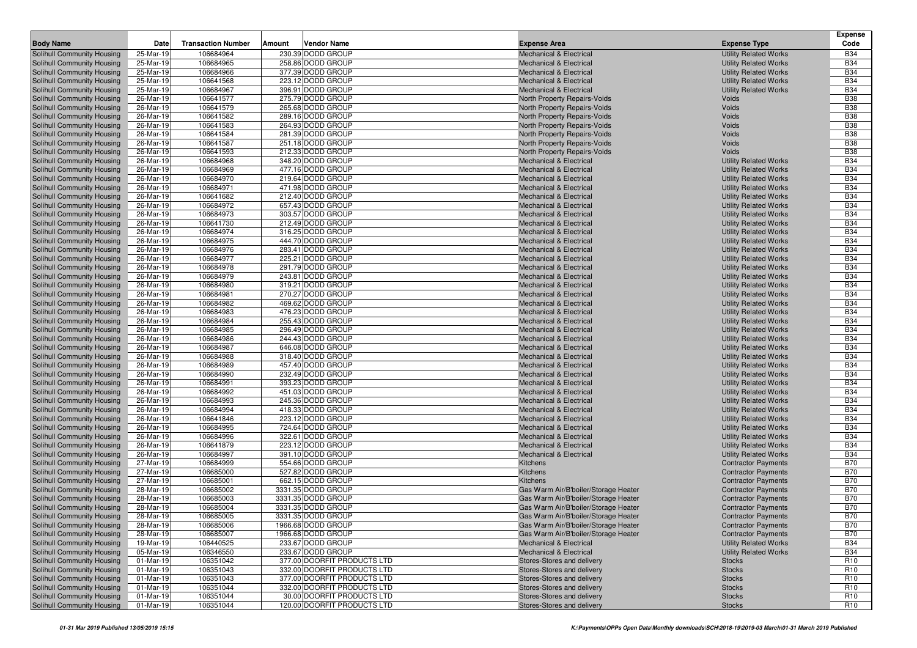| Body Name | Date | Transaction Number | Amount | Vendor Name | Expense Area | Expense Type | Expense Code |
|---|---|---|---|---|---|---|---|
| Solihull Community Housing | 25-Mar-19 | 106684964 | 230.39 | DODD GROUP | Mechanical & Electrical | Utility Related Works | B34 |
| Solihull Community Housing | 25-Mar-19 | 106684965 | 258.86 | DODD GROUP | Mechanical & Electrical | Utility Related Works | B34 |
| Solihull Community Housing | 25-Mar-19 | 106684966 | 377.39 | DODD GROUP | Mechanical & Electrical | Utility Related Works | B34 |
| Solihull Community Housing | 25-Mar-19 | 106641568 | 223.12 | DODD GROUP | Mechanical & Electrical | Utility Related Works | B34 |
| Solihull Community Housing | 25-Mar-19 | 106684967 | 396.91 | DODD GROUP | Mechanical & Electrical | Utility Related Works | B34 |
| Solihull Community Housing | 26-Mar-19 | 106641577 | 275.79 | DODD GROUP | North Property Repairs-Voids | Voids | B38 |
| Solihull Community Housing | 26-Mar-19 | 106641579 | 265.68 | DODD GROUP | North Property Repairs-Voids | Voids | B38 |
| Solihull Community Housing | 26-Mar-19 | 106641582 | 289.16 | DODD GROUP | North Property Repairs-Voids | Voids | B38 |
| Solihull Community Housing | 26-Mar-19 | 106641583 | 264.93 | DODD GROUP | North Property Repairs-Voids | Voids | B38 |
| Solihull Community Housing | 26-Mar-19 | 106641584 | 281.39 | DODD GROUP | North Property Repairs-Voids | Voids | B38 |
| Solihull Community Housing | 26-Mar-19 | 106641587 | 251.18 | DODD GROUP | North Property Repairs-Voids | Voids | B38 |
| Solihull Community Housing | 26-Mar-19 | 106641593 | 212.33 | DODD GROUP | North Property Repairs-Voids | Voids | B38 |
| Solihull Community Housing | 26-Mar-19 | 106684968 | 348.20 | DODD GROUP | Mechanical & Electrical | Utility Related Works | B34 |
| Solihull Community Housing | 26-Mar-19 | 106684969 | 477.16 | DODD GROUP | Mechanical & Electrical | Utility Related Works | B34 |
| Solihull Community Housing | 26-Mar-19 | 106684970 | 219.64 | DODD GROUP | Mechanical & Electrical | Utility Related Works | B34 |
| Solihull Community Housing | 26-Mar-19 | 106684971 | 471.98 | DODD GROUP | Mechanical & Electrical | Utility Related Works | B34 |
| Solihull Community Housing | 26-Mar-19 | 106641682 | 212.40 | DODD GROUP | Mechanical & Electrical | Utility Related Works | B34 |
| Solihull Community Housing | 26-Mar-19 | 106684972 | 657.43 | DODD GROUP | Mechanical & Electrical | Utility Related Works | B34 |
| Solihull Community Housing | 26-Mar-19 | 106684973 | 303.57 | DODD GROUP | Mechanical & Electrical | Utility Related Works | B34 |
| Solihull Community Housing | 26-Mar-19 | 106641730 | 212.49 | DODD GROUP | Mechanical & Electrical | Utility Related Works | B34 |
| Solihull Community Housing | 26-Mar-19 | 106684974 | 316.25 | DODD GROUP | Mechanical & Electrical | Utility Related Works | B34 |
| Solihull Community Housing | 26-Mar-19 | 106684975 | 444.70 | DODD GROUP | Mechanical & Electrical | Utility Related Works | B34 |
| Solihull Community Housing | 26-Mar-19 | 106684976 | 283.41 | DODD GROUP | Mechanical & Electrical | Utility Related Works | B34 |
| Solihull Community Housing | 26-Mar-19 | 106684977 | 225.21 | DODD GROUP | Mechanical & Electrical | Utility Related Works | B34 |
| Solihull Community Housing | 26-Mar-19 | 106684978 | 291.79 | DODD GROUP | Mechanical & Electrical | Utility Related Works | B34 |
| Solihull Community Housing | 26-Mar-19 | 106684979 | 243.81 | DODD GROUP | Mechanical & Electrical | Utility Related Works | B34 |
| Solihull Community Housing | 26-Mar-19 | 106684980 | 319.21 | DODD GROUP | Mechanical & Electrical | Utility Related Works | B34 |
| Solihull Community Housing | 26-Mar-19 | 106684981 | 270.27 | DODD GROUP | Mechanical & Electrical | Utility Related Works | B34 |
| Solihull Community Housing | 26-Mar-19 | 106684982 | 469.62 | DODD GROUP | Mechanical & Electrical | Utility Related Works | B34 |
| Solihull Community Housing | 26-Mar-19 | 106684983 | 476.23 | DODD GROUP | Mechanical & Electrical | Utility Related Works | B34 |
| Solihull Community Housing | 26-Mar-19 | 106684984 | 255.43 | DODD GROUP | Mechanical & Electrical | Utility Related Works | B34 |
| Solihull Community Housing | 26-Mar-19 | 106684985 | 296.49 | DODD GROUP | Mechanical & Electrical | Utility Related Works | B34 |
| Solihull Community Housing | 26-Mar-19 | 106684986 | 244.43 | DODD GROUP | Mechanical & Electrical | Utility Related Works | B34 |
| Solihull Community Housing | 26-Mar-19 | 106684987 | 646.08 | DODD GROUP | Mechanical & Electrical | Utility Related Works | B34 |
| Solihull Community Housing | 26-Mar-19 | 106684988 | 318.40 | DODD GROUP | Mechanical & Electrical | Utility Related Works | B34 |
| Solihull Community Housing | 26-Mar-19 | 106684989 | 457.40 | DODD GROUP | Mechanical & Electrical | Utility Related Works | B34 |
| Solihull Community Housing | 26-Mar-19 | 106684990 | 232.49 | DODD GROUP | Mechanical & Electrical | Utility Related Works | B34 |
| Solihull Community Housing | 26-Mar-19 | 106684991 | 393.23 | DODD GROUP | Mechanical & Electrical | Utility Related Works | B34 |
| Solihull Community Housing | 26-Mar-19 | 106684992 | 451.03 | DODD GROUP | Mechanical & Electrical | Utility Related Works | B34 |
| Solihull Community Housing | 26-Mar-19 | 106684993 | 245.36 | DODD GROUP | Mechanical & Electrical | Utility Related Works | B34 |
| Solihull Community Housing | 26-Mar-19 | 106684994 | 418.33 | DODD GROUP | Mechanical & Electrical | Utility Related Works | B34 |
| Solihull Community Housing | 26-Mar-19 | 106641846 | 223.12 | DODD GROUP | Mechanical & Electrical | Utility Related Works | B34 |
| Solihull Community Housing | 26-Mar-19 | 106684995 | 724.64 | DODD GROUP | Mechanical & Electrical | Utility Related Works | B34 |
| Solihull Community Housing | 26-Mar-19 | 106684996 | 322.61 | DODD GROUP | Mechanical & Electrical | Utility Related Works | B34 |
| Solihull Community Housing | 26-Mar-19 | 106641879 | 223.12 | DODD GROUP | Mechanical & Electrical | Utility Related Works | B34 |
| Solihull Community Housing | 26-Mar-19 | 106684997 | 391.10 | DODD GROUP | Mechanical & Electrical | Utility Related Works | B34 |
| Solihull Community Housing | 27-Mar-19 | 106684999 | 554.66 | DODD GROUP | Kitchens | Contractor Payments | B70 |
| Solihull Community Housing | 27-Mar-19 | 106685000 | 527.82 | DODD GROUP | Kitchens | Contractor Payments | B70 |
| Solihull Community Housing | 27-Mar-19 | 106685001 | 662.15 | DODD GROUP | Kitchens | Contractor Payments | B70 |
| Solihull Community Housing | 28-Mar-19 | 106685002 | 3331.35 | DODD GROUP | Gas Warm Air/B'boiler/Storage Heater | Contractor Payments | B70 |
| Solihull Community Housing | 28-Mar-19 | 106685003 | 3331.35 | DODD GROUP | Gas Warm Air/B'boiler/Storage Heater | Contractor Payments | B70 |
| Solihull Community Housing | 28-Mar-19 | 106685004 | 3331.35 | DODD GROUP | Gas Warm Air/B'boiler/Storage Heater | Contractor Payments | B70 |
| Solihull Community Housing | 28-Mar-19 | 106685005 | 3331.35 | DODD GROUP | Gas Warm Air/B'boiler/Storage Heater | Contractor Payments | B70 |
| Solihull Community Housing | 28-Mar-19 | 106685006 | 1966.68 | DODD GROUP | Gas Warm Air/B'boiler/Storage Heater | Contractor Payments | B70 |
| Solihull Community Housing | 28-Mar-19 | 106685007 | 1966.68 | DODD GROUP | Gas Warm Air/B'boiler/Storage Heater | Contractor Payments | B70 |
| Solihull Community Housing | 19-Mar-19 | 106440525 | 233.67 | DODD GROUP | Mechanical & Electrical | Utility Related Works | B34 |
| Solihull Community Housing | 05-Mar-19 | 106346550 | 233.67 | DODD GROUP | Mechanical & Electrical | Utility Related Works | B34 |
| Solihull Community Housing | 01-Mar-19 | 106351042 | 377.00 | DOORFIT PRODUCTS LTD | Stores-Stores and delivery | Stocks | R10 |
| Solihull Community Housing | 01-Mar-19 | 106351043 | 332.00 | DOORFIT PRODUCTS LTD | Stores-Stores and delivery | Stocks | R10 |
| Solihull Community Housing | 01-Mar-19 | 106351043 | 377.00 | DOORFIT PRODUCTS LTD | Stores-Stores and delivery | Stocks | R10 |
| Solihull Community Housing | 01-Mar-19 | 106351044 | 332.00 | DOORFIT PRODUCTS LTD | Stores-Stores and delivery | Stocks | R10 |
| Solihull Community Housing | 01-Mar-19 | 106351044 | 30.00 | DOORFIT PRODUCTS LTD | Stores-Stores and delivery | Stocks | R10 |
| Solihull Community Housing | 01-Mar-19 | 106351044 | 120.00 | DOORFIT PRODUCTS LTD | Stores-Stores and delivery | Stocks | R10 |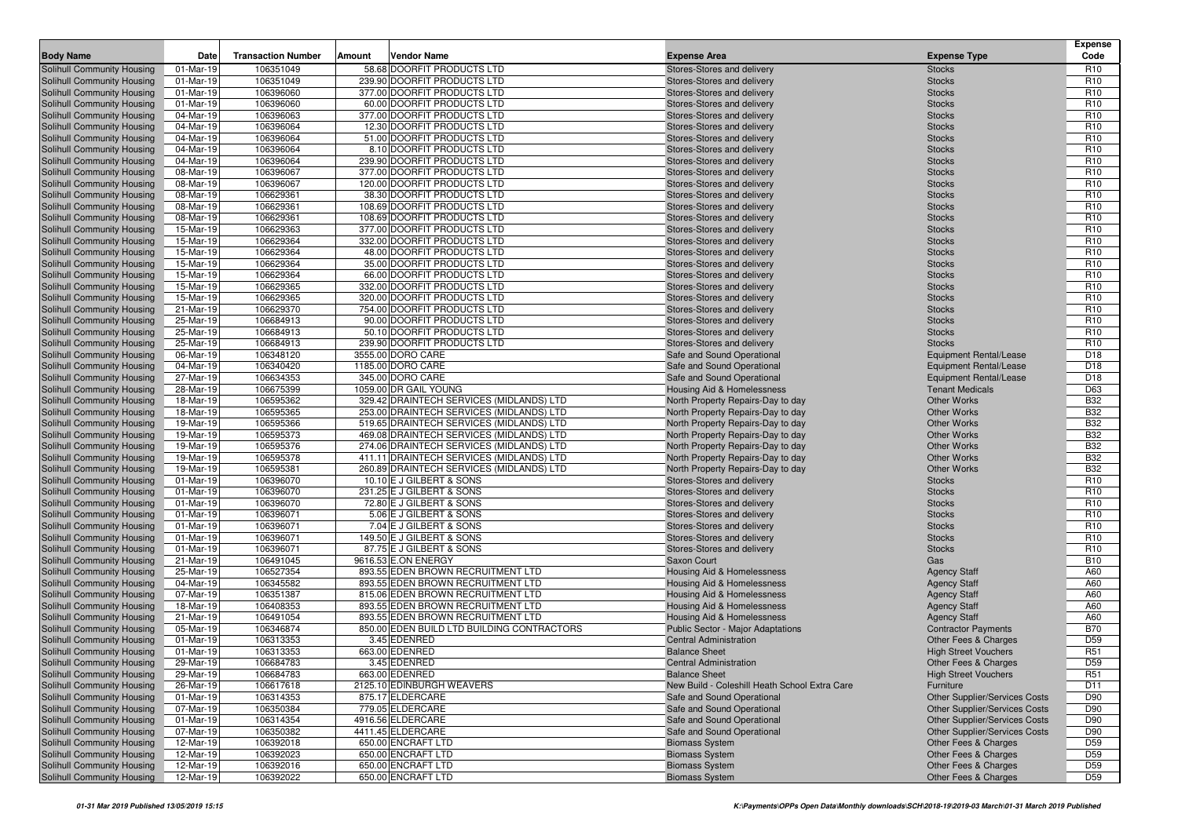| Body Name | Date | Transaction Number | Amount | Vendor Name | Expense Area | Expense Type | Expense Code |
|---|---|---|---|---|---|---|---|
| Solihull Community Housing | 01-Mar-19 | 106351049 | 58.68 | DOORFIT PRODUCTS LTD | Stores-Stores and delivery | Stocks | R10 |
| Solihull Community Housing | 01-Mar-19 | 106351049 | 239.90 | DOORFIT PRODUCTS LTD | Stores-Stores and delivery | Stocks | R10 |
| Solihull Community Housing | 01-Mar-19 | 106396060 | 377.00 | DOORFIT PRODUCTS LTD | Stores-Stores and delivery | Stocks | R10 |
| Solihull Community Housing | 01-Mar-19 | 106396060 | 60.00 | DOORFIT PRODUCTS LTD | Stores-Stores and delivery | Stocks | R10 |
| Solihull Community Housing | 04-Mar-19 | 106396063 | 377.00 | DOORFIT PRODUCTS LTD | Stores-Stores and delivery | Stocks | R10 |
| Solihull Community Housing | 04-Mar-19 | 106396064 | 12.30 | DOORFIT PRODUCTS LTD | Stores-Stores and delivery | Stocks | R10 |
| Solihull Community Housing | 04-Mar-19 | 106396064 | 51.00 | DOORFIT PRODUCTS LTD | Stores-Stores and delivery | Stocks | R10 |
| Solihull Community Housing | 04-Mar-19 | 106396064 | 8.10 | DOORFIT PRODUCTS LTD | Stores-Stores and delivery | Stocks | R10 |
| Solihull Community Housing | 04-Mar-19 | 106396064 | 239.90 | DOORFIT PRODUCTS LTD | Stores-Stores and delivery | Stocks | R10 |
| Solihull Community Housing | 08-Mar-19 | 106396067 | 377.00 | DOORFIT PRODUCTS LTD | Stores-Stores and delivery | Stocks | R10 |
| Solihull Community Housing | 08-Mar-19 | 106396067 | 120.00 | DOORFIT PRODUCTS LTD | Stores-Stores and delivery | Stocks | R10 |
| Solihull Community Housing | 08-Mar-19 | 106629361 | 38.30 | DOORFIT PRODUCTS LTD | Stores-Stores and delivery | Stocks | R10 |
| Solihull Community Housing | 08-Mar-19 | 106629361 | 108.69 | DOORFIT PRODUCTS LTD | Stores-Stores and delivery | Stocks | R10 |
| Solihull Community Housing | 08-Mar-19 | 106629361 | 108.69 | DOORFIT PRODUCTS LTD | Stores-Stores and delivery | Stocks | R10 |
| Solihull Community Housing | 15-Mar-19 | 106629363 | 377.00 | DOORFIT PRODUCTS LTD | Stores-Stores and delivery | Stocks | R10 |
| Solihull Community Housing | 15-Mar-19 | 106629364 | 332.00 | DOORFIT PRODUCTS LTD | Stores-Stores and delivery | Stocks | R10 |
| Solihull Community Housing | 15-Mar-19 | 106629364 | 48.00 | DOORFIT PRODUCTS LTD | Stores-Stores and delivery | Stocks | R10 |
| Solihull Community Housing | 15-Mar-19 | 106629364 | 35.00 | DOORFIT PRODUCTS LTD | Stores-Stores and delivery | Stocks | R10 |
| Solihull Community Housing | 15-Mar-19 | 106629364 | 66.00 | DOORFIT PRODUCTS LTD | Stores-Stores and delivery | Stocks | R10 |
| Solihull Community Housing | 15-Mar-19 | 106629365 | 332.00 | DOORFIT PRODUCTS LTD | Stores-Stores and delivery | Stocks | R10 |
| Solihull Community Housing | 15-Mar-19 | 106629365 | 320.00 | DOORFIT PRODUCTS LTD | Stores-Stores and delivery | Stocks | R10 |
| Solihull Community Housing | 21-Mar-19 | 106629370 | 754.00 | DOORFIT PRODUCTS LTD | Stores-Stores and delivery | Stocks | R10 |
| Solihull Community Housing | 25-Mar-19 | 106684913 | 90.00 | DOORFIT PRODUCTS LTD | Stores-Stores and delivery | Stocks | R10 |
| Solihull Community Housing | 25-Mar-19 | 106684913 | 50.10 | DOORFIT PRODUCTS LTD | Stores-Stores and delivery | Stocks | R10 |
| Solihull Community Housing | 25-Mar-19 | 106684913 | 239.90 | DOORFIT PRODUCTS LTD | Stores-Stores and delivery | Stocks | R10 |
| Solihull Community Housing | 06-Mar-19 | 106348120 | 3555.00 | DORO CARE | Safe and Sound Operational | Equipment Rental/Lease | D18 |
| Solihull Community Housing | 04-Mar-19 | 106340420 | 1185.00 | DORO CARE | Safe and Sound Operational | Equipment Rental/Lease | D18 |
| Solihull Community Housing | 27-Mar-19 | 106634353 | 345.00 | DORO CARE | Safe and Sound Operational | Equipment Rental/Lease | D18 |
| Solihull Community Housing | 28-Mar-19 | 106675399 | 1059.00 | DR GAIL YOUNG | Housing Aid & Homelessness | Tenant Medicals | D63 |
| Solihull Community Housing | 18-Mar-19 | 106595362 | 329.42 | DRAINTECH SERVICES (MIDLANDS) LTD | North Property Repairs-Day to day | Other Works | B32 |
| Solihull Community Housing | 18-Mar-19 | 106595365 | 253.00 | DRAINTECH SERVICES (MIDLANDS) LTD | North Property Repairs-Day to day | Other Works | B32 |
| Solihull Community Housing | 19-Mar-19 | 106595366 | 519.65 | DRAINTECH SERVICES (MIDLANDS) LTD | North Property Repairs-Day to day | Other Works | B32 |
| Solihull Community Housing | 19-Mar-19 | 106595373 | 469.08 | DRAINTECH SERVICES (MIDLANDS) LTD | North Property Repairs-Day to day | Other Works | B32 |
| Solihull Community Housing | 19-Mar-19 | 106595376 | 274.06 | DRAINTECH SERVICES (MIDLANDS) LTD | North Property Repairs-Day to day | Other Works | B32 |
| Solihull Community Housing | 19-Mar-19 | 106595378 | 411.11 | DRAINTECH SERVICES (MIDLANDS) LTD | North Property Repairs-Day to day | Other Works | B32 |
| Solihull Community Housing | 19-Mar-19 | 106595381 | 260.89 | DRAINTECH SERVICES (MIDLANDS) LTD | North Property Repairs-Day to day | Other Works | B32 |
| Solihull Community Housing | 01-Mar-19 | 106396070 | 10.10 | E J GILBERT & SONS | Stores-Stores and delivery | Stocks | R10 |
| Solihull Community Housing | 01-Mar-19 | 106396070 | 231.25 | E J GILBERT & SONS | Stores-Stores and delivery | Stocks | R10 |
| Solihull Community Housing | 01-Mar-19 | 106396070 | 72.80 | E J GILBERT & SONS | Stores-Stores and delivery | Stocks | R10 |
| Solihull Community Housing | 01-Mar-19 | 106396071 | 5.06 | E J GILBERT & SONS | Stores-Stores and delivery | Stocks | R10 |
| Solihull Community Housing | 01-Mar-19 | 106396071 | 7.04 | E J GILBERT & SONS | Stores-Stores and delivery | Stocks | R10 |
| Solihull Community Housing | 01-Mar-19 | 106396071 | 149.50 | E J GILBERT & SONS | Stores-Stores and delivery | Stocks | R10 |
| Solihull Community Housing | 01-Mar-19 | 106396071 | 87.75 | E J GILBERT & SONS | Stores-Stores and delivery | Stocks | R10 |
| Solihull Community Housing | 21-Mar-19 | 106491045 | 9616.53 | E.ON ENERGY | Saxon Court | Gas | B10 |
| Solihull Community Housing | 25-Mar-19 | 106527354 | 893.55 | EDEN BROWN RECRUITMENT LTD | Housing Aid & Homelessness | Agency Staff | A60 |
| Solihull Community Housing | 04-Mar-19 | 106345582 | 893.55 | EDEN BROWN RECRUITMENT LTD | Housing Aid & Homelessness | Agency Staff | A60 |
| Solihull Community Housing | 07-Mar-19 | 106351387 | 815.06 | EDEN BROWN RECRUITMENT LTD | Housing Aid & Homelessness | Agency Staff | A60 |
| Solihull Community Housing | 18-Mar-19 | 106408353 | 893.55 | EDEN BROWN RECRUITMENT LTD | Housing Aid & Homelessness | Agency Staff | A60 |
| Solihull Community Housing | 21-Mar-19 | 106491054 | 893.55 | EDEN BROWN RECRUITMENT LTD | Housing Aid & Homelessness | Agency Staff | A60 |
| Solihull Community Housing | 05-Mar-19 | 106346874 | 850.00 | EDEN BUILD LTD BUILDING CONTRACTORS | Public Sector - Major Adaptations | Contractor Payments | B70 |
| Solihull Community Housing | 01-Mar-19 | 106313353 | 3.45 | EDENRED | Central Administration | Other Fees & Charges | D59 |
| Solihull Community Housing | 01-Mar-19 | 106313353 | 663.00 | EDENRED | Balance Sheet | High Street Vouchers | R51 |
| Solihull Community Housing | 29-Mar-19 | 106684783 | 3.45 | EDENRED | Central Administration | Other Fees & Charges | D59 |
| Solihull Community Housing | 29-Mar-19 | 106684783 | 663.00 | EDENRED | Balance Sheet | High Street Vouchers | R51 |
| Solihull Community Housing | 26-Mar-19 | 106617618 | 2125.10 | EDINBURGH WEAVERS | New Build - Coleshill Heath School Extra Care | Furniture | D11 |
| Solihull Community Housing | 01-Mar-19 | 106314353 | 875.17 | ELDERCARE | Safe and Sound Operational | Other Supplier/Services Costs | D90 |
| Solihull Community Housing | 07-Mar-19 | 106350384 | 779.05 | ELDERCARE | Safe and Sound Operational | Other Supplier/Services Costs | D90 |
| Solihull Community Housing | 01-Mar-19 | 106314354 | 4916.56 | ELDERCARE | Safe and Sound Operational | Other Supplier/Services Costs | D90 |
| Solihull Community Housing | 07-Mar-19 | 106350382 | 4411.45 | ELDERCARE | Safe and Sound Operational | Other Supplier/Services Costs | D90 |
| Solihull Community Housing | 12-Mar-19 | 106392018 | 650.00 | ENCRAFT LTD | Biomass System | Other Fees & Charges | D59 |
| Solihull Community Housing | 12-Mar-19 | 106392023 | 650.00 | ENCRAFT LTD | Biomass System | Other Fees & Charges | D59 |
| Solihull Community Housing | 12-Mar-19 | 106392016 | 650.00 | ENCRAFT LTD | Biomass System | Other Fees & Charges | D59 |
| Solihull Community Housing | 12-Mar-19 | 106392022 | 650.00 | ENCRAFT LTD | Biomass System | Other Fees & Charges | D59 |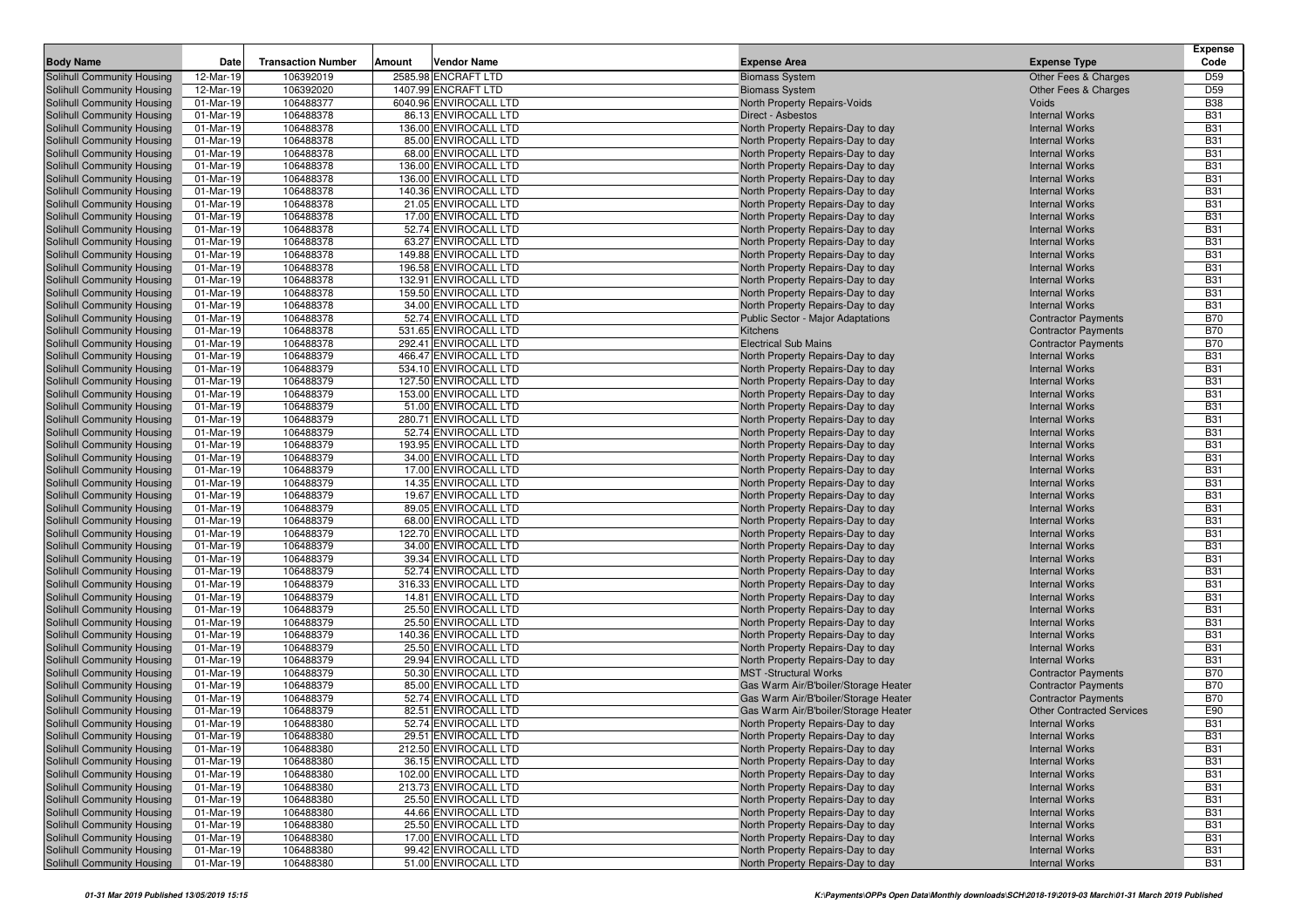| Body Name | Date | Transaction Number | Amount | Vendor Name | Expense Area | Expense Type | Expense Code |
|---|---|---|---|---|---|---|---|
| Solihull Community Housing | 12-Mar-19 | 106392019 | 2585.98 | ENCRAFT LTD | Biomass System | Other Fees & Charges | D59 |
| Solihull Community Housing | 12-Mar-19 | 106392020 | 1407.99 | ENCRAFT LTD | Biomass System | Other Fees & Charges | D59 |
| Solihull Community Housing | 01-Mar-19 | 106488377 | 6040.96 | ENVIROCALL LTD | North Property Repairs-Voids | Voids | B38 |
| Solihull Community Housing | 01-Mar-19 | 106488378 | 86.13 | ENVIROCALL LTD | Direct - Asbestos | Internal Works | B31 |
| Solihull Community Housing | 01-Mar-19 | 106488378 | 136.00 | ENVIROCALL LTD | North Property Repairs-Day to day | Internal Works | B31 |
| Solihull Community Housing | 01-Mar-19 | 106488378 | 85.00 | ENVIROCALL LTD | North Property Repairs-Day to day | Internal Works | B31 |
| Solihull Community Housing | 01-Mar-19 | 106488378 | 68.00 | ENVIROCALL LTD | North Property Repairs-Day to day | Internal Works | B31 |
| Solihull Community Housing | 01-Mar-19 | 106488378 | 136.00 | ENVIROCALL LTD | North Property Repairs-Day to day | Internal Works | B31 |
| Solihull Community Housing | 01-Mar-19 | 106488378 | 136.00 | ENVIROCALL LTD | North Property Repairs-Day to day | Internal Works | B31 |
| Solihull Community Housing | 01-Mar-19 | 106488378 | 140.36 | ENVIROCALL LTD | North Property Repairs-Day to day | Internal Works | B31 |
| Solihull Community Housing | 01-Mar-19 | 106488378 | 21.05 | ENVIROCALL LTD | North Property Repairs-Day to day | Internal Works | B31 |
| Solihull Community Housing | 01-Mar-19 | 106488378 | 17.00 | ENVIROCALL LTD | North Property Repairs-Day to day | Internal Works | B31 |
| Solihull Community Housing | 01-Mar-19 | 106488378 | 52.74 | ENVIROCALL LTD | North Property Repairs-Day to day | Internal Works | B31 |
| Solihull Community Housing | 01-Mar-19 | 106488378 | 63.27 | ENVIROCALL LTD | North Property Repairs-Day to day | Internal Works | B31 |
| Solihull Community Housing | 01-Mar-19 | 106488378 | 149.88 | ENVIROCALL LTD | North Property Repairs-Day to day | Internal Works | B31 |
| Solihull Community Housing | 01-Mar-19 | 106488378 | 196.58 | ENVIROCALL LTD | North Property Repairs-Day to day | Internal Works | B31 |
| Solihull Community Housing | 01-Mar-19 | 106488378 | 132.91 | ENVIROCALL LTD | North Property Repairs-Day to day | Internal Works | B31 |
| Solihull Community Housing | 01-Mar-19 | 106488378 | 159.50 | ENVIROCALL LTD | North Property Repairs-Day to day | Internal Works | B31 |
| Solihull Community Housing | 01-Mar-19 | 106488378 | 34.00 | ENVIROCALL LTD | North Property Repairs-Day to day | Internal Works | B31 |
| Solihull Community Housing | 01-Mar-19 | 106488378 | 52.74 | ENVIROCALL LTD | Public Sector - Major Adaptations | Contractor Payments | B70 |
| Solihull Community Housing | 01-Mar-19 | 106488378 | 531.65 | ENVIROCALL LTD | Kitchens | Contractor Payments | B70 |
| Solihull Community Housing | 01-Mar-19 | 106488378 | 292.41 | ENVIROCALL LTD | Electrical Sub Mains | Contractor Payments | B70 |
| Solihull Community Housing | 01-Mar-19 | 106488379 | 466.47 | ENVIROCALL LTD | North Property Repairs-Day to day | Internal Works | B31 |
| Solihull Community Housing | 01-Mar-19 | 106488379 | 534.10 | ENVIROCALL LTD | North Property Repairs-Day to day | Internal Works | B31 |
| Solihull Community Housing | 01-Mar-19 | 106488379 | 127.50 | ENVIROCALL LTD | North Property Repairs-Day to day | Internal Works | B31 |
| Solihull Community Housing | 01-Mar-19 | 106488379 | 153.00 | ENVIROCALL LTD | North Property Repairs-Day to day | Internal Works | B31 |
| Solihull Community Housing | 01-Mar-19 | 106488379 | 51.00 | ENVIROCALL LTD | North Property Repairs-Day to day | Internal Works | B31 |
| Solihull Community Housing | 01-Mar-19 | 106488379 | 280.71 | ENVIROCALL LTD | North Property Repairs-Day to day | Internal Works | B31 |
| Solihull Community Housing | 01-Mar-19 | 106488379 | 52.74 | ENVIROCALL LTD | North Property Repairs-Day to day | Internal Works | B31 |
| Solihull Community Housing | 01-Mar-19 | 106488379 | 193.95 | ENVIROCALL LTD | North Property Repairs-Day to day | Internal Works | B31 |
| Solihull Community Housing | 01-Mar-19 | 106488379 | 34.00 | ENVIROCALL LTD | North Property Repairs-Day to day | Internal Works | B31 |
| Solihull Community Housing | 01-Mar-19 | 106488379 | 17.00 | ENVIROCALL LTD | North Property Repairs-Day to day | Internal Works | B31 |
| Solihull Community Housing | 01-Mar-19 | 106488379 | 14.35 | ENVIROCALL LTD | North Property Repairs-Day to day | Internal Works | B31 |
| Solihull Community Housing | 01-Mar-19 | 106488379 | 19.67 | ENVIROCALL LTD | North Property Repairs-Day to day | Internal Works | B31 |
| Solihull Community Housing | 01-Mar-19 | 106488379 | 89.05 | ENVIROCALL LTD | North Property Repairs-Day to day | Internal Works | B31 |
| Solihull Community Housing | 01-Mar-19 | 106488379 | 68.00 | ENVIROCALL LTD | North Property Repairs-Day to day | Internal Works | B31 |
| Solihull Community Housing | 01-Mar-19 | 106488379 | 122.70 | ENVIROCALL LTD | North Property Repairs-Day to day | Internal Works | B31 |
| Solihull Community Housing | 01-Mar-19 | 106488379 | 34.00 | ENVIROCALL LTD | North Property Repairs-Day to day | Internal Works | B31 |
| Solihull Community Housing | 01-Mar-19 | 106488379 | 39.34 | ENVIROCALL LTD | North Property Repairs-Day to day | Internal Works | B31 |
| Solihull Community Housing | 01-Mar-19 | 106488379 | 52.74 | ENVIROCALL LTD | North Property Repairs-Day to day | Internal Works | B31 |
| Solihull Community Housing | 01-Mar-19 | 106488379 | 316.33 | ENVIROCALL LTD | North Property Repairs-Day to day | Internal Works | B31 |
| Solihull Community Housing | 01-Mar-19 | 106488379 | 14.81 | ENVIROCALL LTD | North Property Repairs-Day to day | Internal Works | B31 |
| Solihull Community Housing | 01-Mar-19 | 106488379 | 25.50 | ENVIROCALL LTD | North Property Repairs-Day to day | Internal Works | B31 |
| Solihull Community Housing | 01-Mar-19 | 106488379 | 25.50 | ENVIROCALL LTD | North Property Repairs-Day to day | Internal Works | B31 |
| Solihull Community Housing | 01-Mar-19 | 106488379 | 140.36 | ENVIROCALL LTD | North Property Repairs-Day to day | Internal Works | B31 |
| Solihull Community Housing | 01-Mar-19 | 106488379 | 25.50 | ENVIROCALL LTD | North Property Repairs-Day to day | Internal Works | B31 |
| Solihull Community Housing | 01-Mar-19 | 106488379 | 29.94 | ENVIROCALL LTD | North Property Repairs-Day to day | Internal Works | B31 |
| Solihull Community Housing | 01-Mar-19 | 106488379 | 50.30 | ENVIROCALL LTD | MST -Structural Works | Contractor Payments | B70 |
| Solihull Community Housing | 01-Mar-19 | 106488379 | 85.00 | ENVIROCALL LTD | Gas Warm Air/B'boiler/Storage Heater | Contractor Payments | B70 |
| Solihull Community Housing | 01-Mar-19 | 106488379 | 52.74 | ENVIROCALL LTD | Gas Warm Air/B'boiler/Storage Heater | Contractor Payments | B70 |
| Solihull Community Housing | 01-Mar-19 | 106488379 | 82.51 | ENVIROCALL LTD | Gas Warm Air/B'boiler/Storage Heater | Other Contracted Services | E90 |
| Solihull Community Housing | 01-Mar-19 | 106488380 | 52.74 | ENVIROCALL LTD | North Property Repairs-Day to day | Internal Works | B31 |
| Solihull Community Housing | 01-Mar-19 | 106488380 | 29.51 | ENVIROCALL LTD | North Property Repairs-Day to day | Internal Works | B31 |
| Solihull Community Housing | 01-Mar-19 | 106488380 | 212.50 | ENVIROCALL LTD | North Property Repairs-Day to day | Internal Works | B31 |
| Solihull Community Housing | 01-Mar-19 | 106488380 | 36.15 | ENVIROCALL LTD | North Property Repairs-Day to day | Internal Works | B31 |
| Solihull Community Housing | 01-Mar-19 | 106488380 | 102.00 | ENVIROCALL LTD | North Property Repairs-Day to day | Internal Works | B31 |
| Solihull Community Housing | 01-Mar-19 | 106488380 | 213.73 | ENVIROCALL LTD | North Property Repairs-Day to day | Internal Works | B31 |
| Solihull Community Housing | 01-Mar-19 | 106488380 | 25.50 | ENVIROCALL LTD | North Property Repairs-Day to day | Internal Works | B31 |
| Solihull Community Housing | 01-Mar-19 | 106488380 | 44.66 | ENVIROCALL LTD | North Property Repairs-Day to day | Internal Works | B31 |
| Solihull Community Housing | 01-Mar-19 | 106488380 | 25.50 | ENVIROCALL LTD | North Property Repairs-Day to day | Internal Works | B31 |
| Solihull Community Housing | 01-Mar-19 | 106488380 | 17.00 | ENVIROCALL LTD | North Property Repairs-Day to day | Internal Works | B31 |
| Solihull Community Housing | 01-Mar-19 | 106488380 | 99.42 | ENVIROCALL LTD | North Property Repairs-Day to day | Internal Works | B31 |
| Solihull Community Housing | 01-Mar-19 | 106488380 | 51.00 | ENVIROCALL LTD | North Property Repairs-Day to day | Internal Works | B31 |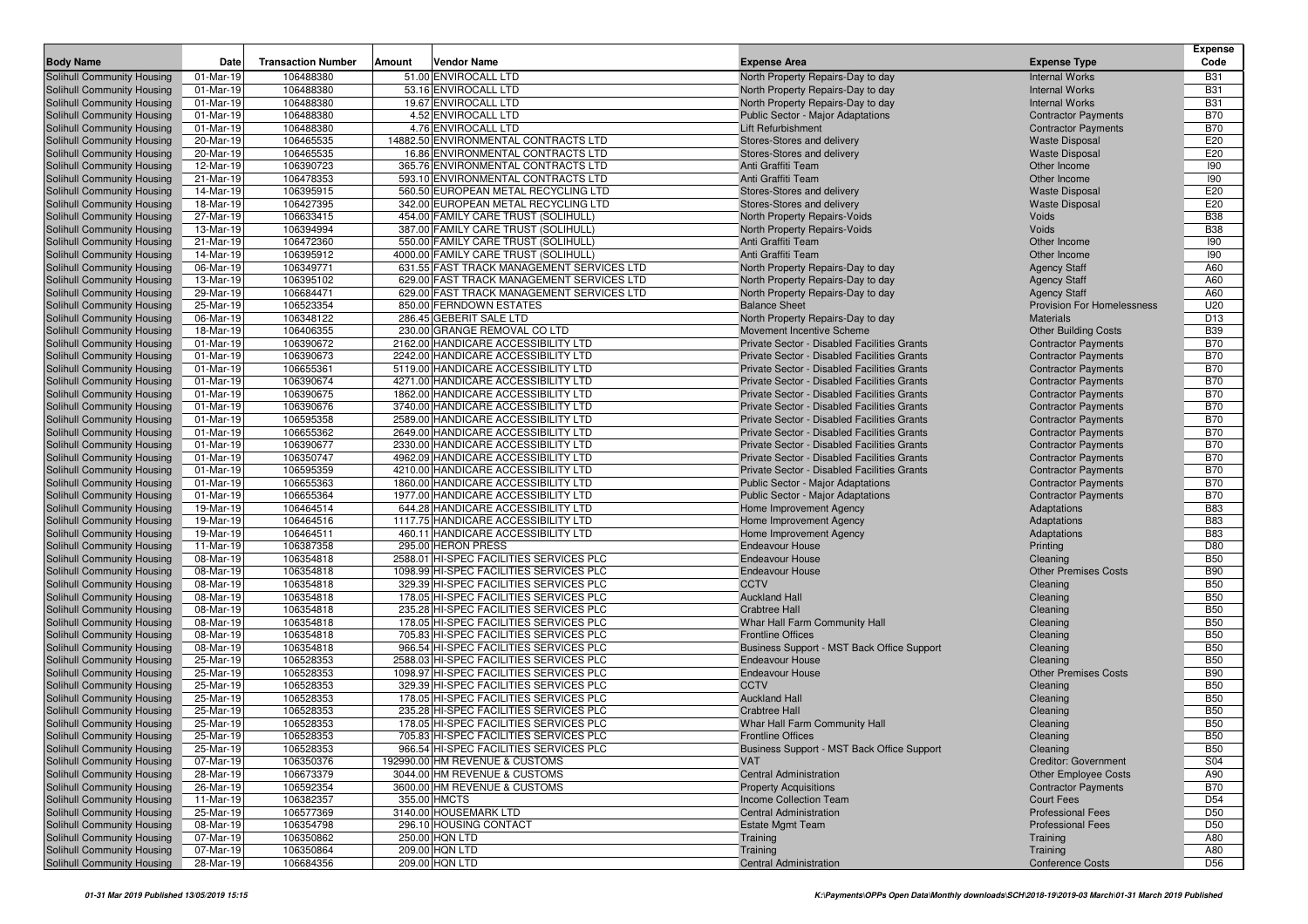| Body Name | Date | Transaction Number | Amount | Vendor Name | Expense Area | Expense Type | Expense Code |
|---|---|---|---|---|---|---|---|
| Solihull Community Housing | 01-Mar-19 | 106488380 | 51.00 | ENVIROCALL LTD | North Property Repairs-Day to day | Internal Works | B31 |
| Solihull Community Housing | 01-Mar-19 | 106488380 | 53.16 | ENVIROCALL LTD | North Property Repairs-Day to day | Internal Works | B31 |
| Solihull Community Housing | 01-Mar-19 | 106488380 | 19.67 | ENVIROCALL LTD | North Property Repairs-Day to day | Internal Works | B31 |
| Solihull Community Housing | 01-Mar-19 | 106488380 | 4.52 | ENVIROCALL LTD | Public Sector - Major Adaptations | Contractor Payments | B70 |
| Solihull Community Housing | 01-Mar-19 | 106488380 | 4.76 | ENVIROCALL LTD | Lift Refurbishment | Contractor Payments | B70 |
| Solihull Community Housing | 20-Mar-19 | 106465535 | 14882.50 | ENVIRONMENTAL CONTRACTS LTD | Stores-Stores and delivery | Waste Disposal | E20 |
| Solihull Community Housing | 20-Mar-19 | 106465535 | 16.86 | ENVIRONMENTAL CONTRACTS LTD | Stores-Stores and delivery | Waste Disposal | E20 |
| Solihull Community Housing | 12-Mar-19 | 106390723 | 365.76 | ENVIRONMENTAL CONTRACTS LTD | Anti Graffiti Team | Other Income | I90 |
| Solihull Community Housing | 21-Mar-19 | 106478353 | 593.10 | ENVIRONMENTAL CONTRACTS LTD | Anti Graffiti Team | Other Income | I90 |
| Solihull Community Housing | 14-Mar-19 | 106395915 | 560.50 | EUROPEAN METAL RECYCLING LTD | Stores-Stores and delivery | Waste Disposal | E20 |
| Solihull Community Housing | 18-Mar-19 | 106427395 | 342.00 | EUROPEAN METAL RECYCLING LTD | Stores-Stores and delivery | Waste Disposal | E20 |
| Solihull Community Housing | 27-Mar-19 | 106633415 | 454.00 | FAMILY CARE TRUST (SOLIHULL) | North Property Repairs-Voids | Voids | B38 |
| Solihull Community Housing | 13-Mar-19 | 106394994 | 387.00 | FAMILY CARE TRUST (SOLIHULL) | North Property Repairs-Voids | Voids | B38 |
| Solihull Community Housing | 21-Mar-19 | 106472360 | 550.00 | FAMILY CARE TRUST (SOLIHULL) | Anti Graffiti Team | Other Income | I90 |
| Solihull Community Housing | 14-Mar-19 | 106395912 | 4000.00 | FAMILY CARE TRUST (SOLIHULL) | Anti Graffiti Team | Other Income | I90 |
| Solihull Community Housing | 06-Mar-19 | 106349771 | 631.55 | FAST TRACK MANAGEMENT SERVICES LTD | North Property Repairs-Day to day | Agency Staff | A60 |
| Solihull Community Housing | 13-Mar-19 | 106395102 | 629.00 | FAST TRACK MANAGEMENT SERVICES LTD | North Property Repairs-Day to day | Agency Staff | A60 |
| Solihull Community Housing | 29-Mar-19 | 106684471 | 629.00 | FAST TRACK MANAGEMENT SERVICES LTD | North Property Repairs-Day to day | Agency Staff | A60 |
| Solihull Community Housing | 25-Mar-19 | 106523354 | 850.00 | FERNDOWN ESTATES | Balance Sheet | Provision For Homelessness | U20 |
| Solihull Community Housing | 06-Mar-19 | 106348122 | 286.45 | GEBERIT SALE LTD | North Property Repairs-Day to day | Materials | D13 |
| Solihull Community Housing | 18-Mar-19 | 106406355 | 230.00 | GRANGE REMOVAL CO LTD | Movement Incentive Scheme | Other Building Costs | B39 |
| Solihull Community Housing | 01-Mar-19 | 106390672 | 2162.00 | HANDICARE ACCESSIBILITY LTD | Private Sector - Disabled Facilities Grants | Contractor Payments | B70 |
| Solihull Community Housing | 01-Mar-19 | 106390673 | 2242.00 | HANDICARE ACCESSIBILITY LTD | Private Sector - Disabled Facilities Grants | Contractor Payments | B70 |
| Solihull Community Housing | 01-Mar-19 | 106655361 | 5119.00 | HANDICARE ACCESSIBILITY LTD | Private Sector - Disabled Facilities Grants | Contractor Payments | B70 |
| Solihull Community Housing | 01-Mar-19 | 106390674 | 4271.00 | HANDICARE ACCESSIBILITY LTD | Private Sector - Disabled Facilities Grants | Contractor Payments | B70 |
| Solihull Community Housing | 01-Mar-19 | 106390675 | 1862.00 | HANDICARE ACCESSIBILITY LTD | Private Sector - Disabled Facilities Grants | Contractor Payments | B70 |
| Solihull Community Housing | 01-Mar-19 | 106390676 | 3740.00 | HANDICARE ACCESSIBILITY LTD | Private Sector - Disabled Facilities Grants | Contractor Payments | B70 |
| Solihull Community Housing | 01-Mar-19 | 106595358 | 2589.00 | HANDICARE ACCESSIBILITY LTD | Private Sector - Disabled Facilities Grants | Contractor Payments | B70 |
| Solihull Community Housing | 01-Mar-19 | 106655362 | 2649.00 | HANDICARE ACCESSIBILITY LTD | Private Sector - Disabled Facilities Grants | Contractor Payments | B70 |
| Solihull Community Housing | 01-Mar-19 | 106390677 | 2330.00 | HANDICARE ACCESSIBILITY LTD | Private Sector - Disabled Facilities Grants | Contractor Payments | B70 |
| Solihull Community Housing | 01-Mar-19 | 106350747 | 4962.09 | HANDICARE ACCESSIBILITY LTD | Private Sector - Disabled Facilities Grants | Contractor Payments | B70 |
| Solihull Community Housing | 01-Mar-19 | 106595359 | 4210.00 | HANDICARE ACCESSIBILITY LTD | Private Sector - Disabled Facilities Grants | Contractor Payments | B70 |
| Solihull Community Housing | 01-Mar-19 | 106655363 | 1860.00 | HANDICARE ACCESSIBILITY LTD | Public Sector - Major Adaptations | Contractor Payments | B70 |
| Solihull Community Housing | 01-Mar-19 | 106655364 | 1977.00 | HANDICARE ACCESSIBILITY LTD | Public Sector - Major Adaptations | Contractor Payments | B70 |
| Solihull Community Housing | 19-Mar-19 | 106464514 | 644.28 | HANDICARE ACCESSIBILITY LTD | Home Improvement Agency | Adaptations | B83 |
| Solihull Community Housing | 19-Mar-19 | 106464516 | 1117.75 | HANDICARE ACCESSIBILITY LTD | Home Improvement Agency | Adaptations | B83 |
| Solihull Community Housing | 19-Mar-19 | 106464511 | 460.11 | HANDICARE ACCESSIBILITY LTD | Home Improvement Agency | Adaptations | B83 |
| Solihull Community Housing | 11-Mar-19 | 106387358 | 295.00 | HERON PRESS | Endeavour House | Printing | D80 |
| Solihull Community Housing | 08-Mar-19 | 106354818 | 2588.01 | HI-SPEC FACILITIES SERVICES PLC | Endeavour House | Cleaning | B50 |
| Solihull Community Housing | 08-Mar-19 | 106354818 | 1098.99 | HI-SPEC FACILITIES SERVICES PLC | Endeavour House | Other Premises Costs | B90 |
| Solihull Community Housing | 08-Mar-19 | 106354818 | 329.39 | HI-SPEC FACILITIES SERVICES PLC | CCTV | Cleaning | B50 |
| Solihull Community Housing | 08-Mar-19 | 106354818 | 178.05 | HI-SPEC FACILITIES SERVICES PLC | Auckland Hall | Cleaning | B50 |
| Solihull Community Housing | 08-Mar-19 | 106354818 | 235.28 | HI-SPEC FACILITIES SERVICES PLC | Crabtree Hall | Cleaning | B50 |
| Solihull Community Housing | 08-Mar-19 | 106354818 | 178.05 | HI-SPEC FACILITIES SERVICES PLC | Whar Hall Farm Community Hall | Cleaning | B50 |
| Solihull Community Housing | 08-Mar-19 | 106354818 | 705.83 | HI-SPEC FACILITIES SERVICES PLC | Frontline Offices | Cleaning | B50 |
| Solihull Community Housing | 08-Mar-19 | 106354818 | 966.54 | HI-SPEC FACILITIES SERVICES PLC | Business Support - MST Back Office Support | Cleaning | B50 |
| Solihull Community Housing | 25-Mar-19 | 106528353 | 2588.03 | HI-SPEC FACILITIES SERVICES PLC | Endeavour House | Cleaning | B50 |
| Solihull Community Housing | 25-Mar-19 | 106528353 | 1098.97 | HI-SPEC FACILITIES SERVICES PLC | Endeavour House | Other Premises Costs | B90 |
| Solihull Community Housing | 25-Mar-19 | 106528353 | 329.39 | HI-SPEC FACILITIES SERVICES PLC | CCTV | Cleaning | B50 |
| Solihull Community Housing | 25-Mar-19 | 106528353 | 178.05 | HI-SPEC FACILITIES SERVICES PLC | Auckland Hall | Cleaning | B50 |
| Solihull Community Housing | 25-Mar-19 | 106528353 | 235.28 | HI-SPEC FACILITIES SERVICES PLC | Crabtree Hall | Cleaning | B50 |
| Solihull Community Housing | 25-Mar-19 | 106528353 | 178.05 | HI-SPEC FACILITIES SERVICES PLC | Whar Hall Farm Community Hall | Cleaning | B50 |
| Solihull Community Housing | 25-Mar-19 | 106528353 | 705.83 | HI-SPEC FACILITIES SERVICES PLC | Frontline Offices | Cleaning | B50 |
| Solihull Community Housing | 25-Mar-19 | 106528353 | 966.54 | HI-SPEC FACILITIES SERVICES PLC | Business Support - MST Back Office Support | Cleaning | B50 |
| Solihull Community Housing | 07-Mar-19 | 106350376 | 192990.00 | HM REVENUE & CUSTOMS | VAT | Creditor: Government | S04 |
| Solihull Community Housing | 28-Mar-19 | 106673379 | 3044.00 | HM REVENUE & CUSTOMS | Central Administration | Other Employee Costs | A90 |
| Solihull Community Housing | 26-Mar-19 | 106592354 | 3600.00 | HM REVENUE & CUSTOMS | Property Acquisitions | Contractor Payments | B70 |
| Solihull Community Housing | 11-Mar-19 | 106382357 | 355.00 | HMCTS | Income Collection Team | Court Fees | D54 |
| Solihull Community Housing | 25-Mar-19 | 106577369 | 3140.00 | HOUSEMARK LTD | Central Administration | Professional Fees | D50 |
| Solihull Community Housing | 08-Mar-19 | 106354798 | 296.10 | HOUSING CONTACT | Estate Mgmt Team | Professional Fees | D50 |
| Solihull Community Housing | 07-Mar-19 | 106350862 | 250.00 | HQN LTD | Training | Training | A80 |
| Solihull Community Housing | 07-Mar-19 | 106350864 | 209.00 | HQN LTD | Training | Training | A80 |
| Solihull Community Housing | 28-Mar-19 | 106684356 | 209.00 | HQN LTD | Central Administration | Conference Costs | D56 |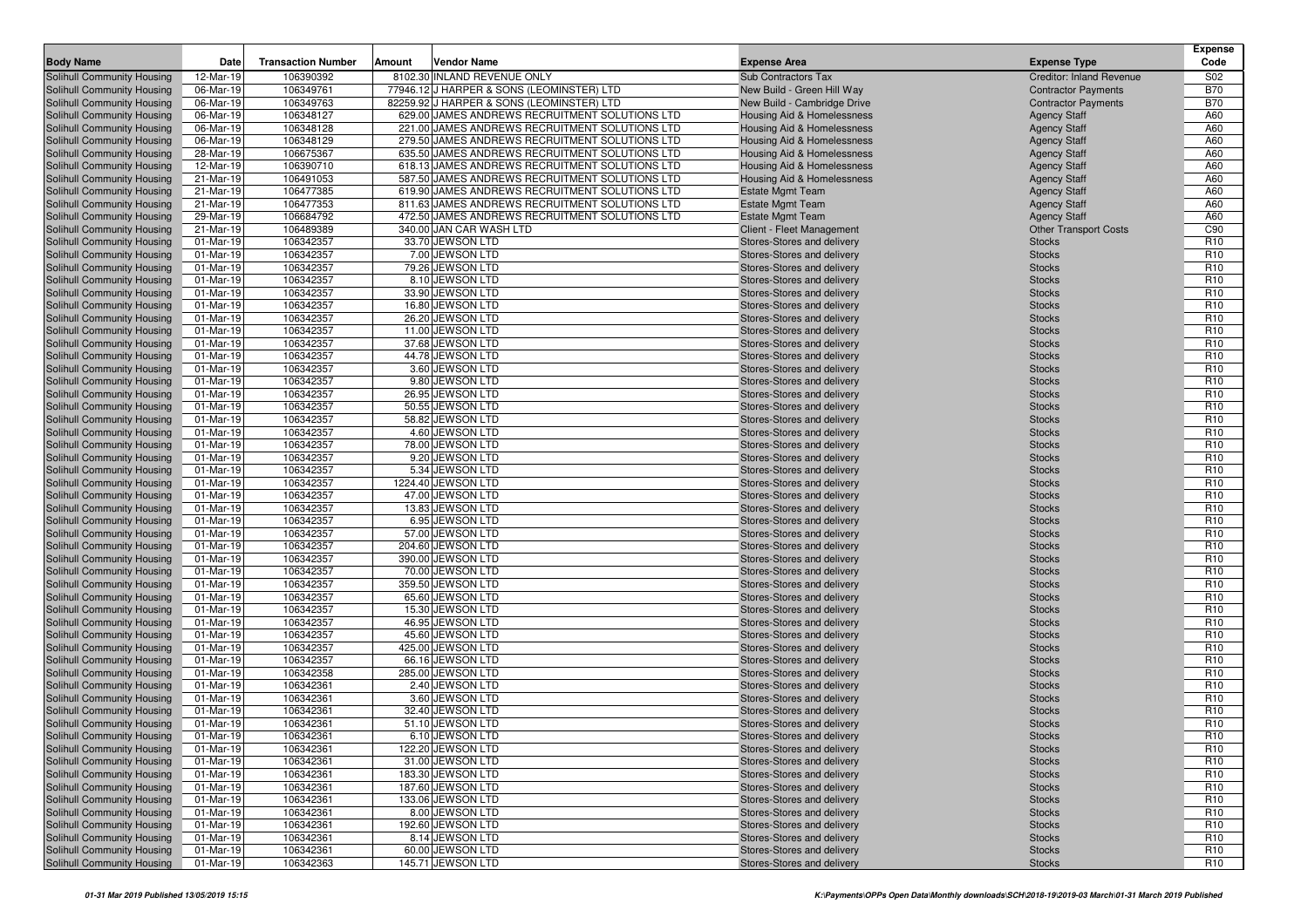| Body Name | Date | Transaction Number | Amount | Vendor Name | Expense Area | Expense Type | Expense Code |
|---|---|---|---|---|---|---|---|
| Solihull Community Housing | 12-Mar-19 | 106390392 | 8102.30 | INLAND REVENUE ONLY | Sub Contractors Tax | Creditor: Inland Revenue | S02 |
| Solihull Community Housing | 06-Mar-19 | 106349761 | 77946.12 | J HARPER & SONS (LEOMINSTER) LTD | New Build - Green Hill Way | Contractor Payments | B70 |
| Solihull Community Housing | 06-Mar-19 | 106349763 | 82259.92 | J HARPER & SONS (LEOMINSTER) LTD | New Build - Cambridge Drive | Contractor Payments | B70 |
| Solihull Community Housing | 06-Mar-19 | 106348127 | 629.00 | JAMES ANDREWS RECRUITMENT SOLUTIONS LTD | Housing Aid & Homelessness | Agency Staff | A60 |
| Solihull Community Housing | 06-Mar-19 | 106348128 | 221.00 | JAMES ANDREWS RECRUITMENT SOLUTIONS LTD | Housing Aid & Homelessness | Agency Staff | A60 |
| Solihull Community Housing | 06-Mar-19 | 106348129 | 279.50 | JAMES ANDREWS RECRUITMENT SOLUTIONS LTD | Housing Aid & Homelessness | Agency Staff | A60 |
| Solihull Community Housing | 28-Mar-19 | 106675367 | 635.50 | JAMES ANDREWS RECRUITMENT SOLUTIONS LTD | Housing Aid & Homelessness | Agency Staff | A60 |
| Solihull Community Housing | 12-Mar-19 | 106390710 | 618.13 | JAMES ANDREWS RECRUITMENT SOLUTIONS LTD | Housing Aid & Homelessness | Agency Staff | A60 |
| Solihull Community Housing | 21-Mar-19 | 106491053 | 587.50 | JAMES ANDREWS RECRUITMENT SOLUTIONS LTD | Housing Aid & Homelessness | Agency Staff | A60 |
| Solihull Community Housing | 21-Mar-19 | 106477385 | 619.90 | JAMES ANDREWS RECRUITMENT SOLUTIONS LTD | Estate Mgmt Team | Agency Staff | A60 |
| Solihull Community Housing | 21-Mar-19 | 106477353 | 811.63 | JAMES ANDREWS RECRUITMENT SOLUTIONS LTD | Estate Mgmt Team | Agency Staff | A60 |
| Solihull Community Housing | 29-Mar-19 | 106684792 | 472.50 | JAMES ANDREWS RECRUITMENT SOLUTIONS LTD | Estate Mgmt Team | Agency Staff | A60 |
| Solihull Community Housing | 21-Mar-19 | 106489389 | 340.00 | JAN CAR WASH LTD | Client - Fleet Management | Other Transport Costs | C90 |
| Solihull Community Housing | 01-Mar-19 | 106342357 | 33.70 | JEWSON LTD | Stores-Stores and delivery | Stocks | R10 |
| Solihull Community Housing | 01-Mar-19 | 106342357 | 7.00 | JEWSON LTD | Stores-Stores and delivery | Stocks | R10 |
| Solihull Community Housing | 01-Mar-19 | 106342357 | 79.26 | JEWSON LTD | Stores-Stores and delivery | Stocks | R10 |
| Solihull Community Housing | 01-Mar-19 | 106342357 | 8.10 | JEWSON LTD | Stores-Stores and delivery | Stocks | R10 |
| Solihull Community Housing | 01-Mar-19 | 106342357 | 33.90 | JEWSON LTD | Stores-Stores and delivery | Stocks | R10 |
| Solihull Community Housing | 01-Mar-19 | 106342357 | 16.80 | JEWSON LTD | Stores-Stores and delivery | Stocks | R10 |
| Solihull Community Housing | 01-Mar-19 | 106342357 | 26.20 | JEWSON LTD | Stores-Stores and delivery | Stocks | R10 |
| Solihull Community Housing | 01-Mar-19 | 106342357 | 11.00 | JEWSON LTD | Stores-Stores and delivery | Stocks | R10 |
| Solihull Community Housing | 01-Mar-19 | 106342357 | 37.68 | JEWSON LTD | Stores-Stores and delivery | Stocks | R10 |
| Solihull Community Housing | 01-Mar-19 | 106342357 | 44.78 | JEWSON LTD | Stores-Stores and delivery | Stocks | R10 |
| Solihull Community Housing | 01-Mar-19 | 106342357 | 3.60 | JEWSON LTD | Stores-Stores and delivery | Stocks | R10 |
| Solihull Community Housing | 01-Mar-19 | 106342357 | 9.80 | JEWSON LTD | Stores-Stores and delivery | Stocks | R10 |
| Solihull Community Housing | 01-Mar-19 | 106342357 | 26.95 | JEWSON LTD | Stores-Stores and delivery | Stocks | R10 |
| Solihull Community Housing | 01-Mar-19 | 106342357 | 50.55 | JEWSON LTD | Stores-Stores and delivery | Stocks | R10 |
| Solihull Community Housing | 01-Mar-19 | 106342357 | 58.82 | JEWSON LTD | Stores-Stores and delivery | Stocks | R10 |
| Solihull Community Housing | 01-Mar-19 | 106342357 | 4.60 | JEWSON LTD | Stores-Stores and delivery | Stocks | R10 |
| Solihull Community Housing | 01-Mar-19 | 106342357 | 78.00 | JEWSON LTD | Stores-Stores and delivery | Stocks | R10 |
| Solihull Community Housing | 01-Mar-19 | 106342357 | 9.20 | JEWSON LTD | Stores-Stores and delivery | Stocks | R10 |
| Solihull Community Housing | 01-Mar-19 | 106342357 | 5.34 | JEWSON LTD | Stores-Stores and delivery | Stocks | R10 |
| Solihull Community Housing | 01-Mar-19 | 106342357 | 1224.40 | JEWSON LTD | Stores-Stores and delivery | Stocks | R10 |
| Solihull Community Housing | 01-Mar-19 | 106342357 | 47.00 | JEWSON LTD | Stores-Stores and delivery | Stocks | R10 |
| Solihull Community Housing | 01-Mar-19 | 106342357 | 13.83 | JEWSON LTD | Stores-Stores and delivery | Stocks | R10 |
| Solihull Community Housing | 01-Mar-19 | 106342357 | 6.95 | JEWSON LTD | Stores-Stores and delivery | Stocks | R10 |
| Solihull Community Housing | 01-Mar-19 | 106342357 | 57.00 | JEWSON LTD | Stores-Stores and delivery | Stocks | R10 |
| Solihull Community Housing | 01-Mar-19 | 106342357 | 204.60 | JEWSON LTD | Stores-Stores and delivery | Stocks | R10 |
| Solihull Community Housing | 01-Mar-19 | 106342357 | 390.00 | JEWSON LTD | Stores-Stores and delivery | Stocks | R10 |
| Solihull Community Housing | 01-Mar-19 | 106342357 | 70.00 | JEWSON LTD | Stores-Stores and delivery | Stocks | R10 |
| Solihull Community Housing | 01-Mar-19 | 106342357 | 359.50 | JEWSON LTD | Stores-Stores and delivery | Stocks | R10 |
| Solihull Community Housing | 01-Mar-19 | 106342357 | 65.60 | JEWSON LTD | Stores-Stores and delivery | Stocks | R10 |
| Solihull Community Housing | 01-Mar-19 | 106342357 | 15.30 | JEWSON LTD | Stores-Stores and delivery | Stocks | R10 |
| Solihull Community Housing | 01-Mar-19 | 106342357 | 46.95 | JEWSON LTD | Stores-Stores and delivery | Stocks | R10 |
| Solihull Community Housing | 01-Mar-19 | 106342357 | 45.60 | JEWSON LTD | Stores-Stores and delivery | Stocks | R10 |
| Solihull Community Housing | 01-Mar-19 | 106342357 | 425.00 | JEWSON LTD | Stores-Stores and delivery | Stocks | R10 |
| Solihull Community Housing | 01-Mar-19 | 106342357 | 66.16 | JEWSON LTD | Stores-Stores and delivery | Stocks | R10 |
| Solihull Community Housing | 01-Mar-19 | 106342358 | 285.00 | JEWSON LTD | Stores-Stores and delivery | Stocks | R10 |
| Solihull Community Housing | 01-Mar-19 | 106342361 | 2.40 | JEWSON LTD | Stores-Stores and delivery | Stocks | R10 |
| Solihull Community Housing | 01-Mar-19 | 106342361 | 3.60 | JEWSON LTD | Stores-Stores and delivery | Stocks | R10 |
| Solihull Community Housing | 01-Mar-19 | 106342361 | 32.40 | JEWSON LTD | Stores-Stores and delivery | Stocks | R10 |
| Solihull Community Housing | 01-Mar-19 | 106342361 | 51.10 | JEWSON LTD | Stores-Stores and delivery | Stocks | R10 |
| Solihull Community Housing | 01-Mar-19 | 106342361 | 6.10 | JEWSON LTD | Stores-Stores and delivery | Stocks | R10 |
| Solihull Community Housing | 01-Mar-19 | 106342361 | 122.20 | JEWSON LTD | Stores-Stores and delivery | Stocks | R10 |
| Solihull Community Housing | 01-Mar-19 | 106342361 | 31.00 | JEWSON LTD | Stores-Stores and delivery | Stocks | R10 |
| Solihull Community Housing | 01-Mar-19 | 106342361 | 183.30 | JEWSON LTD | Stores-Stores and delivery | Stocks | R10 |
| Solihull Community Housing | 01-Mar-19 | 106342361 | 187.60 | JEWSON LTD | Stores-Stores and delivery | Stocks | R10 |
| Solihull Community Housing | 01-Mar-19 | 106342361 | 133.06 | JEWSON LTD | Stores-Stores and delivery | Stocks | R10 |
| Solihull Community Housing | 01-Mar-19 | 106342361 | 8.00 | JEWSON LTD | Stores-Stores and delivery | Stocks | R10 |
| Solihull Community Housing | 01-Mar-19 | 106342361 | 192.60 | JEWSON LTD | Stores-Stores and delivery | Stocks | R10 |
| Solihull Community Housing | 01-Mar-19 | 106342361 | 8.14 | JEWSON LTD | Stores-Stores and delivery | Stocks | R10 |
| Solihull Community Housing | 01-Mar-19 | 106342361 | 60.00 | JEWSON LTD | Stores-Stores and delivery | Stocks | R10 |
| Solihull Community Housing | 01-Mar-19 | 106342363 | 145.71 | JEWSON LTD | Stores-Stores and delivery | Stocks | R10 |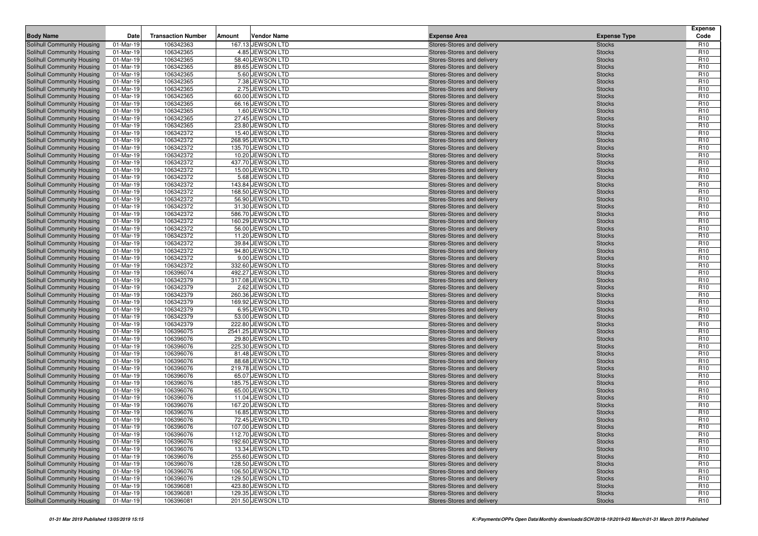| Body Name | Date | Transaction Number | Amount | Vendor Name | Expense Area | Expense Type | Expense Code |
|---|---|---|---|---|---|---|---|
| Solihull Community Housing | 01-Mar-19 | 106342363 | 167.13 | JEWSON LTD | Stores-Stores and delivery | Stocks | R10 |
| Solihull Community Housing | 01-Mar-19 | 106342365 | 4.85 | JEWSON LTD | Stores-Stores and delivery | Stocks | R10 |
| Solihull Community Housing | 01-Mar-19 | 106342365 | 58.40 | JEWSON LTD | Stores-Stores and delivery | Stocks | R10 |
| Solihull Community Housing | 01-Mar-19 | 106342365 | 89.65 | JEWSON LTD | Stores-Stores and delivery | Stocks | R10 |
| Solihull Community Housing | 01-Mar-19 | 106342365 | 5.60 | JEWSON LTD | Stores-Stores and delivery | Stocks | R10 |
| Solihull Community Housing | 01-Mar-19 | 106342365 | 7.38 | JEWSON LTD | Stores-Stores and delivery | Stocks | R10 |
| Solihull Community Housing | 01-Mar-19 | 106342365 | 2.75 | JEWSON LTD | Stores-Stores and delivery | Stocks | R10 |
| Solihull Community Housing | 01-Mar-19 | 106342365 | 60.00 | JEWSON LTD | Stores-Stores and delivery | Stocks | R10 |
| Solihull Community Housing | 01-Mar-19 | 106342365 | 66.16 | JEWSON LTD | Stores-Stores and delivery | Stocks | R10 |
| Solihull Community Housing | 01-Mar-19 | 106342365 | 1.60 | JEWSON LTD | Stores-Stores and delivery | Stocks | R10 |
| Solihull Community Housing | 01-Mar-19 | 106342365 | 27.45 | JEWSON LTD | Stores-Stores and delivery | Stocks | R10 |
| Solihull Community Housing | 01-Mar-19 | 106342365 | 23.80 | JEWSON LTD | Stores-Stores and delivery | Stocks | R10 |
| Solihull Community Housing | 01-Mar-19 | 106342372 | 15.40 | JEWSON LTD | Stores-Stores and delivery | Stocks | R10 |
| Solihull Community Housing | 01-Mar-19 | 106342372 | 268.95 | JEWSON LTD | Stores-Stores and delivery | Stocks | R10 |
| Solihull Community Housing | 01-Mar-19 | 106342372 | 135.70 | JEWSON LTD | Stores-Stores and delivery | Stocks | R10 |
| Solihull Community Housing | 01-Mar-19 | 106342372 | 10.20 | JEWSON LTD | Stores-Stores and delivery | Stocks | R10 |
| Solihull Community Housing | 01-Mar-19 | 106342372 | 437.70 | JEWSON LTD | Stores-Stores and delivery | Stocks | R10 |
| Solihull Community Housing | 01-Mar-19 | 106342372 | 15.00 | JEWSON LTD | Stores-Stores and delivery | Stocks | R10 |
| Solihull Community Housing | 01-Mar-19 | 106342372 | 5.68 | JEWSON LTD | Stores-Stores and delivery | Stocks | R10 |
| Solihull Community Housing | 01-Mar-19 | 106342372 | 143.84 | JEWSON LTD | Stores-Stores and delivery | Stocks | R10 |
| Solihull Community Housing | 01-Mar-19 | 106342372 | 168.50 | JEWSON LTD | Stores-Stores and delivery | Stocks | R10 |
| Solihull Community Housing | 01-Mar-19 | 106342372 | 56.90 | JEWSON LTD | Stores-Stores and delivery | Stocks | R10 |
| Solihull Community Housing | 01-Mar-19 | 106342372 | 31.30 | JEWSON LTD | Stores-Stores and delivery | Stocks | R10 |
| Solihull Community Housing | 01-Mar-19 | 106342372 | 586.70 | JEWSON LTD | Stores-Stores and delivery | Stocks | R10 |
| Solihull Community Housing | 01-Mar-19 | 106342372 | 160.29 | JEWSON LTD | Stores-Stores and delivery | Stocks | R10 |
| Solihull Community Housing | 01-Mar-19 | 106342372 | 56.00 | JEWSON LTD | Stores-Stores and delivery | Stocks | R10 |
| Solihull Community Housing | 01-Mar-19 | 106342372 | 11.20 | JEWSON LTD | Stores-Stores and delivery | Stocks | R10 |
| Solihull Community Housing | 01-Mar-19 | 106342372 | 39.84 | JEWSON LTD | Stores-Stores and delivery | Stocks | R10 |
| Solihull Community Housing | 01-Mar-19 | 106342372 | 94.80 | JEWSON LTD | Stores-Stores and delivery | Stocks | R10 |
| Solihull Community Housing | 01-Mar-19 | 106342372 | 9.00 | JEWSON LTD | Stores-Stores and delivery | Stocks | R10 |
| Solihull Community Housing | 01-Mar-19 | 106342372 | 332.60 | JEWSON LTD | Stores-Stores and delivery | Stocks | R10 |
| Solihull Community Housing | 01-Mar-19 | 106396074 | 492.27 | JEWSON LTD | Stores-Stores and delivery | Stocks | R10 |
| Solihull Community Housing | 01-Mar-19 | 106342379 | 317.08 | JEWSON LTD | Stores-Stores and delivery | Stocks | R10 |
| Solihull Community Housing | 01-Mar-19 | 106342379 | 2.62 | JEWSON LTD | Stores-Stores and delivery | Stocks | R10 |
| Solihull Community Housing | 01-Mar-19 | 106342379 | 260.36 | JEWSON LTD | Stores-Stores and delivery | Stocks | R10 |
| Solihull Community Housing | 01-Mar-19 | 106342379 | 169.92 | JEWSON LTD | Stores-Stores and delivery | Stocks | R10 |
| Solihull Community Housing | 01-Mar-19 | 106342379 | 6.95 | JEWSON LTD | Stores-Stores and delivery | Stocks | R10 |
| Solihull Community Housing | 01-Mar-19 | 106342379 | 53.00 | JEWSON LTD | Stores-Stores and delivery | Stocks | R10 |
| Solihull Community Housing | 01-Mar-19 | 106342379 | 222.80 | JEWSON LTD | Stores-Stores and delivery | Stocks | R10 |
| Solihull Community Housing | 01-Mar-19 | 106396075 | 2541.25 | JEWSON LTD | Stores-Stores and delivery | Stocks | R10 |
| Solihull Community Housing | 01-Mar-19 | 106396076 | 29.80 | JEWSON LTD | Stores-Stores and delivery | Stocks | R10 |
| Solihull Community Housing | 01-Mar-19 | 106396076 | 225.30 | JEWSON LTD | Stores-Stores and delivery | Stocks | R10 |
| Solihull Community Housing | 01-Mar-19 | 106396076 | 81.48 | JEWSON LTD | Stores-Stores and delivery | Stocks | R10 |
| Solihull Community Housing | 01-Mar-19 | 106396076 | 88.68 | JEWSON LTD | Stores-Stores and delivery | Stocks | R10 |
| Solihull Community Housing | 01-Mar-19 | 106396076 | 219.78 | JEWSON LTD | Stores-Stores and delivery | Stocks | R10 |
| Solihull Community Housing | 01-Mar-19 | 106396076 | 65.07 | JEWSON LTD | Stores-Stores and delivery | Stocks | R10 |
| Solihull Community Housing | 01-Mar-19 | 106396076 | 185.75 | JEWSON LTD | Stores-Stores and delivery | Stocks | R10 |
| Solihull Community Housing | 01-Mar-19 | 106396076 | 65.00 | JEWSON LTD | Stores-Stores and delivery | Stocks | R10 |
| Solihull Community Housing | 01-Mar-19 | 106396076 | 11.04 | JEWSON LTD | Stores-Stores and delivery | Stocks | R10 |
| Solihull Community Housing | 01-Mar-19 | 106396076 | 167.20 | JEWSON LTD | Stores-Stores and delivery | Stocks | R10 |
| Solihull Community Housing | 01-Mar-19 | 106396076 | 16.85 | JEWSON LTD | Stores-Stores and delivery | Stocks | R10 |
| Solihull Community Housing | 01-Mar-19 | 106396076 | 72.45 | JEWSON LTD | Stores-Stores and delivery | Stocks | R10 |
| Solihull Community Housing | 01-Mar-19 | 106396076 | 107.00 | JEWSON LTD | Stores-Stores and delivery | Stocks | R10 |
| Solihull Community Housing | 01-Mar-19 | 106396076 | 112.70 | JEWSON LTD | Stores-Stores and delivery | Stocks | R10 |
| Solihull Community Housing | 01-Mar-19 | 106396076 | 192.60 | JEWSON LTD | Stores-Stores and delivery | Stocks | R10 |
| Solihull Community Housing | 01-Mar-19 | 106396076 | 13.34 | JEWSON LTD | Stores-Stores and delivery | Stocks | R10 |
| Solihull Community Housing | 01-Mar-19 | 106396076 | 255.60 | JEWSON LTD | Stores-Stores and delivery | Stocks | R10 |
| Solihull Community Housing | 01-Mar-19 | 106396076 | 128.50 | JEWSON LTD | Stores-Stores and delivery | Stocks | R10 |
| Solihull Community Housing | 01-Mar-19 | 106396076 | 106.50 | JEWSON LTD | Stores-Stores and delivery | Stocks | R10 |
| Solihull Community Housing | 01-Mar-19 | 106396076 | 129.50 | JEWSON LTD | Stores-Stores and delivery | Stocks | R10 |
| Solihull Community Housing | 01-Mar-19 | 106396081 | 423.80 | JEWSON LTD | Stores-Stores and delivery | Stocks | R10 |
| Solihull Community Housing | 01-Mar-19 | 106396081 | 129.35 | JEWSON LTD | Stores-Stores and delivery | Stocks | R10 |
| Solihull Community Housing | 01-Mar-19 | 106396081 | 201.50 | JEWSON LTD | Stores-Stores and delivery | Stocks | R10 |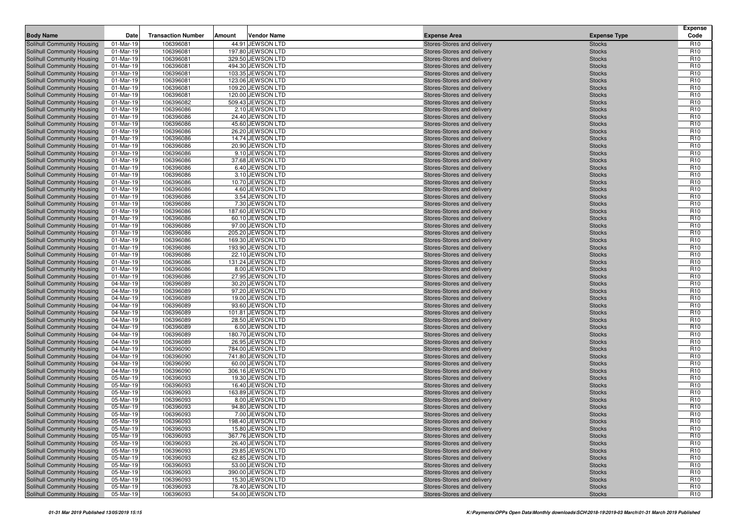| Body Name | Date | Transaction Number | Amount | Vendor Name | Expense Area | Expense Type | Expense Code |
|---|---|---|---|---|---|---|---|
| Solihull Community Housing | 01-Mar-19 | 106396081 | 44.91 | JEWSON LTD | Stores-Stores and delivery | Stocks | R10 |
| Solihull Community Housing | 01-Mar-19 | 106396081 | 197.80 | JEWSON LTD | Stores-Stores and delivery | Stocks | R10 |
| Solihull Community Housing | 01-Mar-19 | 106396081 | 329.50 | JEWSON LTD | Stores-Stores and delivery | Stocks | R10 |
| Solihull Community Housing | 01-Mar-19 | 106396081 | 494.30 | JEWSON LTD | Stores-Stores and delivery | Stocks | R10 |
| Solihull Community Housing | 01-Mar-19 | 106396081 | 103.35 | JEWSON LTD | Stores-Stores and delivery | Stocks | R10 |
| Solihull Community Housing | 01-Mar-19 | 106396081 | 123.06 | JEWSON LTD | Stores-Stores and delivery | Stocks | R10 |
| Solihull Community Housing | 01-Mar-19 | 106396081 | 109.20 | JEWSON LTD | Stores-Stores and delivery | Stocks | R10 |
| Solihull Community Housing | 01-Mar-19 | 106396081 | 120.00 | JEWSON LTD | Stores-Stores and delivery | Stocks | R10 |
| Solihull Community Housing | 01-Mar-19 | 106396082 | 509.43 | JEWSON LTD | Stores-Stores and delivery | Stocks | R10 |
| Solihull Community Housing | 01-Mar-19 | 106396086 | 2.10 | JEWSON LTD | Stores-Stores and delivery | Stocks | R10 |
| Solihull Community Housing | 01-Mar-19 | 106396086 | 24.40 | JEWSON LTD | Stores-Stores and delivery | Stocks | R10 |
| Solihull Community Housing | 01-Mar-19 | 106396086 | 45.60 | JEWSON LTD | Stores-Stores and delivery | Stocks | R10 |
| Solihull Community Housing | 01-Mar-19 | 106396086 | 26.20 | JEWSON LTD | Stores-Stores and delivery | Stocks | R10 |
| Solihull Community Housing | 01-Mar-19 | 106396086 | 14.74 | JEWSON LTD | Stores-Stores and delivery | Stocks | R10 |
| Solihull Community Housing | 01-Mar-19 | 106396086 | 20.90 | JEWSON LTD | Stores-Stores and delivery | Stocks | R10 |
| Solihull Community Housing | 01-Mar-19 | 106396086 | 9.10 | JEWSON LTD | Stores-Stores and delivery | Stocks | R10 |
| Solihull Community Housing | 01-Mar-19 | 106396086 | 37.68 | JEWSON LTD | Stores-Stores and delivery | Stocks | R10 |
| Solihull Community Housing | 01-Mar-19 | 106396086 | 6.40 | JEWSON LTD | Stores-Stores and delivery | Stocks | R10 |
| Solihull Community Housing | 01-Mar-19 | 106396086 | 3.10 | JEWSON LTD | Stores-Stores and delivery | Stocks | R10 |
| Solihull Community Housing | 01-Mar-19 | 106396086 | 10.70 | JEWSON LTD | Stores-Stores and delivery | Stocks | R10 |
| Solihull Community Housing | 01-Mar-19 | 106396086 | 4.60 | JEWSON LTD | Stores-Stores and delivery | Stocks | R10 |
| Solihull Community Housing | 01-Mar-19 | 106396086 | 3.54 | JEWSON LTD | Stores-Stores and delivery | Stocks | R10 |
| Solihull Community Housing | 01-Mar-19 | 106396086 | 7.30 | JEWSON LTD | Stores-Stores and delivery | Stocks | R10 |
| Solihull Community Housing | 01-Mar-19 | 106396086 | 187.60 | JEWSON LTD | Stores-Stores and delivery | Stocks | R10 |
| Solihull Community Housing | 01-Mar-19 | 106396086 | 60.10 | JEWSON LTD | Stores-Stores and delivery | Stocks | R10 |
| Solihull Community Housing | 01-Mar-19 | 106396086 | 97.00 | JEWSON LTD | Stores-Stores and delivery | Stocks | R10 |
| Solihull Community Housing | 01-Mar-19 | 106396086 | 205.20 | JEWSON LTD | Stores-Stores and delivery | Stocks | R10 |
| Solihull Community Housing | 01-Mar-19 | 106396086 | 169.30 | JEWSON LTD | Stores-Stores and delivery | Stocks | R10 |
| Solihull Community Housing | 01-Mar-19 | 106396086 | 193.90 | JEWSON LTD | Stores-Stores and delivery | Stocks | R10 |
| Solihull Community Housing | 01-Mar-19 | 106396086 | 22.10 | JEWSON LTD | Stores-Stores and delivery | Stocks | R10 |
| Solihull Community Housing | 01-Mar-19 | 106396086 | 131.24 | JEWSON LTD | Stores-Stores and delivery | Stocks | R10 |
| Solihull Community Housing | 01-Mar-19 | 106396086 | 8.00 | JEWSON LTD | Stores-Stores and delivery | Stocks | R10 |
| Solihull Community Housing | 01-Mar-19 | 106396086 | 27.95 | JEWSON LTD | Stores-Stores and delivery | Stocks | R10 |
| Solihull Community Housing | 04-Mar-19 | 106396089 | 30.20 | JEWSON LTD | Stores-Stores and delivery | Stocks | R10 |
| Solihull Community Housing | 04-Mar-19 | 106396089 | 97.20 | JEWSON LTD | Stores-Stores and delivery | Stocks | R10 |
| Solihull Community Housing | 04-Mar-19 | 106396089 | 19.00 | JEWSON LTD | Stores-Stores and delivery | Stocks | R10 |
| Solihull Community Housing | 04-Mar-19 | 106396089 | 93.60 | JEWSON LTD | Stores-Stores and delivery | Stocks | R10 |
| Solihull Community Housing | 04-Mar-19 | 106396089 | 101.81 | JEWSON LTD | Stores-Stores and delivery | Stocks | R10 |
| Solihull Community Housing | 04-Mar-19 | 106396089 | 28.50 | JEWSON LTD | Stores-Stores and delivery | Stocks | R10 |
| Solihull Community Housing | 04-Mar-19 | 106396089 | 6.00 | JEWSON LTD | Stores-Stores and delivery | Stocks | R10 |
| Solihull Community Housing | 04-Mar-19 | 106396089 | 180.70 | JEWSON LTD | Stores-Stores and delivery | Stocks | R10 |
| Solihull Community Housing | 04-Mar-19 | 106396089 | 26.95 | JEWSON LTD | Stores-Stores and delivery | Stocks | R10 |
| Solihull Community Housing | 04-Mar-19 | 106396090 | 784.00 | JEWSON LTD | Stores-Stores and delivery | Stocks | R10 |
| Solihull Community Housing | 04-Mar-19 | 106396090 | 741.80 | JEWSON LTD | Stores-Stores and delivery | Stocks | R10 |
| Solihull Community Housing | 04-Mar-19 | 106396090 | 60.00 | JEWSON LTD | Stores-Stores and delivery | Stocks | R10 |
| Solihull Community Housing | 04-Mar-19 | 106396090 | 306.16 | JEWSON LTD | Stores-Stores and delivery | Stocks | R10 |
| Solihull Community Housing | 05-Mar-19 | 106396093 | 19.30 | JEWSON LTD | Stores-Stores and delivery | Stocks | R10 |
| Solihull Community Housing | 05-Mar-19 | 106396093 | 16.40 | JEWSON LTD | Stores-Stores and delivery | Stocks | R10 |
| Solihull Community Housing | 05-Mar-19 | 106396093 | 163.89 | JEWSON LTD | Stores-Stores and delivery | Stocks | R10 |
| Solihull Community Housing | 05-Mar-19 | 106396093 | 8.00 | JEWSON LTD | Stores-Stores and delivery | Stocks | R10 |
| Solihull Community Housing | 05-Mar-19 | 106396093 | 94.80 | JEWSON LTD | Stores-Stores and delivery | Stocks | R10 |
| Solihull Community Housing | 05-Mar-19 | 106396093 | 7.00 | JEWSON LTD | Stores-Stores and delivery | Stocks | R10 |
| Solihull Community Housing | 05-Mar-19 | 106396093 | 198.40 | JEWSON LTD | Stores-Stores and delivery | Stocks | R10 |
| Solihull Community Housing | 05-Mar-19 | 106396093 | 15.80 | JEWSON LTD | Stores-Stores and delivery | Stocks | R10 |
| Solihull Community Housing | 05-Mar-19 | 106396093 | 367.76 | JEWSON LTD | Stores-Stores and delivery | Stocks | R10 |
| Solihull Community Housing | 05-Mar-19 | 106396093 | 26.40 | JEWSON LTD | Stores-Stores and delivery | Stocks | R10 |
| Solihull Community Housing | 05-Mar-19 | 106396093 | 29.85 | JEWSON LTD | Stores-Stores and delivery | Stocks | R10 |
| Solihull Community Housing | 05-Mar-19 | 106396093 | 62.85 | JEWSON LTD | Stores-Stores and delivery | Stocks | R10 |
| Solihull Community Housing | 05-Mar-19 | 106396093 | 53.00 | JEWSON LTD | Stores-Stores and delivery | Stocks | R10 |
| Solihull Community Housing | 05-Mar-19 | 106396093 | 390.00 | JEWSON LTD | Stores-Stores and delivery | Stocks | R10 |
| Solihull Community Housing | 05-Mar-19 | 106396093 | 15.30 | JEWSON LTD | Stores-Stores and delivery | Stocks | R10 |
| Solihull Community Housing | 05-Mar-19 | 106396093 | 78.40 | JEWSON LTD | Stores-Stores and delivery | Stocks | R10 |
| Solihull Community Housing | 05-Mar-19 | 106396093 | 54.00 | JEWSON LTD | Stores-Stores and delivery | Stocks | R10 |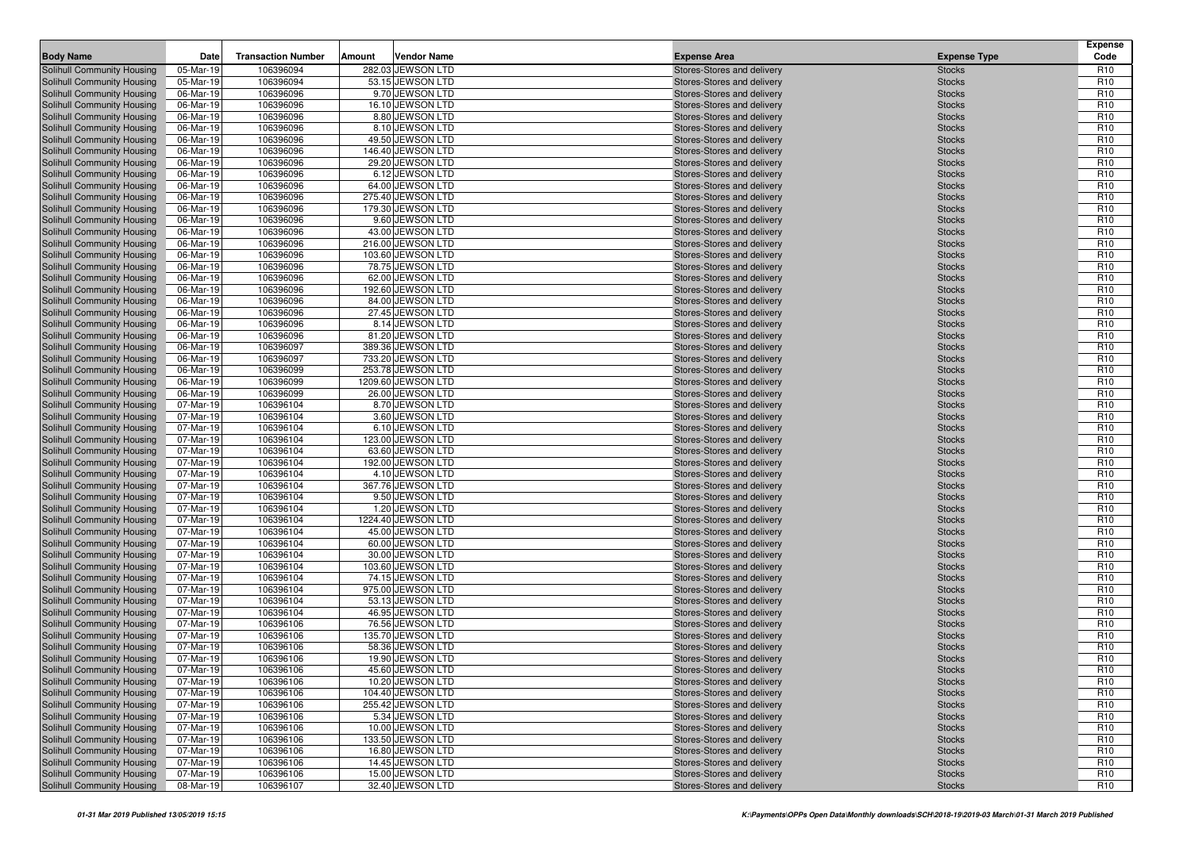| Body Name | Date | Transaction Number | Amount | Vendor Name | Expense Area | Expense Type | Expense Code |
|---|---|---|---|---|---|---|---|
| Solihull Community Housing | 05-Mar-19 | 106396094 | 282.03 | JEWSON LTD | Stores-Stores and delivery | Stocks | R10 |
| Solihull Community Housing | 05-Mar-19 | 106396094 | 53.15 | JEWSON LTD | Stores-Stores and delivery | Stocks | R10 |
| Solihull Community Housing | 06-Mar-19 | 106396096 | 9.70 | JEWSON LTD | Stores-Stores and delivery | Stocks | R10 |
| Solihull Community Housing | 06-Mar-19 | 106396096 | 16.10 | JEWSON LTD | Stores-Stores and delivery | Stocks | R10 |
| Solihull Community Housing | 06-Mar-19 | 106396096 | 8.80 | JEWSON LTD | Stores-Stores and delivery | Stocks | R10 |
| Solihull Community Housing | 06-Mar-19 | 106396096 | 8.10 | JEWSON LTD | Stores-Stores and delivery | Stocks | R10 |
| Solihull Community Housing | 06-Mar-19 | 106396096 | 49.50 | JEWSON LTD | Stores-Stores and delivery | Stocks | R10 |
| Solihull Community Housing | 06-Mar-19 | 106396096 | 146.40 | JEWSON LTD | Stores-Stores and delivery | Stocks | R10 |
| Solihull Community Housing | 06-Mar-19 | 106396096 | 29.20 | JEWSON LTD | Stores-Stores and delivery | Stocks | R10 |
| Solihull Community Housing | 06-Mar-19 | 106396096 | 6.12 | JEWSON LTD | Stores-Stores and delivery | Stocks | R10 |
| Solihull Community Housing | 06-Mar-19 | 106396096 | 64.00 | JEWSON LTD | Stores-Stores and delivery | Stocks | R10 |
| Solihull Community Housing | 06-Mar-19 | 106396096 | 275.40 | JEWSON LTD | Stores-Stores and delivery | Stocks | R10 |
| Solihull Community Housing | 06-Mar-19 | 106396096 | 179.30 | JEWSON LTD | Stores-Stores and delivery | Stocks | R10 |
| Solihull Community Housing | 06-Mar-19 | 106396096 | 9.60 | JEWSON LTD | Stores-Stores and delivery | Stocks | R10 |
| Solihull Community Housing | 06-Mar-19 | 106396096 | 43.00 | JEWSON LTD | Stores-Stores and delivery | Stocks | R10 |
| Solihull Community Housing | 06-Mar-19 | 106396096 | 216.00 | JEWSON LTD | Stores-Stores and delivery | Stocks | R10 |
| Solihull Community Housing | 06-Mar-19 | 106396096 | 103.60 | JEWSON LTD | Stores-Stores and delivery | Stocks | R10 |
| Solihull Community Housing | 06-Mar-19 | 106396096 | 78.75 | JEWSON LTD | Stores-Stores and delivery | Stocks | R10 |
| Solihull Community Housing | 06-Mar-19 | 106396096 | 62.00 | JEWSON LTD | Stores-Stores and delivery | Stocks | R10 |
| Solihull Community Housing | 06-Mar-19 | 106396096 | 192.60 | JEWSON LTD | Stores-Stores and delivery | Stocks | R10 |
| Solihull Community Housing | 06-Mar-19 | 106396096 | 84.00 | JEWSON LTD | Stores-Stores and delivery | Stocks | R10 |
| Solihull Community Housing | 06-Mar-19 | 106396096 | 27.45 | JEWSON LTD | Stores-Stores and delivery | Stocks | R10 |
| Solihull Community Housing | 06-Mar-19 | 106396096 | 8.14 | JEWSON LTD | Stores-Stores and delivery | Stocks | R10 |
| Solihull Community Housing | 06-Mar-19 | 106396096 | 81.20 | JEWSON LTD | Stores-Stores and delivery | Stocks | R10 |
| Solihull Community Housing | 06-Mar-19 | 106396097 | 389.36 | JEWSON LTD | Stores-Stores and delivery | Stocks | R10 |
| Solihull Community Housing | 06-Mar-19 | 106396097 | 733.20 | JEWSON LTD | Stores-Stores and delivery | Stocks | R10 |
| Solihull Community Housing | 06-Mar-19 | 106396099 | 253.78 | JEWSON LTD | Stores-Stores and delivery | Stocks | R10 |
| Solihull Community Housing | 06-Mar-19 | 106396099 | 1209.60 | JEWSON LTD | Stores-Stores and delivery | Stocks | R10 |
| Solihull Community Housing | 06-Mar-19 | 106396099 | 26.00 | JEWSON LTD | Stores-Stores and delivery | Stocks | R10 |
| Solihull Community Housing | 07-Mar-19 | 106396104 | 8.70 | JEWSON LTD | Stores-Stores and delivery | Stocks | R10 |
| Solihull Community Housing | 07-Mar-19 | 106396104 | 3.60 | JEWSON LTD | Stores-Stores and delivery | Stocks | R10 |
| Solihull Community Housing | 07-Mar-19 | 106396104 | 6.10 | JEWSON LTD | Stores-Stores and delivery | Stocks | R10 |
| Solihull Community Housing | 07-Mar-19 | 106396104 | 123.00 | JEWSON LTD | Stores-Stores and delivery | Stocks | R10 |
| Solihull Community Housing | 07-Mar-19 | 106396104 | 63.60 | JEWSON LTD | Stores-Stores and delivery | Stocks | R10 |
| Solihull Community Housing | 07-Mar-19 | 106396104 | 192.00 | JEWSON LTD | Stores-Stores and delivery | Stocks | R10 |
| Solihull Community Housing | 07-Mar-19 | 106396104 | 4.10 | JEWSON LTD | Stores-Stores and delivery | Stocks | R10 |
| Solihull Community Housing | 07-Mar-19 | 106396104 | 367.76 | JEWSON LTD | Stores-Stores and delivery | Stocks | R10 |
| Solihull Community Housing | 07-Mar-19 | 106396104 | 9.50 | JEWSON LTD | Stores-Stores and delivery | Stocks | R10 |
| Solihull Community Housing | 07-Mar-19 | 106396104 | 1.20 | JEWSON LTD | Stores-Stores and delivery | Stocks | R10 |
| Solihull Community Housing | 07-Mar-19 | 106396104 | 1224.40 | JEWSON LTD | Stores-Stores and delivery | Stocks | R10 |
| Solihull Community Housing | 07-Mar-19 | 106396104 | 45.00 | JEWSON LTD | Stores-Stores and delivery | Stocks | R10 |
| Solihull Community Housing | 07-Mar-19 | 106396104 | 60.00 | JEWSON LTD | Stores-Stores and delivery | Stocks | R10 |
| Solihull Community Housing | 07-Mar-19 | 106396104 | 30.00 | JEWSON LTD | Stores-Stores and delivery | Stocks | R10 |
| Solihull Community Housing | 07-Mar-19 | 106396104 | 103.60 | JEWSON LTD | Stores-Stores and delivery | Stocks | R10 |
| Solihull Community Housing | 07-Mar-19 | 106396104 | 74.15 | JEWSON LTD | Stores-Stores and delivery | Stocks | R10 |
| Solihull Community Housing | 07-Mar-19 | 106396104 | 975.00 | JEWSON LTD | Stores-Stores and delivery | Stocks | R10 |
| Solihull Community Housing | 07-Mar-19 | 106396104 | 53.13 | JEWSON LTD | Stores-Stores and delivery | Stocks | R10 |
| Solihull Community Housing | 07-Mar-19 | 106396104 | 46.95 | JEWSON LTD | Stores-Stores and delivery | Stocks | R10 |
| Solihull Community Housing | 07-Mar-19 | 106396106 | 76.56 | JEWSON LTD | Stores-Stores and delivery | Stocks | R10 |
| Solihull Community Housing | 07-Mar-19 | 106396106 | 135.70 | JEWSON LTD | Stores-Stores and delivery | Stocks | R10 |
| Solihull Community Housing | 07-Mar-19 | 106396106 | 58.36 | JEWSON LTD | Stores-Stores and delivery | Stocks | R10 |
| Solihull Community Housing | 07-Mar-19 | 106396106 | 19.90 | JEWSON LTD | Stores-Stores and delivery | Stocks | R10 |
| Solihull Community Housing | 07-Mar-19 | 106396106 | 45.60 | JEWSON LTD | Stores-Stores and delivery | Stocks | R10 |
| Solihull Community Housing | 07-Mar-19 | 106396106 | 10.20 | JEWSON LTD | Stores-Stores and delivery | Stocks | R10 |
| Solihull Community Housing | 07-Mar-19 | 106396106 | 104.40 | JEWSON LTD | Stores-Stores and delivery | Stocks | R10 |
| Solihull Community Housing | 07-Mar-19 | 106396106 | 255.42 | JEWSON LTD | Stores-Stores and delivery | Stocks | R10 |
| Solihull Community Housing | 07-Mar-19 | 106396106 | 5.34 | JEWSON LTD | Stores-Stores and delivery | Stocks | R10 |
| Solihull Community Housing | 07-Mar-19 | 106396106 | 10.00 | JEWSON LTD | Stores-Stores and delivery | Stocks | R10 |
| Solihull Community Housing | 07-Mar-19 | 106396106 | 133.50 | JEWSON LTD | Stores-Stores and delivery | Stocks | R10 |
| Solihull Community Housing | 07-Mar-19 | 106396106 | 16.80 | JEWSON LTD | Stores-Stores and delivery | Stocks | R10 |
| Solihull Community Housing | 07-Mar-19 | 106396106 | 14.45 | JEWSON LTD | Stores-Stores and delivery | Stocks | R10 |
| Solihull Community Housing | 07-Mar-19 | 106396106 | 15.00 | JEWSON LTD | Stores-Stores and delivery | Stocks | R10 |
| Solihull Community Housing | 08-Mar-19 | 106396107 | 32.40 | JEWSON LTD | Stores-Stores and delivery | Stocks | R10 |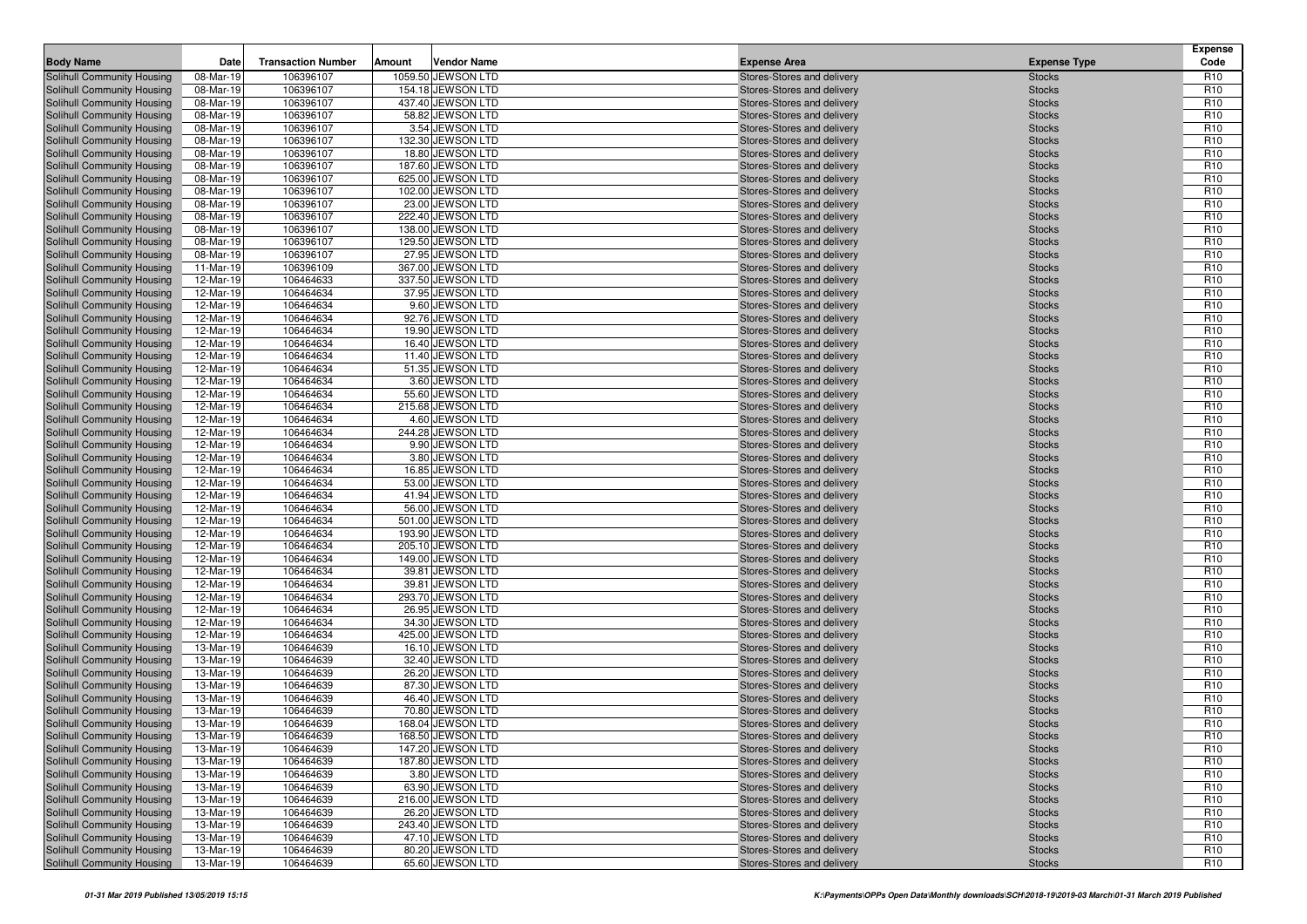| Body Name | Date | Transaction Number | Amount | Vendor Name | Expense Area | Expense Type | Expense Code |
|---|---|---|---|---|---|---|---|
| Solihull Community Housing | 08-Mar-19 | 106396107 | 1059.50 | JEWSON LTD | Stores-Stores and delivery | Stocks | R10 |
| Solihull Community Housing | 08-Mar-19 | 106396107 | 154.18 | JEWSON LTD | Stores-Stores and delivery | Stocks | R10 |
| Solihull Community Housing | 08-Mar-19 | 106396107 | 437.40 | JEWSON LTD | Stores-Stores and delivery | Stocks | R10 |
| Solihull Community Housing | 08-Mar-19 | 106396107 | 58.82 | JEWSON LTD | Stores-Stores and delivery | Stocks | R10 |
| Solihull Community Housing | 08-Mar-19 | 106396107 | 3.54 | JEWSON LTD | Stores-Stores and delivery | Stocks | R10 |
| Solihull Community Housing | 08-Mar-19 | 106396107 | 132.30 | JEWSON LTD | Stores-Stores and delivery | Stocks | R10 |
| Solihull Community Housing | 08-Mar-19 | 106396107 | 18.80 | JEWSON LTD | Stores-Stores and delivery | Stocks | R10 |
| Solihull Community Housing | 08-Mar-19 | 106396107 | 187.60 | JEWSON LTD | Stores-Stores and delivery | Stocks | R10 |
| Solihull Community Housing | 08-Mar-19 | 106396107 | 625.00 | JEWSON LTD | Stores-Stores and delivery | Stocks | R10 |
| Solihull Community Housing | 08-Mar-19 | 106396107 | 102.00 | JEWSON LTD | Stores-Stores and delivery | Stocks | R10 |
| Solihull Community Housing | 08-Mar-19 | 106396107 | 23.00 | JEWSON LTD | Stores-Stores and delivery | Stocks | R10 |
| Solihull Community Housing | 08-Mar-19 | 106396107 | 222.40 | JEWSON LTD | Stores-Stores and delivery | Stocks | R10 |
| Solihull Community Housing | 08-Mar-19 | 106396107 | 138.00 | JEWSON LTD | Stores-Stores and delivery | Stocks | R10 |
| Solihull Community Housing | 08-Mar-19 | 106396107 | 129.50 | JEWSON LTD | Stores-Stores and delivery | Stocks | R10 |
| Solihull Community Housing | 08-Mar-19 | 106396107 | 27.95 | JEWSON LTD | Stores-Stores and delivery | Stocks | R10 |
| Solihull Community Housing | 11-Mar-19 | 106396109 | 367.00 | JEWSON LTD | Stores-Stores and delivery | Stocks | R10 |
| Solihull Community Housing | 12-Mar-19 | 106464633 | 337.50 | JEWSON LTD | Stores-Stores and delivery | Stocks | R10 |
| Solihull Community Housing | 12-Mar-19 | 106464634 | 37.95 | JEWSON LTD | Stores-Stores and delivery | Stocks | R10 |
| Solihull Community Housing | 12-Mar-19 | 106464634 | 9.60 | JEWSON LTD | Stores-Stores and delivery | Stocks | R10 |
| Solihull Community Housing | 12-Mar-19 | 106464634 | 92.76 | JEWSON LTD | Stores-Stores and delivery | Stocks | R10 |
| Solihull Community Housing | 12-Mar-19 | 106464634 | 19.90 | JEWSON LTD | Stores-Stores and delivery | Stocks | R10 |
| Solihull Community Housing | 12-Mar-19 | 106464634 | 16.40 | JEWSON LTD | Stores-Stores and delivery | Stocks | R10 |
| Solihull Community Housing | 12-Mar-19 | 106464634 | 11.40 | JEWSON LTD | Stores-Stores and delivery | Stocks | R10 |
| Solihull Community Housing | 12-Mar-19 | 106464634 | 51.35 | JEWSON LTD | Stores-Stores and delivery | Stocks | R10 |
| Solihull Community Housing | 12-Mar-19 | 106464634 | 3.60 | JEWSON LTD | Stores-Stores and delivery | Stocks | R10 |
| Solihull Community Housing | 12-Mar-19 | 106464634 | 55.60 | JEWSON LTD | Stores-Stores and delivery | Stocks | R10 |
| Solihull Community Housing | 12-Mar-19 | 106464634 | 215.68 | JEWSON LTD | Stores-Stores and delivery | Stocks | R10 |
| Solihull Community Housing | 12-Mar-19 | 106464634 | 4.60 | JEWSON LTD | Stores-Stores and delivery | Stocks | R10 |
| Solihull Community Housing | 12-Mar-19 | 106464634 | 244.28 | JEWSON LTD | Stores-Stores and delivery | Stocks | R10 |
| Solihull Community Housing | 12-Mar-19 | 106464634 | 9.90 | JEWSON LTD | Stores-Stores and delivery | Stocks | R10 |
| Solihull Community Housing | 12-Mar-19 | 106464634 | 3.80 | JEWSON LTD | Stores-Stores and delivery | Stocks | R10 |
| Solihull Community Housing | 12-Mar-19 | 106464634 | 16.85 | JEWSON LTD | Stores-Stores and delivery | Stocks | R10 |
| Solihull Community Housing | 12-Mar-19 | 106464634 | 53.00 | JEWSON LTD | Stores-Stores and delivery | Stocks | R10 |
| Solihull Community Housing | 12-Mar-19 | 106464634 | 41.94 | JEWSON LTD | Stores-Stores and delivery | Stocks | R10 |
| Solihull Community Housing | 12-Mar-19 | 106464634 | 56.00 | JEWSON LTD | Stores-Stores and delivery | Stocks | R10 |
| Solihull Community Housing | 12-Mar-19 | 106464634 | 501.00 | JEWSON LTD | Stores-Stores and delivery | Stocks | R10 |
| Solihull Community Housing | 12-Mar-19 | 106464634 | 193.90 | JEWSON LTD | Stores-Stores and delivery | Stocks | R10 |
| Solihull Community Housing | 12-Mar-19 | 106464634 | 205.10 | JEWSON LTD | Stores-Stores and delivery | Stocks | R10 |
| Solihull Community Housing | 12-Mar-19 | 106464634 | 149.00 | JEWSON LTD | Stores-Stores and delivery | Stocks | R10 |
| Solihull Community Housing | 12-Mar-19 | 106464634 | 39.81 | JEWSON LTD | Stores-Stores and delivery | Stocks | R10 |
| Solihull Community Housing | 12-Mar-19 | 106464634 | 39.81 | JEWSON LTD | Stores-Stores and delivery | Stocks | R10 |
| Solihull Community Housing | 12-Mar-19 | 106464634 | 293.70 | JEWSON LTD | Stores-Stores and delivery | Stocks | R10 |
| Solihull Community Housing | 12-Mar-19 | 106464634 | 26.95 | JEWSON LTD | Stores-Stores and delivery | Stocks | R10 |
| Solihull Community Housing | 12-Mar-19 | 106464634 | 34.30 | JEWSON LTD | Stores-Stores and delivery | Stocks | R10 |
| Solihull Community Housing | 12-Mar-19 | 106464634 | 425.00 | JEWSON LTD | Stores-Stores and delivery | Stocks | R10 |
| Solihull Community Housing | 13-Mar-19 | 106464639 | 16.10 | JEWSON LTD | Stores-Stores and delivery | Stocks | R10 |
| Solihull Community Housing | 13-Mar-19 | 106464639 | 32.40 | JEWSON LTD | Stores-Stores and delivery | Stocks | R10 |
| Solihull Community Housing | 13-Mar-19 | 106464639 | 26.20 | JEWSON LTD | Stores-Stores and delivery | Stocks | R10 |
| Solihull Community Housing | 13-Mar-19 | 106464639 | 87.30 | JEWSON LTD | Stores-Stores and delivery | Stocks | R10 |
| Solihull Community Housing | 13-Mar-19 | 106464639 | 46.40 | JEWSON LTD | Stores-Stores and delivery | Stocks | R10 |
| Solihull Community Housing | 13-Mar-19 | 106464639 | 70.80 | JEWSON LTD | Stores-Stores and delivery | Stocks | R10 |
| Solihull Community Housing | 13-Mar-19 | 106464639 | 168.04 | JEWSON LTD | Stores-Stores and delivery | Stocks | R10 |
| Solihull Community Housing | 13-Mar-19 | 106464639 | 168.50 | JEWSON LTD | Stores-Stores and delivery | Stocks | R10 |
| Solihull Community Housing | 13-Mar-19 | 106464639 | 147.20 | JEWSON LTD | Stores-Stores and delivery | Stocks | R10 |
| Solihull Community Housing | 13-Mar-19 | 106464639 | 187.80 | JEWSON LTD | Stores-Stores and delivery | Stocks | R10 |
| Solihull Community Housing | 13-Mar-19 | 106464639 | 3.80 | JEWSON LTD | Stores-Stores and delivery | Stocks | R10 |
| Solihull Community Housing | 13-Mar-19 | 106464639 | 63.90 | JEWSON LTD | Stores-Stores and delivery | Stocks | R10 |
| Solihull Community Housing | 13-Mar-19 | 106464639 | 216.00 | JEWSON LTD | Stores-Stores and delivery | Stocks | R10 |
| Solihull Community Housing | 13-Mar-19 | 106464639 | 26.20 | JEWSON LTD | Stores-Stores and delivery | Stocks | R10 |
| Solihull Community Housing | 13-Mar-19 | 106464639 | 243.40 | JEWSON LTD | Stores-Stores and delivery | Stocks | R10 |
| Solihull Community Housing | 13-Mar-19 | 106464639 | 47.10 | JEWSON LTD | Stores-Stores and delivery | Stocks | R10 |
| Solihull Community Housing | 13-Mar-19 | 106464639 | 80.20 | JEWSON LTD | Stores-Stores and delivery | Stocks | R10 |
| Solihull Community Housing | 13-Mar-19 | 106464639 | 65.60 | JEWSON LTD | Stores-Stores and delivery | Stocks | R10 |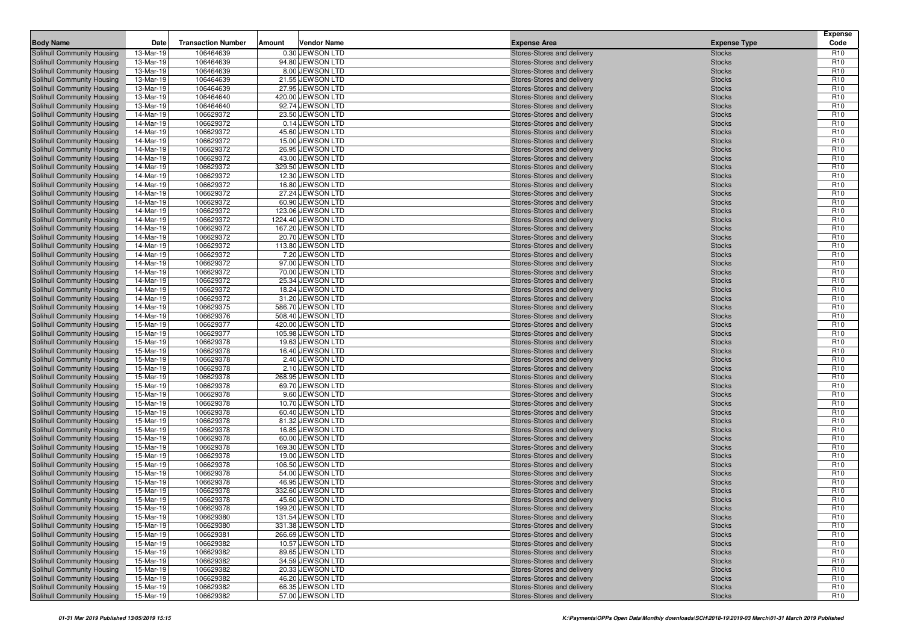| Body Name | Date | Transaction Number | Amount | Vendor Name | Expense Area | Expense Type | Expense Code |
|---|---|---|---|---|---|---|---|
| Solihull Community Housing | 13-Mar-19 | 106464639 | 0.30 | JEWSON LTD | Stores-Stores and delivery | Stocks | R10 |
| Solihull Community Housing | 13-Mar-19 | 106464639 | 94.80 | JEWSON LTD | Stores-Stores and delivery | Stocks | R10 |
| Solihull Community Housing | 13-Mar-19 | 106464639 | 8.00 | JEWSON LTD | Stores-Stores and delivery | Stocks | R10 |
| Solihull Community Housing | 13-Mar-19 | 106464639 | 21.55 | JEWSON LTD | Stores-Stores and delivery | Stocks | R10 |
| Solihull Community Housing | 13-Mar-19 | 106464639 | 27.95 | JEWSON LTD | Stores-Stores and delivery | Stocks | R10 |
| Solihull Community Housing | 13-Mar-19 | 106464640 | 420.00 | JEWSON LTD | Stores-Stores and delivery | Stocks | R10 |
| Solihull Community Housing | 13-Mar-19 | 106464640 | 92.74 | JEWSON LTD | Stores-Stores and delivery | Stocks | R10 |
| Solihull Community Housing | 14-Mar-19 | 106629372 | 23.50 | JEWSON LTD | Stores-Stores and delivery | Stocks | R10 |
| Solihull Community Housing | 14-Mar-19 | 106629372 | 0.14 | JEWSON LTD | Stores-Stores and delivery | Stocks | R10 |
| Solihull Community Housing | 14-Mar-19 | 106629372 | 45.60 | JEWSON LTD | Stores-Stores and delivery | Stocks | R10 |
| Solihull Community Housing | 14-Mar-19 | 106629372 | 15.00 | JEWSON LTD | Stores-Stores and delivery | Stocks | R10 |
| Solihull Community Housing | 14-Mar-19 | 106629372 | 26.95 | JEWSON LTD | Stores-Stores and delivery | Stocks | R10 |
| Solihull Community Housing | 14-Mar-19 | 106629372 | 43.00 | JEWSON LTD | Stores-Stores and delivery | Stocks | R10 |
| Solihull Community Housing | 14-Mar-19 | 106629372 | 329.50 | JEWSON LTD | Stores-Stores and delivery | Stocks | R10 |
| Solihull Community Housing | 14-Mar-19 | 106629372 | 12.30 | JEWSON LTD | Stores-Stores and delivery | Stocks | R10 |
| Solihull Community Housing | 14-Mar-19 | 106629372 | 16.80 | JEWSON LTD | Stores-Stores and delivery | Stocks | R10 |
| Solihull Community Housing | 14-Mar-19 | 106629372 | 27.24 | JEWSON LTD | Stores-Stores and delivery | Stocks | R10 |
| Solihull Community Housing | 14-Mar-19 | 106629372 | 60.90 | JEWSON LTD | Stores-Stores and delivery | Stocks | R10 |
| Solihull Community Housing | 14-Mar-19 | 106629372 | 123.06 | JEWSON LTD | Stores-Stores and delivery | Stocks | R10 |
| Solihull Community Housing | 14-Mar-19 | 106629372 | 1224.40 | JEWSON LTD | Stores-Stores and delivery | Stocks | R10 |
| Solihull Community Housing | 14-Mar-19 | 106629372 | 167.20 | JEWSON LTD | Stores-Stores and delivery | Stocks | R10 |
| Solihull Community Housing | 14-Mar-19 | 106629372 | 20.70 | JEWSON LTD | Stores-Stores and delivery | Stocks | R10 |
| Solihull Community Housing | 14-Mar-19 | 106629372 | 113.80 | JEWSON LTD | Stores-Stores and delivery | Stocks | R10 |
| Solihull Community Housing | 14-Mar-19 | 106629372 | 7.20 | JEWSON LTD | Stores-Stores and delivery | Stocks | R10 |
| Solihull Community Housing | 14-Mar-19 | 106629372 | 97.00 | JEWSON LTD | Stores-Stores and delivery | Stocks | R10 |
| Solihull Community Housing | 14-Mar-19 | 106629372 | 70.00 | JEWSON LTD | Stores-Stores and delivery | Stocks | R10 |
| Solihull Community Housing | 14-Mar-19 | 106629372 | 25.34 | JEWSON LTD | Stores-Stores and delivery | Stocks | R10 |
| Solihull Community Housing | 14-Mar-19 | 106629372 | 18.24 | JEWSON LTD | Stores-Stores and delivery | Stocks | R10 |
| Solihull Community Housing | 14-Mar-19 | 106629372 | 31.20 | JEWSON LTD | Stores-Stores and delivery | Stocks | R10 |
| Solihull Community Housing | 14-Mar-19 | 106629375 | 586.70 | JEWSON LTD | Stores-Stores and delivery | Stocks | R10 |
| Solihull Community Housing | 14-Mar-19 | 106629376 | 508.40 | JEWSON LTD | Stores-Stores and delivery | Stocks | R10 |
| Solihull Community Housing | 15-Mar-19 | 106629377 | 420.00 | JEWSON LTD | Stores-Stores and delivery | Stocks | R10 |
| Solihull Community Housing | 15-Mar-19 | 106629377 | 105.98 | JEWSON LTD | Stores-Stores and delivery | Stocks | R10 |
| Solihull Community Housing | 15-Mar-19 | 106629378 | 19.63 | JEWSON LTD | Stores-Stores and delivery | Stocks | R10 |
| Solihull Community Housing | 15-Mar-19 | 106629378 | 16.40 | JEWSON LTD | Stores-Stores and delivery | Stocks | R10 |
| Solihull Community Housing | 15-Mar-19 | 106629378 | 2.40 | JEWSON LTD | Stores-Stores and delivery | Stocks | R10 |
| Solihull Community Housing | 15-Mar-19 | 106629378 | 2.10 | JEWSON LTD | Stores-Stores and delivery | Stocks | R10 |
| Solihull Community Housing | 15-Mar-19 | 106629378 | 268.95 | JEWSON LTD | Stores-Stores and delivery | Stocks | R10 |
| Solihull Community Housing | 15-Mar-19 | 106629378 | 69.70 | JEWSON LTD | Stores-Stores and delivery | Stocks | R10 |
| Solihull Community Housing | 15-Mar-19 | 106629378 | 9.60 | JEWSON LTD | Stores-Stores and delivery | Stocks | R10 |
| Solihull Community Housing | 15-Mar-19 | 106629378 | 10.70 | JEWSON LTD | Stores-Stores and delivery | Stocks | R10 |
| Solihull Community Housing | 15-Mar-19 | 106629378 | 60.40 | JEWSON LTD | Stores-Stores and delivery | Stocks | R10 |
| Solihull Community Housing | 15-Mar-19 | 106629378 | 81.32 | JEWSON LTD | Stores-Stores and delivery | Stocks | R10 |
| Solihull Community Housing | 15-Mar-19 | 106629378 | 16.85 | JEWSON LTD | Stores-Stores and delivery | Stocks | R10 |
| Solihull Community Housing | 15-Mar-19 | 106629378 | 60.00 | JEWSON LTD | Stores-Stores and delivery | Stocks | R10 |
| Solihull Community Housing | 15-Mar-19 | 106629378 | 169.30 | JEWSON LTD | Stores-Stores and delivery | Stocks | R10 |
| Solihull Community Housing | 15-Mar-19 | 106629378 | 19.00 | JEWSON LTD | Stores-Stores and delivery | Stocks | R10 |
| Solihull Community Housing | 15-Mar-19 | 106629378 | 106.50 | JEWSON LTD | Stores-Stores and delivery | Stocks | R10 |
| Solihull Community Housing | 15-Mar-19 | 106629378 | 54.00 | JEWSON LTD | Stores-Stores and delivery | Stocks | R10 |
| Solihull Community Housing | 15-Mar-19 | 106629378 | 46.95 | JEWSON LTD | Stores-Stores and delivery | Stocks | R10 |
| Solihull Community Housing | 15-Mar-19 | 106629378 | 332.60 | JEWSON LTD | Stores-Stores and delivery | Stocks | R10 |
| Solihull Community Housing | 15-Mar-19 | 106629378 | 45.60 | JEWSON LTD | Stores-Stores and delivery | Stocks | R10 |
| Solihull Community Housing | 15-Mar-19 | 106629378 | 199.20 | JEWSON LTD | Stores-Stores and delivery | Stocks | R10 |
| Solihull Community Housing | 15-Mar-19 | 106629380 | 131.54 | JEWSON LTD | Stores-Stores and delivery | Stocks | R10 |
| Solihull Community Housing | 15-Mar-19 | 106629380 | 331.38 | JEWSON LTD | Stores-Stores and delivery | Stocks | R10 |
| Solihull Community Housing | 15-Mar-19 | 106629381 | 266.69 | JEWSON LTD | Stores-Stores and delivery | Stocks | R10 |
| Solihull Community Housing | 15-Mar-19 | 106629382 | 10.57 | JEWSON LTD | Stores-Stores and delivery | Stocks | R10 |
| Solihull Community Housing | 15-Mar-19 | 106629382 | 89.65 | JEWSON LTD | Stores-Stores and delivery | Stocks | R10 |
| Solihull Community Housing | 15-Mar-19 | 106629382 | 34.59 | JEWSON LTD | Stores-Stores and delivery | Stocks | R10 |
| Solihull Community Housing | 15-Mar-19 | 106629382 | 20.33 | JEWSON LTD | Stores-Stores and delivery | Stocks | R10 |
| Solihull Community Housing | 15-Mar-19 | 106629382 | 46.20 | JEWSON LTD | Stores-Stores and delivery | Stocks | R10 |
| Solihull Community Housing | 15-Mar-19 | 106629382 | 66.35 | JEWSON LTD | Stores-Stores and delivery | Stocks | R10 |
| Solihull Community Housing | 15-Mar-19 | 106629382 | 57.00 | JEWSON LTD | Stores-Stores and delivery | Stocks | R10 |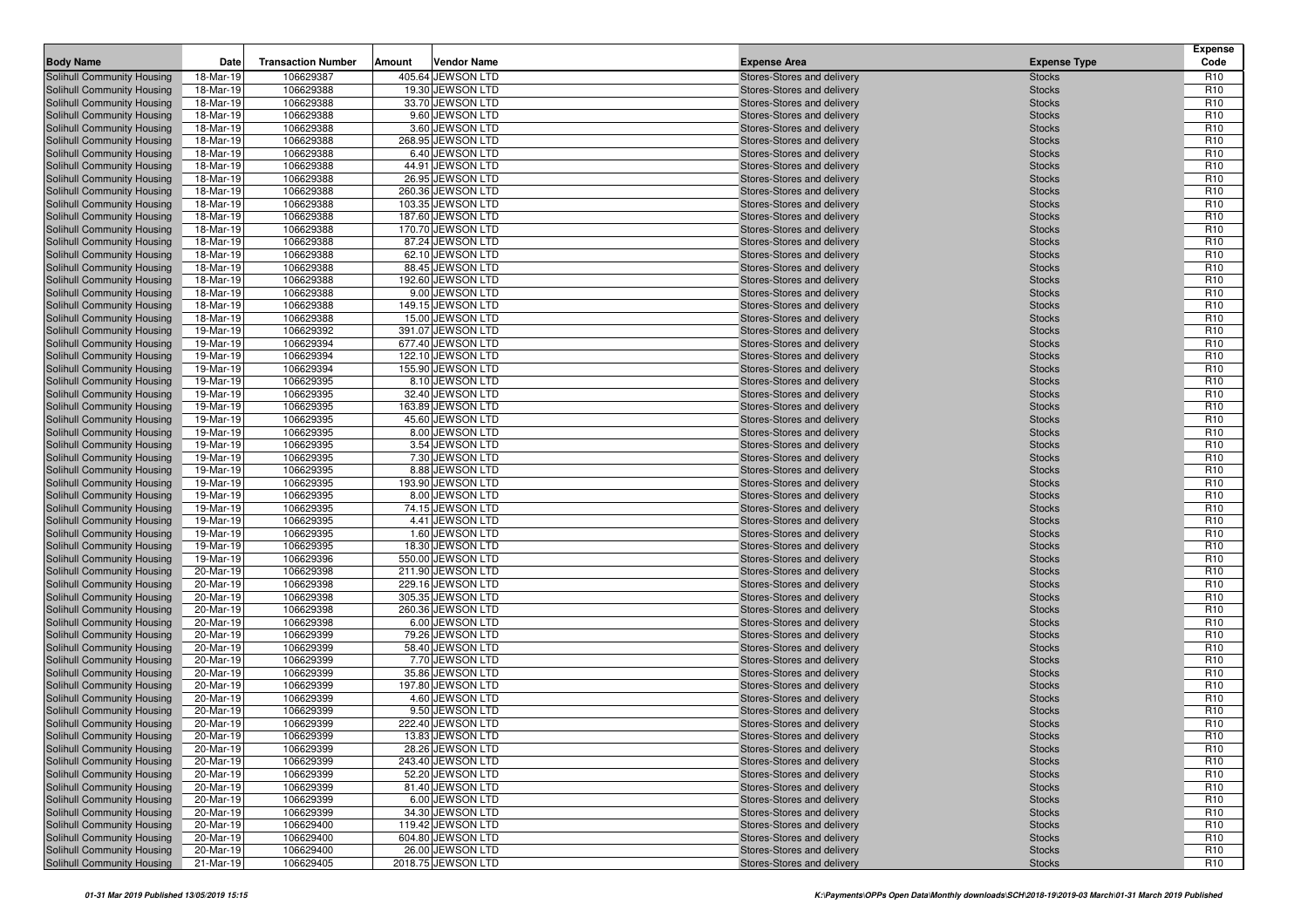| Body Name | Date | Transaction Number | Amount | Vendor Name | Expense Area | Expense Type | Expense Code |
|---|---|---|---|---|---|---|---|
| Solihull Community Housing | 18-Mar-19 | 106629387 | 405.64 | JEWSON LTD | Stores-Stores and delivery | Stocks | R10 |
| Solihull Community Housing | 18-Mar-19 | 106629388 | 19.30 | JEWSON LTD | Stores-Stores and delivery | Stocks | R10 |
| Solihull Community Housing | 18-Mar-19 | 106629388 | 33.70 | JEWSON LTD | Stores-Stores and delivery | Stocks | R10 |
| Solihull Community Housing | 18-Mar-19 | 106629388 | 9.60 | JEWSON LTD | Stores-Stores and delivery | Stocks | R10 |
| Solihull Community Housing | 18-Mar-19 | 106629388 | 3.60 | JEWSON LTD | Stores-Stores and delivery | Stocks | R10 |
| Solihull Community Housing | 18-Mar-19 | 106629388 | 268.95 | JEWSON LTD | Stores-Stores and delivery | Stocks | R10 |
| Solihull Community Housing | 18-Mar-19 | 106629388 | 6.40 | JEWSON LTD | Stores-Stores and delivery | Stocks | R10 |
| Solihull Community Housing | 18-Mar-19 | 106629388 | 44.91 | JEWSON LTD | Stores-Stores and delivery | Stocks | R10 |
| Solihull Community Housing | 18-Mar-19 | 106629388 | 26.95 | JEWSON LTD | Stores-Stores and delivery | Stocks | R10 |
| Solihull Community Housing | 18-Mar-19 | 106629388 | 260.36 | JEWSON LTD | Stores-Stores and delivery | Stocks | R10 |
| Solihull Community Housing | 18-Mar-19 | 106629388 | 103.35 | JEWSON LTD | Stores-Stores and delivery | Stocks | R10 |
| Solihull Community Housing | 18-Mar-19 | 106629388 | 187.60 | JEWSON LTD | Stores-Stores and delivery | Stocks | R10 |
| Solihull Community Housing | 18-Mar-19 | 106629388 | 170.70 | JEWSON LTD | Stores-Stores and delivery | Stocks | R10 |
| Solihull Community Housing | 18-Mar-19 | 106629388 | 87.24 | JEWSON LTD | Stores-Stores and delivery | Stocks | R10 |
| Solihull Community Housing | 18-Mar-19 | 106629388 | 62.10 | JEWSON LTD | Stores-Stores and delivery | Stocks | R10 |
| Solihull Community Housing | 18-Mar-19 | 106629388 | 88.45 | JEWSON LTD | Stores-Stores and delivery | Stocks | R10 |
| Solihull Community Housing | 18-Mar-19 | 106629388 | 192.60 | JEWSON LTD | Stores-Stores and delivery | Stocks | R10 |
| Solihull Community Housing | 18-Mar-19 | 106629388 | 9.00 | JEWSON LTD | Stores-Stores and delivery | Stocks | R10 |
| Solihull Community Housing | 18-Mar-19 | 106629388 | 149.15 | JEWSON LTD | Stores-Stores and delivery | Stocks | R10 |
| Solihull Community Housing | 18-Mar-19 | 106629388 | 15.00 | JEWSON LTD | Stores-Stores and delivery | Stocks | R10 |
| Solihull Community Housing | 19-Mar-19 | 106629392 | 391.07 | JEWSON LTD | Stores-Stores and delivery | Stocks | R10 |
| Solihull Community Housing | 19-Mar-19 | 106629394 | 677.40 | JEWSON LTD | Stores-Stores and delivery | Stocks | R10 |
| Solihull Community Housing | 19-Mar-19 | 106629394 | 122.10 | JEWSON LTD | Stores-Stores and delivery | Stocks | R10 |
| Solihull Community Housing | 19-Mar-19 | 106629394 | 155.90 | JEWSON LTD | Stores-Stores and delivery | Stocks | R10 |
| Solihull Community Housing | 19-Mar-19 | 106629395 | 8.10 | JEWSON LTD | Stores-Stores and delivery | Stocks | R10 |
| Solihull Community Housing | 19-Mar-19 | 106629395 | 32.40 | JEWSON LTD | Stores-Stores and delivery | Stocks | R10 |
| Solihull Community Housing | 19-Mar-19 | 106629395 | 163.89 | JEWSON LTD | Stores-Stores and delivery | Stocks | R10 |
| Solihull Community Housing | 19-Mar-19 | 106629395 | 45.60 | JEWSON LTD | Stores-Stores and delivery | Stocks | R10 |
| Solihull Community Housing | 19-Mar-19 | 106629395 | 8.00 | JEWSON LTD | Stores-Stores and delivery | Stocks | R10 |
| Solihull Community Housing | 19-Mar-19 | 106629395 | 3.54 | JEWSON LTD | Stores-Stores and delivery | Stocks | R10 |
| Solihull Community Housing | 19-Mar-19 | 106629395 | 7.30 | JEWSON LTD | Stores-Stores and delivery | Stocks | R10 |
| Solihull Community Housing | 19-Mar-19 | 106629395 | 8.88 | JEWSON LTD | Stores-Stores and delivery | Stocks | R10 |
| Solihull Community Housing | 19-Mar-19 | 106629395 | 193.90 | JEWSON LTD | Stores-Stores and delivery | Stocks | R10 |
| Solihull Community Housing | 19-Mar-19 | 106629395 | 8.00 | JEWSON LTD | Stores-Stores and delivery | Stocks | R10 |
| Solihull Community Housing | 19-Mar-19 | 106629395 | 74.15 | JEWSON LTD | Stores-Stores and delivery | Stocks | R10 |
| Solihull Community Housing | 19-Mar-19 | 106629395 | 4.41 | JEWSON LTD | Stores-Stores and delivery | Stocks | R10 |
| Solihull Community Housing | 19-Mar-19 | 106629395 | 1.60 | JEWSON LTD | Stores-Stores and delivery | Stocks | R10 |
| Solihull Community Housing | 19-Mar-19 | 106629395 | 18.30 | JEWSON LTD | Stores-Stores and delivery | Stocks | R10 |
| Solihull Community Housing | 19-Mar-19 | 106629396 | 550.00 | JEWSON LTD | Stores-Stores and delivery | Stocks | R10 |
| Solihull Community Housing | 20-Mar-19 | 106629398 | 211.90 | JEWSON LTD | Stores-Stores and delivery | Stocks | R10 |
| Solihull Community Housing | 20-Mar-19 | 106629398 | 229.16 | JEWSON LTD | Stores-Stores and delivery | Stocks | R10 |
| Solihull Community Housing | 20-Mar-19 | 106629398 | 305.35 | JEWSON LTD | Stores-Stores and delivery | Stocks | R10 |
| Solihull Community Housing | 20-Mar-19 | 106629398 | 260.36 | JEWSON LTD | Stores-Stores and delivery | Stocks | R10 |
| Solihull Community Housing | 20-Mar-19 | 106629398 | 6.00 | JEWSON LTD | Stores-Stores and delivery | Stocks | R10 |
| Solihull Community Housing | 20-Mar-19 | 106629399 | 79.26 | JEWSON LTD | Stores-Stores and delivery | Stocks | R10 |
| Solihull Community Housing | 20-Mar-19 | 106629399 | 58.40 | JEWSON LTD | Stores-Stores and delivery | Stocks | R10 |
| Solihull Community Housing | 20-Mar-19 | 106629399 | 7.70 | JEWSON LTD | Stores-Stores and delivery | Stocks | R10 |
| Solihull Community Housing | 20-Mar-19 | 106629399 | 35.86 | JEWSON LTD | Stores-Stores and delivery | Stocks | R10 |
| Solihull Community Housing | 20-Mar-19 | 106629399 | 197.80 | JEWSON LTD | Stores-Stores and delivery | Stocks | R10 |
| Solihull Community Housing | 20-Mar-19 | 106629399 | 4.60 | JEWSON LTD | Stores-Stores and delivery | Stocks | R10 |
| Solihull Community Housing | 20-Mar-19 | 106629399 | 9.50 | JEWSON LTD | Stores-Stores and delivery | Stocks | R10 |
| Solihull Community Housing | 20-Mar-19 | 106629399 | 222.40 | JEWSON LTD | Stores-Stores and delivery | Stocks | R10 |
| Solihull Community Housing | 20-Mar-19 | 106629399 | 13.83 | JEWSON LTD | Stores-Stores and delivery | Stocks | R10 |
| Solihull Community Housing | 20-Mar-19 | 106629399 | 28.26 | JEWSON LTD | Stores-Stores and delivery | Stocks | R10 |
| Solihull Community Housing | 20-Mar-19 | 106629399 | 243.40 | JEWSON LTD | Stores-Stores and delivery | Stocks | R10 |
| Solihull Community Housing | 20-Mar-19 | 106629399 | 52.20 | JEWSON LTD | Stores-Stores and delivery | Stocks | R10 |
| Solihull Community Housing | 20-Mar-19 | 106629399 | 81.40 | JEWSON LTD | Stores-Stores and delivery | Stocks | R10 |
| Solihull Community Housing | 20-Mar-19 | 106629399 | 6.00 | JEWSON LTD | Stores-Stores and delivery | Stocks | R10 |
| Solihull Community Housing | 20-Mar-19 | 106629399 | 34.30 | JEWSON LTD | Stores-Stores and delivery | Stocks | R10 |
| Solihull Community Housing | 20-Mar-19 | 106629400 | 119.42 | JEWSON LTD | Stores-Stores and delivery | Stocks | R10 |
| Solihull Community Housing | 20-Mar-19 | 106629400 | 604.80 | JEWSON LTD | Stores-Stores and delivery | Stocks | R10 |
| Solihull Community Housing | 20-Mar-19 | 106629400 | 26.00 | JEWSON LTD | Stores-Stores and delivery | Stocks | R10 |
| Solihull Community Housing | 21-Mar-19 | 106629405 | 2018.75 | JEWSON LTD | Stores-Stores and delivery | Stocks | R10 |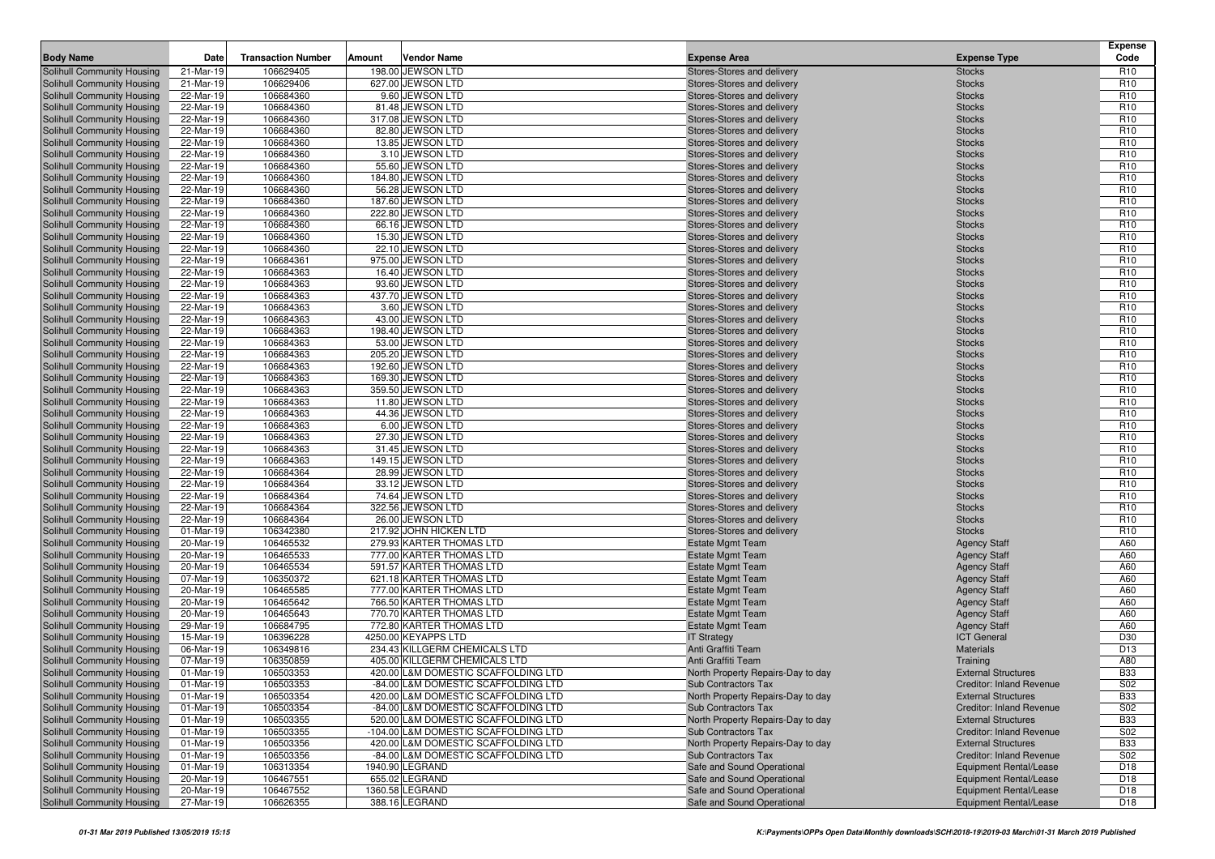| Body Name | Date | Transaction Number | Amount | Vendor Name | Expense Area | Expense Type | Expense Code |
|---|---|---|---|---|---|---|---|
| Solihull Community Housing | 21-Mar-19 | 106629405 | 198.00 | JEWSON LTD | Stores-Stores and delivery | Stocks | R10 |
| Solihull Community Housing | 21-Mar-19 | 106629406 | 627.00 | JEWSON LTD | Stores-Stores and delivery | Stocks | R10 |
| Solihull Community Housing | 22-Mar-19 | 106684360 | 9.60 | JEWSON LTD | Stores-Stores and delivery | Stocks | R10 |
| Solihull Community Housing | 22-Mar-19 | 106684360 | 81.48 | JEWSON LTD | Stores-Stores and delivery | Stocks | R10 |
| Solihull Community Housing | 22-Mar-19 | 106684360 | 317.08 | JEWSON LTD | Stores-Stores and delivery | Stocks | R10 |
| Solihull Community Housing | 22-Mar-19 | 106684360 | 82.80 | JEWSON LTD | Stores-Stores and delivery | Stocks | R10 |
| Solihull Community Housing | 22-Mar-19 | 106684360 | 13.85 | JEWSON LTD | Stores-Stores and delivery | Stocks | R10 |
| Solihull Community Housing | 22-Mar-19 | 106684360 | 3.10 | JEWSON LTD | Stores-Stores and delivery | Stocks | R10 |
| Solihull Community Housing | 22-Mar-19 | 106684360 | 55.60 | JEWSON LTD | Stores-Stores and delivery | Stocks | R10 |
| Solihull Community Housing | 22-Mar-19 | 106684360 | 184.80 | JEWSON LTD | Stores-Stores and delivery | Stocks | R10 |
| Solihull Community Housing | 22-Mar-19 | 106684360 | 56.28 | JEWSON LTD | Stores-Stores and delivery | Stocks | R10 |
| Solihull Community Housing | 22-Mar-19 | 106684360 | 187.60 | JEWSON LTD | Stores-Stores and delivery | Stocks | R10 |
| Solihull Community Housing | 22-Mar-19 | 106684360 | 222.80 | JEWSON LTD | Stores-Stores and delivery | Stocks | R10 |
| Solihull Community Housing | 22-Mar-19 | 106684360 | 66.16 | JEWSON LTD | Stores-Stores and delivery | Stocks | R10 |
| Solihull Community Housing | 22-Mar-19 | 106684360 | 15.30 | JEWSON LTD | Stores-Stores and delivery | Stocks | R10 |
| Solihull Community Housing | 22-Mar-19 | 106684360 | 22.10 | JEWSON LTD | Stores-Stores and delivery | Stocks | R10 |
| Solihull Community Housing | 22-Mar-19 | 106684361 | 975.00 | JEWSON LTD | Stores-Stores and delivery | Stocks | R10 |
| Solihull Community Housing | 22-Mar-19 | 106684363 | 16.40 | JEWSON LTD | Stores-Stores and delivery | Stocks | R10 |
| Solihull Community Housing | 22-Mar-19 | 106684363 | 93.60 | JEWSON LTD | Stores-Stores and delivery | Stocks | R10 |
| Solihull Community Housing | 22-Mar-19 | 106684363 | 437.70 | JEWSON LTD | Stores-Stores and delivery | Stocks | R10 |
| Solihull Community Housing | 22-Mar-19 | 106684363 | 3.60 | JEWSON LTD | Stores-Stores and delivery | Stocks | R10 |
| Solihull Community Housing | 22-Mar-19 | 106684363 | 43.00 | JEWSON LTD | Stores-Stores and delivery | Stocks | R10 |
| Solihull Community Housing | 22-Mar-19 | 106684363 | 198.40 | JEWSON LTD | Stores-Stores and delivery | Stocks | R10 |
| Solihull Community Housing | 22-Mar-19 | 106684363 | 53.00 | JEWSON LTD | Stores-Stores and delivery | Stocks | R10 |
| Solihull Community Housing | 22-Mar-19 | 106684363 | 205.20 | JEWSON LTD | Stores-Stores and delivery | Stocks | R10 |
| Solihull Community Housing | 22-Mar-19 | 106684363 | 192.60 | JEWSON LTD | Stores-Stores and delivery | Stocks | R10 |
| Solihull Community Housing | 22-Mar-19 | 106684363 | 169.30 | JEWSON LTD | Stores-Stores and delivery | Stocks | R10 |
| Solihull Community Housing | 22-Mar-19 | 106684363 | 359.50 | JEWSON LTD | Stores-Stores and delivery | Stocks | R10 |
| Solihull Community Housing | 22-Mar-19 | 106684363 | 11.80 | JEWSON LTD | Stores-Stores and delivery | Stocks | R10 |
| Solihull Community Housing | 22-Mar-19 | 106684363 | 44.36 | JEWSON LTD | Stores-Stores and delivery | Stocks | R10 |
| Solihull Community Housing | 22-Mar-19 | 106684363 | 6.00 | JEWSON LTD | Stores-Stores and delivery | Stocks | R10 |
| Solihull Community Housing | 22-Mar-19 | 106684363 | 27.30 | JEWSON LTD | Stores-Stores and delivery | Stocks | R10 |
| Solihull Community Housing | 22-Mar-19 | 106684363 | 31.45 | JEWSON LTD | Stores-Stores and delivery | Stocks | R10 |
| Solihull Community Housing | 22-Mar-19 | 106684363 | 149.15 | JEWSON LTD | Stores-Stores and delivery | Stocks | R10 |
| Solihull Community Housing | 22-Mar-19 | 106684364 | 28.99 | JEWSON LTD | Stores-Stores and delivery | Stocks | R10 |
| Solihull Community Housing | 22-Mar-19 | 106684364 | 33.12 | JEWSON LTD | Stores-Stores and delivery | Stocks | R10 |
| Solihull Community Housing | 22-Mar-19 | 106684364 | 74.64 | JEWSON LTD | Stores-Stores and delivery | Stocks | R10 |
| Solihull Community Housing | 22-Mar-19 | 106684364 | 322.56 | JEWSON LTD | Stores-Stores and delivery | Stocks | R10 |
| Solihull Community Housing | 22-Mar-19 | 106684364 | 26.00 | JEWSON LTD | Stores-Stores and delivery | Stocks | R10 |
| Solihull Community Housing | 01-Mar-19 | 106342380 | 217.92 | JOHN HICKEN LTD | Stores-Stores and delivery | Stocks | R10 |
| Solihull Community Housing | 20-Mar-19 | 106465532 | 279.93 | KARTER THOMAS LTD | Estate Mgmt Team | Agency Staff | A60 |
| Solihull Community Housing | 20-Mar-19 | 106465533 | 777.00 | KARTER THOMAS LTD | Estate Mgmt Team | Agency Staff | A60 |
| Solihull Community Housing | 20-Mar-19 | 106465534 | 591.57 | KARTER THOMAS LTD | Estate Mgmt Team | Agency Staff | A60 |
| Solihull Community Housing | 07-Mar-19 | 106350372 | 621.18 | KARTER THOMAS LTD | Estate Mgmt Team | Agency Staff | A60 |
| Solihull Community Housing | 20-Mar-19 | 106465585 | 777.00 | KARTER THOMAS LTD | Estate Mgmt Team | Agency Staff | A60 |
| Solihull Community Housing | 20-Mar-19 | 106465642 | 766.50 | KARTER THOMAS LTD | Estate Mgmt Team | Agency Staff | A60 |
| Solihull Community Housing | 20-Mar-19 | 106465643 | 770.70 | KARTER THOMAS LTD | Estate Mgmt Team | Agency Staff | A60 |
| Solihull Community Housing | 29-Mar-19 | 106684795 | 772.80 | KARTER THOMAS LTD | Estate Mgmt Team | Agency Staff | A60 |
| Solihull Community Housing | 15-Mar-19 | 106396228 | 4250.00 | KEYAPPS LTD | IT Strategy | ICT General | D30 |
| Solihull Community Housing | 06-Mar-19 | 106349816 | 234.43 | KILLGERM CHEMICALS LTD | Anti Graffiti Team | Materials | D13 |
| Solihull Community Housing | 07-Mar-19 | 106350859 | 405.00 | KILLGERM CHEMICALS LTD | Anti Graffiti Team | Training | A80 |
| Solihull Community Housing | 01-Mar-19 | 106503353 | 420.00 | L&M DOMESTIC SCAFFOLDING LTD | North Property Repairs-Day to day | External Structures | B33 |
| Solihull Community Housing | 01-Mar-19 | 106503353 | -84.00 | L&M DOMESTIC SCAFFOLDING LTD | Sub Contractors Tax | Creditor: Inland Revenue | S02 |
| Solihull Community Housing | 01-Mar-19 | 106503354 | 420.00 | L&M DOMESTIC SCAFFOLDING LTD | North Property Repairs-Day to day | External Structures | B33 |
| Solihull Community Housing | 01-Mar-19 | 106503354 | -84.00 | L&M DOMESTIC SCAFFOLDING LTD | Sub Contractors Tax | Creditor: Inland Revenue | S02 |
| Solihull Community Housing | 01-Mar-19 | 106503355 | 520.00 | L&M DOMESTIC SCAFFOLDING LTD | North Property Repairs-Day to day | External Structures | B33 |
| Solihull Community Housing | 01-Mar-19 | 106503355 | -104.00 | L&M DOMESTIC SCAFFOLDING LTD | Sub Contractors Tax | Creditor: Inland Revenue | S02 |
| Solihull Community Housing | 01-Mar-19 | 106503356 | 420.00 | L&M DOMESTIC SCAFFOLDING LTD | North Property Repairs-Day to day | External Structures | B33 |
| Solihull Community Housing | 01-Mar-19 | 106503356 | -84.00 | L&M DOMESTIC SCAFFOLDING LTD | Sub Contractors Tax | Creditor: Inland Revenue | S02 |
| Solihull Community Housing | 01-Mar-19 | 106313354 | 1940.90 | LEGRAND | Safe and Sound Operational | Equipment Rental/Lease | D18 |
| Solihull Community Housing | 20-Mar-19 | 106467551 | 655.02 | LEGRAND | Safe and Sound Operational | Equipment Rental/Lease | D18 |
| Solihull Community Housing | 20-Mar-19 | 106467552 | 1360.58 | LEGRAND | Safe and Sound Operational | Equipment Rental/Lease | D18 |
| Solihull Community Housing | 27-Mar-19 | 106626355 | 388.16 | LEGRAND | Safe and Sound Operational | Equipment Rental/Lease | D18 |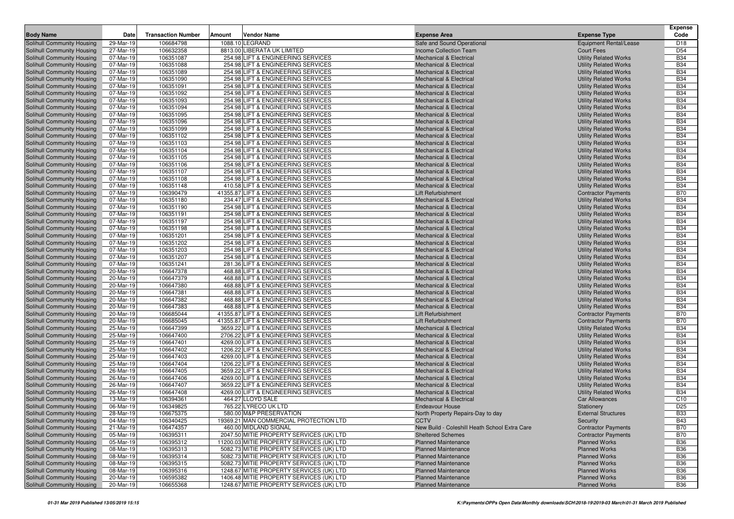| Body Name | Date | Transaction Number | Amount | Vendor Name | Expense Area | Expense Type | Expense Code |
|---|---|---|---|---|---|---|---|
| Solihull Community Housing | 29-Mar-19 | 106684798 | 1088.10 | LEGRAND | Safe and Sound Operational | Equipment Rental/Lease | D18 |
| Solihull Community Housing | 27-Mar-19 | 106632358 | 8813.00 | LIBERATA UK LIMITED | Income Collection Team | Court Fees | D54 |
| Solihull Community Housing | 07-Mar-19 | 106351087 | 254.98 | LIFT & ENGINEERING SERVICES | Mechanical & Electrical | Utility Related Works | B34 |
| Solihull Community Housing | 07-Mar-19 | 106351088 | 254.98 | LIFT & ENGINEERING SERVICES | Mechanical & Electrical | Utility Related Works | B34 |
| Solihull Community Housing | 07-Mar-19 | 106351089 | 254.98 | LIFT & ENGINEERING SERVICES | Mechanical & Electrical | Utility Related Works | B34 |
| Solihull Community Housing | 07-Mar-19 | 106351090 | 254.98 | LIFT & ENGINEERING SERVICES | Mechanical & Electrical | Utility Related Works | B34 |
| Solihull Community Housing | 07-Mar-19 | 106351091 | 254.98 | LIFT & ENGINEERING SERVICES | Mechanical & Electrical | Utility Related Works | B34 |
| Solihull Community Housing | 07-Mar-19 | 106351092 | 254.98 | LIFT & ENGINEERING SERVICES | Mechanical & Electrical | Utility Related Works | B34 |
| Solihull Community Housing | 07-Mar-19 | 106351093 | 254.98 | LIFT & ENGINEERING SERVICES | Mechanical & Electrical | Utility Related Works | B34 |
| Solihull Community Housing | 07-Mar-19 | 106351094 | 254.98 | LIFT & ENGINEERING SERVICES | Mechanical & Electrical | Utility Related Works | B34 |
| Solihull Community Housing | 07-Mar-19 | 106351095 | 254.98 | LIFT & ENGINEERING SERVICES | Mechanical & Electrical | Utility Related Works | B34 |
| Solihull Community Housing | 07-Mar-19 | 106351096 | 254.98 | LIFT & ENGINEERING SERVICES | Mechanical & Electrical | Utility Related Works | B34 |
| Solihull Community Housing | 07-Mar-19 | 106351099 | 254.98 | LIFT & ENGINEERING SERVICES | Mechanical & Electrical | Utility Related Works | B34 |
| Solihull Community Housing | 07-Mar-19 | 106351102 | 254.98 | LIFT & ENGINEERING SERVICES | Mechanical & Electrical | Utility Related Works | B34 |
| Solihull Community Housing | 07-Mar-19 | 106351103 | 254.98 | LIFT & ENGINEERING SERVICES | Mechanical & Electrical | Utility Related Works | B34 |
| Solihull Community Housing | 07-Mar-19 | 106351104 | 254.98 | LIFT & ENGINEERING SERVICES | Mechanical & Electrical | Utility Related Works | B34 |
| Solihull Community Housing | 07-Mar-19 | 106351105 | 254.98 | LIFT & ENGINEERING SERVICES | Mechanical & Electrical | Utility Related Works | B34 |
| Solihull Community Housing | 07-Mar-19 | 106351106 | 254.98 | LIFT & ENGINEERING SERVICES | Mechanical & Electrical | Utility Related Works | B34 |
| Solihull Community Housing | 07-Mar-19 | 106351107 | 254.98 | LIFT & ENGINEERING SERVICES | Mechanical & Electrical | Utility Related Works | B34 |
| Solihull Community Housing | 07-Mar-19 | 106351108 | 254.98 | LIFT & ENGINEERING SERVICES | Mechanical & Electrical | Utility Related Works | B34 |
| Solihull Community Housing | 07-Mar-19 | 106351148 | 410.58 | LIFT & ENGINEERING SERVICES | Mechanical & Electrical | Utility Related Works | B34 |
| Solihull Community Housing | 07-Mar-19 | 106390479 | 41355.87 | LIFT & ENGINEERING SERVICES | Lift Refurbishment | Contractor Payments | B70 |
| Solihull Community Housing | 07-Mar-19 | 106351180 | 234.47 | LIFT & ENGINEERING SERVICES | Mechanical & Electrical | Utility Related Works | B34 |
| Solihull Community Housing | 07-Mar-19 | 106351190 | 254.98 | LIFT & ENGINEERING SERVICES | Mechanical & Electrical | Utility Related Works | B34 |
| Solihull Community Housing | 07-Mar-19 | 106351191 | 254.98 | LIFT & ENGINEERING SERVICES | Mechanical & Electrical | Utility Related Works | B34 |
| Solihull Community Housing | 07-Mar-19 | 106351197 | 254.98 | LIFT & ENGINEERING SERVICES | Mechanical & Electrical | Utility Related Works | B34 |
| Solihull Community Housing | 07-Mar-19 | 106351198 | 254.98 | LIFT & ENGINEERING SERVICES | Mechanical & Electrical | Utility Related Works | B34 |
| Solihull Community Housing | 07-Mar-19 | 106351201 | 254.98 | LIFT & ENGINEERING SERVICES | Mechanical & Electrical | Utility Related Works | B34 |
| Solihull Community Housing | 07-Mar-19 | 106351202 | 254.98 | LIFT & ENGINEERING SERVICES | Mechanical & Electrical | Utility Related Works | B34 |
| Solihull Community Housing | 07-Mar-19 | 106351203 | 254.98 | LIFT & ENGINEERING SERVICES | Mechanical & Electrical | Utility Related Works | B34 |
| Solihull Community Housing | 07-Mar-19 | 106351207 | 254.98 | LIFT & ENGINEERING SERVICES | Mechanical & Electrical | Utility Related Works | B34 |
| Solihull Community Housing | 07-Mar-19 | 106351241 | 281.36 | LIFT & ENGINEERING SERVICES | Mechanical & Electrical | Utility Related Works | B34 |
| Solihull Community Housing | 20-Mar-19 | 106647378 | 468.88 | LIFT & ENGINEERING SERVICES | Mechanical & Electrical | Utility Related Works | B34 |
| Solihull Community Housing | 20-Mar-19 | 106647379 | 468.88 | LIFT & ENGINEERING SERVICES | Mechanical & Electrical | Utility Related Works | B34 |
| Solihull Community Housing | 20-Mar-19 | 106647380 | 468.88 | LIFT & ENGINEERING SERVICES | Mechanical & Electrical | Utility Related Works | B34 |
| Solihull Community Housing | 20-Mar-19 | 106647381 | 468.88 | LIFT & ENGINEERING SERVICES | Mechanical & Electrical | Utility Related Works | B34 |
| Solihull Community Housing | 20-Mar-19 | 106647382 | 468.88 | LIFT & ENGINEERING SERVICES | Mechanical & Electrical | Utility Related Works | B34 |
| Solihull Community Housing | 20-Mar-19 | 106647383 | 468.88 | LIFT & ENGINEERING SERVICES | Mechanical & Electrical | Utility Related Works | B34 |
| Solihull Community Housing | 20-Mar-19 | 106685044 | 41355.87 | LIFT & ENGINEERING SERVICES | Lift Refurbishment | Contractor Payments | B70 |
| Solihull Community Housing | 20-Mar-19 | 106685045 | 41355.87 | LIFT & ENGINEERING SERVICES | Lift Refurbishment | Contractor Payments | B70 |
| Solihull Community Housing | 25-Mar-19 | 106647399 | 3659.22 | LIFT & ENGINEERING SERVICES | Mechanical & Electrical | Utility Related Works | B34 |
| Solihull Community Housing | 25-Mar-19 | 106647400 | 2706.22 | LIFT & ENGINEERING SERVICES | Mechanical & Electrical | Utility Related Works | B34 |
| Solihull Community Housing | 25-Mar-19 | 106647401 | 4269.00 | LIFT & ENGINEERING SERVICES | Mechanical & Electrical | Utility Related Works | B34 |
| Solihull Community Housing | 25-Mar-19 | 106647402 | 1206.22 | LIFT & ENGINEERING SERVICES | Mechanical & Electrical | Utility Related Works | B34 |
| Solihull Community Housing | 25-Mar-19 | 106647403 | 4269.00 | LIFT & ENGINEERING SERVICES | Mechanical & Electrical | Utility Related Works | B34 |
| Solihull Community Housing | 25-Mar-19 | 106647404 | 1206.22 | LIFT & ENGINEERING SERVICES | Mechanical & Electrical | Utility Related Works | B34 |
| Solihull Community Housing | 26-Mar-19 | 106647405 | 3659.22 | LIFT & ENGINEERING SERVICES | Mechanical & Electrical | Utility Related Works | B34 |
| Solihull Community Housing | 26-Mar-19 | 106647406 | 4269.00 | LIFT & ENGINEERING SERVICES | Mechanical & Electrical | Utility Related Works | B34 |
| Solihull Community Housing | 26-Mar-19 | 106647407 | 3659.22 | LIFT & ENGINEERING SERVICES | Mechanical & Electrical | Utility Related Works | B34 |
| Solihull Community Housing | 26-Mar-19 | 106647408 | 4269.00 | LIFT & ENGINEERING SERVICES | Mechanical & Electrical | Utility Related Works | B34 |
| Solihull Community Housing | 13-Mar-19 | 106394361 | 464.27 | LLOYD SALE | Mechanical & Electrical | Car Allowances | C10 |
| Solihull Community Housing | 06-Mar-19 | 106349825 | 765.22 | LYRECO UK LTD | Endeavour House | Stationery | D25 |
| Solihull Community Housing | 28-Mar-19 | 106675375 | 580.00 | M&P PRESERVATION | North Property Repairs-Day to day | External Structures | B33 |
| Solihull Community Housing | 04-Mar-19 | 106340425 | 19369.21 | MAN COMMERCIAL PROTECTION LTD | CCTV | Security | B43 |
| Solihull Community Housing | 21-Mar-19 | 106474357 | 460.00 | MIDLAND SIGNAL | New Build - Coleshill Heath School Extra Care | Contractor Payments | B70 |
| Solihull Community Housing | 05-Mar-19 | 106395311 | 2047.50 | MITIE PROPERTY SERVICES (UK) LTD | Sheltered Schemes | Contractor Payments | B70 |
| Solihull Community Housing | 05-Mar-19 | 106395312 | 11200.03 | MITIE PROPERTY SERVICES (UK) LTD | Planned Maintenance | Planned Works | B36 |
| Solihull Community Housing | 08-Mar-19 | 106395313 | 5082.73 | MITIE PROPERTY SERVICES (UK) LTD | Planned Maintenance | Planned Works | B36 |
| Solihull Community Housing | 08-Mar-19 | 106395314 | 5082.73 | MITIE PROPERTY SERVICES (UK) LTD | Planned Maintenance | Planned Works | B36 |
| Solihull Community Housing | 08-Mar-19 | 106395315 | 5082.73 | MITIE PROPERTY SERVICES (UK) LTD | Planned Maintenance | Planned Works | B36 |
| Solihull Community Housing | 08-Mar-19 | 106395316 | 1248.67 | MITIE PROPERTY SERVICES (UK) LTD | Planned Maintenance | Planned Works | B36 |
| Solihull Community Housing | 20-Mar-19 | 106595382 | 1406.48 | MITIE PROPERTY SERVICES (UK) LTD | Planned Maintenance | Planned Works | B36 |
| Solihull Community Housing | 20-Mar-19 | 106655368 | 1248.67 | MITIE PROPERTY SERVICES (UK) LTD | Planned Maintenance | Planned Works | B36 |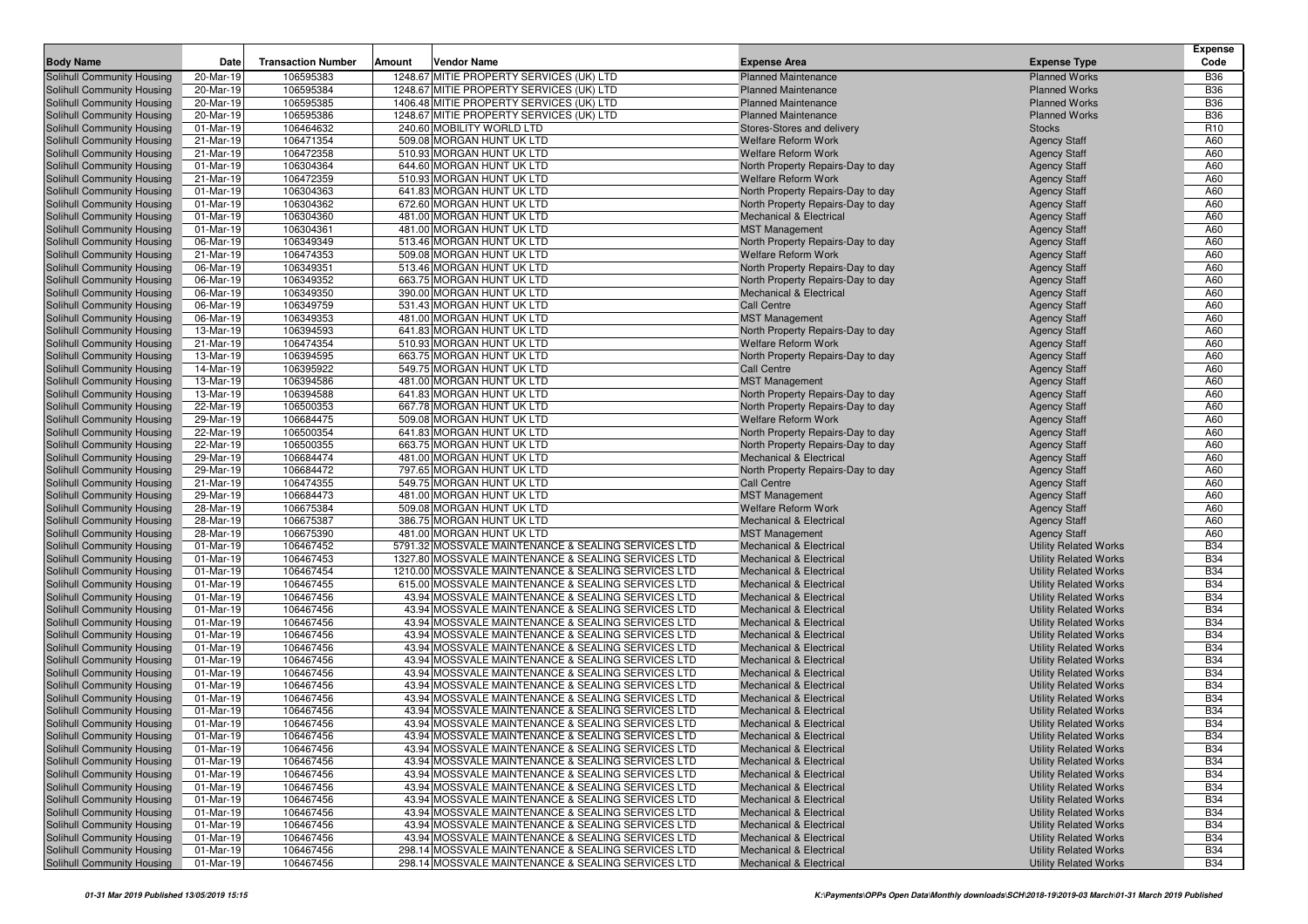| Body Name | Date | Transaction Number | Amount | Vendor Name | Expense Area | Expense Type | Expense Code |
|---|---|---|---|---|---|---|---|
| Solihull Community Housing | 20-Mar-19 | 106595383 | 1248.67 | MITIE PROPERTY SERVICES (UK) LTD | Planned Maintenance | Planned Works | B36 |
| Solihull Community Housing | 20-Mar-19 | 106595384 | 1248.67 | MITIE PROPERTY SERVICES (UK) LTD | Planned Maintenance | Planned Works | B36 |
| Solihull Community Housing | 20-Mar-19 | 106595385 | 1406.48 | MITIE PROPERTY SERVICES (UK) LTD | Planned Maintenance | Planned Works | B36 |
| Solihull Community Housing | 20-Mar-19 | 106595386 | 1248.67 | MITIE PROPERTY SERVICES (UK) LTD | Planned Maintenance | Planned Works | B36 |
| Solihull Community Housing | 01-Mar-19 | 106464632 | 240.60 | MOBILITY WORLD LTD | Stores-Stores and delivery | Stocks | R10 |
| Solihull Community Housing | 21-Mar-19 | 106471354 | 509.08 | MORGAN HUNT UK LTD | Welfare Reform Work | Agency Staff | A60 |
| Solihull Community Housing | 21-Mar-19 | 106472358 | 510.93 | MORGAN HUNT UK LTD | Welfare Reform Work | Agency Staff | A60 |
| Solihull Community Housing | 01-Mar-19 | 106304364 | 644.60 | MORGAN HUNT UK LTD | North Property Repairs-Day to day | Agency Staff | A60 |
| Solihull Community Housing | 21-Mar-19 | 106472359 | 510.93 | MORGAN HUNT UK LTD | Welfare Reform Work | Agency Staff | A60 |
| Solihull Community Housing | 01-Mar-19 | 106304363 | 641.83 | MORGAN HUNT UK LTD | North Property Repairs-Day to day | Agency Staff | A60 |
| Solihull Community Housing | 01-Mar-19 | 106304362 | 672.60 | MORGAN HUNT UK LTD | North Property Repairs-Day to day | Agency Staff | A60 |
| Solihull Community Housing | 01-Mar-19 | 106304360 | 481.00 | MORGAN HUNT UK LTD | Mechanical & Electrical | Agency Staff | A60 |
| Solihull Community Housing | 01-Mar-19 | 106304361 | 481.00 | MORGAN HUNT UK LTD | MST Management | Agency Staff | A60 |
| Solihull Community Housing | 06-Mar-19 | 106349349 | 513.46 | MORGAN HUNT UK LTD | North Property Repairs-Day to day | Agency Staff | A60 |
| Solihull Community Housing | 21-Mar-19 | 106474353 | 509.08 | MORGAN HUNT UK LTD | Welfare Reform Work | Agency Staff | A60 |
| Solihull Community Housing | 06-Mar-19 | 106349351 | 513.46 | MORGAN HUNT UK LTD | North Property Repairs-Day to day | Agency Staff | A60 |
| Solihull Community Housing | 06-Mar-19 | 106349352 | 663.75 | MORGAN HUNT UK LTD | North Property Repairs-Day to day | Agency Staff | A60 |
| Solihull Community Housing | 06-Mar-19 | 106349350 | 390.00 | MORGAN HUNT UK LTD | Mechanical & Electrical | Agency Staff | A60 |
| Solihull Community Housing | 06-Mar-19 | 106349759 | 531.43 | MORGAN HUNT UK LTD | Call Centre | Agency Staff | A60 |
| Solihull Community Housing | 06-Mar-19 | 106349353 | 481.00 | MORGAN HUNT UK LTD | MST Management | Agency Staff | A60 |
| Solihull Community Housing | 13-Mar-19 | 106394593 | 641.83 | MORGAN HUNT UK LTD | North Property Repairs-Day to day | Agency Staff | A60 |
| Solihull Community Housing | 21-Mar-19 | 106474354 | 510.93 | MORGAN HUNT UK LTD | Welfare Reform Work | Agency Staff | A60 |
| Solihull Community Housing | 13-Mar-19 | 106394595 | 663.75 | MORGAN HUNT UK LTD | North Property Repairs-Day to day | Agency Staff | A60 |
| Solihull Community Housing | 14-Mar-19 | 106395922 | 549.75 | MORGAN HUNT UK LTD | Call Centre | Agency Staff | A60 |
| Solihull Community Housing | 13-Mar-19 | 106394586 | 481.00 | MORGAN HUNT UK LTD | MST Management | Agency Staff | A60 |
| Solihull Community Housing | 13-Mar-19 | 106394588 | 641.83 | MORGAN HUNT UK LTD | North Property Repairs-Day to day | Agency Staff | A60 |
| Solihull Community Housing | 22-Mar-19 | 106500353 | 667.78 | MORGAN HUNT UK LTD | North Property Repairs-Day to day | Agency Staff | A60 |
| Solihull Community Housing | 29-Mar-19 | 106684475 | 509.08 | MORGAN HUNT UK LTD | Welfare Reform Work | Agency Staff | A60 |
| Solihull Community Housing | 22-Mar-19 | 106500354 | 641.83 | MORGAN HUNT UK LTD | North Property Repairs-Day to day | Agency Staff | A60 |
| Solihull Community Housing | 22-Mar-19 | 106500355 | 663.75 | MORGAN HUNT UK LTD | North Property Repairs-Day to day | Agency Staff | A60 |
| Solihull Community Housing | 29-Mar-19 | 106684474 | 481.00 | MORGAN HUNT UK LTD | Mechanical & Electrical | Agency Staff | A60 |
| Solihull Community Housing | 29-Mar-19 | 106684472 | 797.65 | MORGAN HUNT UK LTD | North Property Repairs-Day to day | Agency Staff | A60 |
| Solihull Community Housing | 21-Mar-19 | 106474355 | 549.75 | MORGAN HUNT UK LTD | Call Centre | Agency Staff | A60 |
| Solihull Community Housing | 29-Mar-19 | 106684473 | 481.00 | MORGAN HUNT UK LTD | MST Management | Agency Staff | A60 |
| Solihull Community Housing | 28-Mar-19 | 106675384 | 509.08 | MORGAN HUNT UK LTD | Welfare Reform Work | Agency Staff | A60 |
| Solihull Community Housing | 28-Mar-19 | 106675387 | 386.75 | MORGAN HUNT UK LTD | Mechanical & Electrical | Agency Staff | A60 |
| Solihull Community Housing | 28-Mar-19 | 106675390 | 481.00 | MORGAN HUNT UK LTD | MST Management | Agency Staff | A60 |
| Solihull Community Housing | 01-Mar-19 | 106467452 | 5791.32 | MOSSVALE MAINTENANCE & SEALING SERVICES LTD | Mechanical & Electrical | Utility Related Works | B34 |
| Solihull Community Housing | 01-Mar-19 | 106467453 | 1327.80 | MOSSVALE MAINTENANCE & SEALING SERVICES LTD | Mechanical & Electrical | Utility Related Works | B34 |
| Solihull Community Housing | 01-Mar-19 | 106467454 | 1210.00 | MOSSVALE MAINTENANCE & SEALING SERVICES LTD | Mechanical & Electrical | Utility Related Works | B34 |
| Solihull Community Housing | 01-Mar-19 | 106467455 | 615.00 | MOSSVALE MAINTENANCE & SEALING SERVICES LTD | Mechanical & Electrical | Utility Related Works | B34 |
| Solihull Community Housing | 01-Mar-19 | 106467456 | 43.94 | MOSSVALE MAINTENANCE & SEALING SERVICES LTD | Mechanical & Electrical | Utility Related Works | B34 |
| Solihull Community Housing | 01-Mar-19 | 106467456 | 43.94 | MOSSVALE MAINTENANCE & SEALING SERVICES LTD | Mechanical & Electrical | Utility Related Works | B34 |
| Solihull Community Housing | 01-Mar-19 | 106467456 | 43.94 | MOSSVALE MAINTENANCE & SEALING SERVICES LTD | Mechanical & Electrical | Utility Related Works | B34 |
| Solihull Community Housing | 01-Mar-19 | 106467456 | 43.94 | MOSSVALE MAINTENANCE & SEALING SERVICES LTD | Mechanical & Electrical | Utility Related Works | B34 |
| Solihull Community Housing | 01-Mar-19 | 106467456 | 43.94 | MOSSVALE MAINTENANCE & SEALING SERVICES LTD | Mechanical & Electrical | Utility Related Works | B34 |
| Solihull Community Housing | 01-Mar-19 | 106467456 | 43.94 | MOSSVALE MAINTENANCE & SEALING SERVICES LTD | Mechanical & Electrical | Utility Related Works | B34 |
| Solihull Community Housing | 01-Mar-19 | 106467456 | 43.94 | MOSSVALE MAINTENANCE & SEALING SERVICES LTD | Mechanical & Electrical | Utility Related Works | B34 |
| Solihull Community Housing | 01-Mar-19 | 106467456 | 43.94 | MOSSVALE MAINTENANCE & SEALING SERVICES LTD | Mechanical & Electrical | Utility Related Works | B34 |
| Solihull Community Housing | 01-Mar-19 | 106467456 | 43.94 | MOSSVALE MAINTENANCE & SEALING SERVICES LTD | Mechanical & Electrical | Utility Related Works | B34 |
| Solihull Community Housing | 01-Mar-19 | 106467456 | 43.94 | MOSSVALE MAINTENANCE & SEALING SERVICES LTD | Mechanical & Electrical | Utility Related Works | B34 |
| Solihull Community Housing | 01-Mar-19 | 106467456 | 43.94 | MOSSVALE MAINTENANCE & SEALING SERVICES LTD | Mechanical & Electrical | Utility Related Works | B34 |
| Solihull Community Housing | 01-Mar-19 | 106467456 | 43.94 | MOSSVALE MAINTENANCE & SEALING SERVICES LTD | Mechanical & Electrical | Utility Related Works | B34 |
| Solihull Community Housing | 01-Mar-19 | 106467456 | 43.94 | MOSSVALE MAINTENANCE & SEALING SERVICES LTD | Mechanical & Electrical | Utility Related Works | B34 |
| Solihull Community Housing | 01-Mar-19 | 106467456 | 43.94 | MOSSVALE MAINTENANCE & SEALING SERVICES LTD | Mechanical & Electrical | Utility Related Works | B34 |
| Solihull Community Housing | 01-Mar-19 | 106467456 | 43.94 | MOSSVALE MAINTENANCE & SEALING SERVICES LTD | Mechanical & Electrical | Utility Related Works | B34 |
| Solihull Community Housing | 01-Mar-19 | 106467456 | 43.94 | MOSSVALE MAINTENANCE & SEALING SERVICES LTD | Mechanical & Electrical | Utility Related Works | B34 |
| Solihull Community Housing | 01-Mar-19 | 106467456 | 43.94 | MOSSVALE MAINTENANCE & SEALING SERVICES LTD | Mechanical & Electrical | Utility Related Works | B34 |
| Solihull Community Housing | 01-Mar-19 | 106467456 | 43.94 | MOSSVALE MAINTENANCE & SEALING SERVICES LTD | Mechanical & Electrical | Utility Related Works | B34 |
| Solihull Community Housing | 01-Mar-19 | 106467456 | 43.94 | MOSSVALE MAINTENANCE & SEALING SERVICES LTD | Mechanical & Electrical | Utility Related Works | B34 |
| Solihull Community Housing | 01-Mar-19 | 106467456 | 43.94 | MOSSVALE MAINTENANCE & SEALING SERVICES LTD | Mechanical & Electrical | Utility Related Works | B34 |
| Solihull Community Housing | 01-Mar-19 | 106467456 | 298.14 | MOSSVALE MAINTENANCE & SEALING SERVICES LTD | Mechanical & Electrical | Utility Related Works | B34 |
| Solihull Community Housing | 01-Mar-19 | 106467456 | 298.14 | MOSSVALE MAINTENANCE & SEALING SERVICES LTD | Mechanical & Electrical | Utility Related Works | B34 |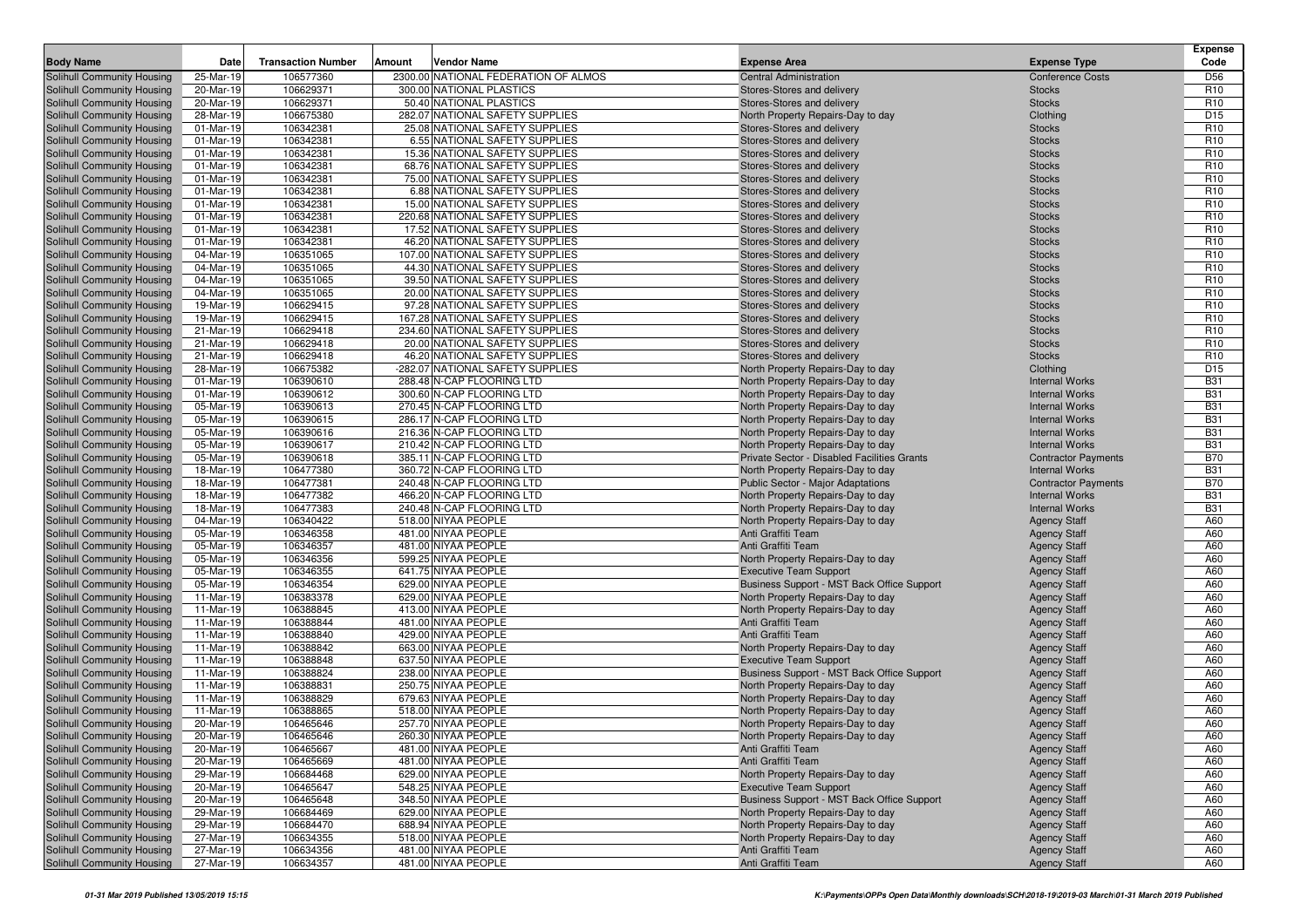| Body Name | Date | Transaction Number | Amount | Vendor Name | Expense Area | Expense Type | Expense Code |
|---|---|---|---|---|---|---|---|
| Solihull Community Housing | 25-Mar-19 | 106577360 | 2300.00 | NATIONAL FEDERATION OF ALMOS | Central Administration | Conference Costs | D56 |
| Solihull Community Housing | 20-Mar-19 | 106629371 | 300.00 | NATIONAL PLASTICS | Stores-Stores and delivery | Stocks | R10 |
| Solihull Community Housing | 20-Mar-19 | 106629371 | 50.40 | NATIONAL PLASTICS | Stores-Stores and delivery | Stocks | R10 |
| Solihull Community Housing | 28-Mar-19 | 106675380 | 282.07 | NATIONAL SAFETY SUPPLIES | North Property Repairs-Day to day | Clothing | D15 |
| Solihull Community Housing | 01-Mar-19 | 106342381 | 25.08 | NATIONAL SAFETY SUPPLIES | Stores-Stores and delivery | Stocks | R10 |
| Solihull Community Housing | 01-Mar-19 | 106342381 | 6.55 | NATIONAL SAFETY SUPPLIES | Stores-Stores and delivery | Stocks | R10 |
| Solihull Community Housing | 01-Mar-19 | 106342381 | 15.36 | NATIONAL SAFETY SUPPLIES | Stores-Stores and delivery | Stocks | R10 |
| Solihull Community Housing | 01-Mar-19 | 106342381 | 68.76 | NATIONAL SAFETY SUPPLIES | Stores-Stores and delivery | Stocks | R10 |
| Solihull Community Housing | 01-Mar-19 | 106342381 | 75.00 | NATIONAL SAFETY SUPPLIES | Stores-Stores and delivery | Stocks | R10 |
| Solihull Community Housing | 01-Mar-19 | 106342381 | 6.88 | NATIONAL SAFETY SUPPLIES | Stores-Stores and delivery | Stocks | R10 |
| Solihull Community Housing | 01-Mar-19 | 106342381 | 15.00 | NATIONAL SAFETY SUPPLIES | Stores-Stores and delivery | Stocks | R10 |
| Solihull Community Housing | 01-Mar-19 | 106342381 | 220.68 | NATIONAL SAFETY SUPPLIES | Stores-Stores and delivery | Stocks | R10 |
| Solihull Community Housing | 01-Mar-19 | 106342381 | 17.52 | NATIONAL SAFETY SUPPLIES | Stores-Stores and delivery | Stocks | R10 |
| Solihull Community Housing | 01-Mar-19 | 106342381 | 46.20 | NATIONAL SAFETY SUPPLIES | Stores-Stores and delivery | Stocks | R10 |
| Solihull Community Housing | 04-Mar-19 | 106351065 | 107.00 | NATIONAL SAFETY SUPPLIES | Stores-Stores and delivery | Stocks | R10 |
| Solihull Community Housing | 04-Mar-19 | 106351065 | 44.30 | NATIONAL SAFETY SUPPLIES | Stores-Stores and delivery | Stocks | R10 |
| Solihull Community Housing | 04-Mar-19 | 106351065 | 39.50 | NATIONAL SAFETY SUPPLIES | Stores-Stores and delivery | Stocks | R10 |
| Solihull Community Housing | 04-Mar-19 | 106351065 | 20.00 | NATIONAL SAFETY SUPPLIES | Stores-Stores and delivery | Stocks | R10 |
| Solihull Community Housing | 19-Mar-19 | 106629415 | 97.28 | NATIONAL SAFETY SUPPLIES | Stores-Stores and delivery | Stocks | R10 |
| Solihull Community Housing | 19-Mar-19 | 106629415 | 167.28 | NATIONAL SAFETY SUPPLIES | Stores-Stores and delivery | Stocks | R10 |
| Solihull Community Housing | 21-Mar-19 | 106629418 | 234.60 | NATIONAL SAFETY SUPPLIES | Stores-Stores and delivery | Stocks | R10 |
| Solihull Community Housing | 21-Mar-19 | 106629418 | 20.00 | NATIONAL SAFETY SUPPLIES | Stores-Stores and delivery | Stocks | R10 |
| Solihull Community Housing | 21-Mar-19 | 106629418 | 46.20 | NATIONAL SAFETY SUPPLIES | Stores-Stores and delivery | Stocks | R10 |
| Solihull Community Housing | 28-Mar-19 | 106675382 | -282.07 | NATIONAL SAFETY SUPPLIES | North Property Repairs-Day to day | Clothing | D15 |
| Solihull Community Housing | 01-Mar-19 | 106390610 | 288.48 | N-CAP FLOORING LTD | North Property Repairs-Day to day | Internal Works | B31 |
| Solihull Community Housing | 01-Mar-19 | 106390612 | 300.60 | N-CAP FLOORING LTD | North Property Repairs-Day to day | Internal Works | B31 |
| Solihull Community Housing | 05-Mar-19 | 106390613 | 270.45 | N-CAP FLOORING LTD | North Property Repairs-Day to day | Internal Works | B31 |
| Solihull Community Housing | 05-Mar-19 | 106390615 | 286.17 | N-CAP FLOORING LTD | North Property Repairs-Day to day | Internal Works | B31 |
| Solihull Community Housing | 05-Mar-19 | 106390616 | 216.36 | N-CAP FLOORING LTD | North Property Repairs-Day to day | Internal Works | B31 |
| Solihull Community Housing | 05-Mar-19 | 106390617 | 210.42 | N-CAP FLOORING LTD | North Property Repairs-Day to day | Internal Works | B31 |
| Solihull Community Housing | 05-Mar-19 | 106390618 | 385.11 | N-CAP FLOORING LTD | Private Sector - Disabled Facilities Grants | Contractor Payments | B70 |
| Solihull Community Housing | 18-Mar-19 | 106477380 | 360.72 | N-CAP FLOORING LTD | North Property Repairs-Day to day | Internal Works | B31 |
| Solihull Community Housing | 18-Mar-19 | 106477381 | 240.48 | N-CAP FLOORING LTD | Public Sector - Major Adaptations | Contractor Payments | B70 |
| Solihull Community Housing | 18-Mar-19 | 106477382 | 466.20 | N-CAP FLOORING LTD | North Property Repairs-Day to day | Internal Works | B31 |
| Solihull Community Housing | 18-Mar-19 | 106477383 | 240.48 | N-CAP FLOORING LTD | North Property Repairs-Day to day | Internal Works | B31 |
| Solihull Community Housing | 04-Mar-19 | 106340422 | 518.00 | NIYAA PEOPLE | North Property Repairs-Day to day | Agency Staff | A60 |
| Solihull Community Housing | 05-Mar-19 | 106346358 | 481.00 | NIYAA PEOPLE | Anti Graffiti Team | Agency Staff | A60 |
| Solihull Community Housing | 05-Mar-19 | 106346357 | 481.00 | NIYAA PEOPLE | Anti Graffiti Team | Agency Staff | A60 |
| Solihull Community Housing | 05-Mar-19 | 106346356 | 599.25 | NIYAA PEOPLE | North Property Repairs-Day to day | Agency Staff | A60 |
| Solihull Community Housing | 05-Mar-19 | 106346355 | 641.75 | NIYAA PEOPLE | Executive Team Support | Agency Staff | A60 |
| Solihull Community Housing | 05-Mar-19 | 106346354 | 629.00 | NIYAA PEOPLE | Business Support - MST Back Office Support | Agency Staff | A60 |
| Solihull Community Housing | 11-Mar-19 | 106383378 | 629.00 | NIYAA PEOPLE | North Property Repairs-Day to day | Agency Staff | A60 |
| Solihull Community Housing | 11-Mar-19 | 106388845 | 413.00 | NIYAA PEOPLE | North Property Repairs-Day to day | Agency Staff | A60 |
| Solihull Community Housing | 11-Mar-19 | 106388844 | 481.00 | NIYAA PEOPLE | Anti Graffiti Team | Agency Staff | A60 |
| Solihull Community Housing | 11-Mar-19 | 106388840 | 429.00 | NIYAA PEOPLE | Anti Graffiti Team | Agency Staff | A60 |
| Solihull Community Housing | 11-Mar-19 | 106388842 | 663.00 | NIYAA PEOPLE | North Property Repairs-Day to day | Agency Staff | A60 |
| Solihull Community Housing | 11-Mar-19 | 106388848 | 637.50 | NIYAA PEOPLE | Executive Team Support | Agency Staff | A60 |
| Solihull Community Housing | 11-Mar-19 | 106388824 | 238.00 | NIYAA PEOPLE | Business Support - MST Back Office Support | Agency Staff | A60 |
| Solihull Community Housing | 11-Mar-19 | 106388831 | 250.75 | NIYAA PEOPLE | North Property Repairs-Day to day | Agency Staff | A60 |
| Solihull Community Housing | 11-Mar-19 | 106388829 | 679.63 | NIYAA PEOPLE | North Property Repairs-Day to day | Agency Staff | A60 |
| Solihull Community Housing | 11-Mar-19 | 106388865 | 518.00 | NIYAA PEOPLE | North Property Repairs-Day to day | Agency Staff | A60 |
| Solihull Community Housing | 20-Mar-19 | 106465646 | 257.70 | NIYAA PEOPLE | North Property Repairs-Day to day | Agency Staff | A60 |
| Solihull Community Housing | 20-Mar-19 | 106465646 | 260.30 | NIYAA PEOPLE | North Property Repairs-Day to day | Agency Staff | A60 |
| Solihull Community Housing | 20-Mar-19 | 106465667 | 481.00 | NIYAA PEOPLE | Anti Graffiti Team | Agency Staff | A60 |
| Solihull Community Housing | 20-Mar-19 | 106465669 | 481.00 | NIYAA PEOPLE | Anti Graffiti Team | Agency Staff | A60 |
| Solihull Community Housing | 29-Mar-19 | 106684468 | 629.00 | NIYAA PEOPLE | North Property Repairs-Day to day | Agency Staff | A60 |
| Solihull Community Housing | 20-Mar-19 | 106465647 | 548.25 | NIYAA PEOPLE | Executive Team Support | Agency Staff | A60 |
| Solihull Community Housing | 20-Mar-19 | 106465648 | 348.50 | NIYAA PEOPLE | Business Support - MST Back Office Support | Agency Staff | A60 |
| Solihull Community Housing | 29-Mar-19 | 106684469 | 629.00 | NIYAA PEOPLE | North Property Repairs-Day to day | Agency Staff | A60 |
| Solihull Community Housing | 29-Mar-19 | 106684470 | 688.94 | NIYAA PEOPLE | North Property Repairs-Day to day | Agency Staff | A60 |
| Solihull Community Housing | 27-Mar-19 | 106634355 | 518.00 | NIYAA PEOPLE | North Property Repairs-Day to day | Agency Staff | A60 |
| Solihull Community Housing | 27-Mar-19 | 106634356 | 481.00 | NIYAA PEOPLE | Anti Graffiti Team | Agency Staff | A60 |
| Solihull Community Housing | 27-Mar-19 | 106634357 | 481.00 | NIYAA PEOPLE | Anti Graffiti Team | Agency Staff | A60 |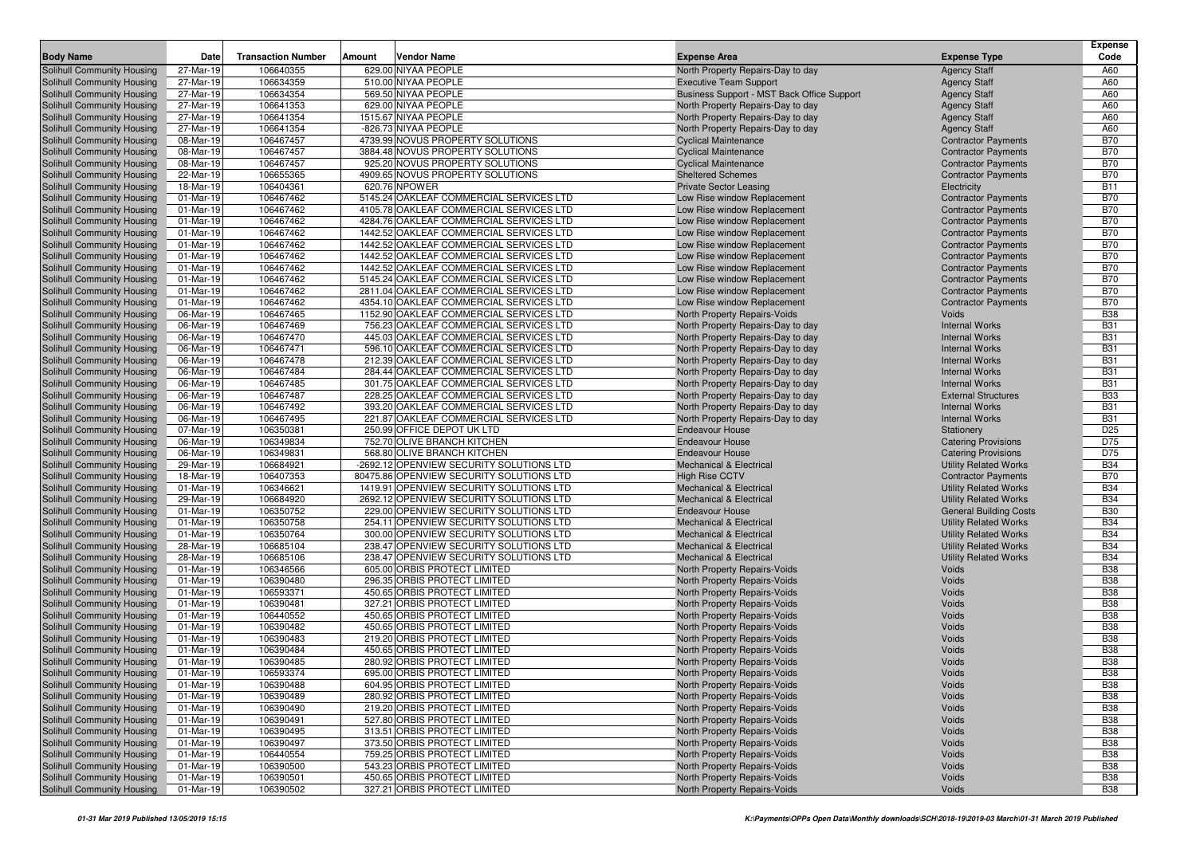| Body Name | Date | Transaction Number | Amount | Vendor Name | Expense Area | Expense Type | Expense Code |
|---|---|---|---|---|---|---|---|
| Solihull Community Housing | 27-Mar-19 | 106640355 | 629.00 | NIYAA PEOPLE | North Property Repairs-Day to day | Agency Staff | A60 |
| Solihull Community Housing | 27-Mar-19 | 106634359 | 510.00 | NIYAA PEOPLE | Executive Team Support | Agency Staff | A60 |
| Solihull Community Housing | 27-Mar-19 | 106634354 | 569.50 | NIYAA PEOPLE | Business Support - MST Back Office Support | Agency Staff | A60 |
| Solihull Community Housing | 27-Mar-19 | 106641353 | 629.00 | NIYAA PEOPLE | North Property Repairs-Day to day | Agency Staff | A60 |
| Solihull Community Housing | 27-Mar-19 | 106641354 | 1515.67 | NIYAA PEOPLE | North Property Repairs-Day to day | Agency Staff | A60 |
| Solihull Community Housing | 27-Mar-19 | 106641354 | -826.73 | NIYAA PEOPLE | North Property Repairs-Day to day | Agency Staff | A60 |
| Solihull Community Housing | 08-Mar-19 | 106467457 | 4739.99 | NOVUS PROPERTY SOLUTIONS | Cyclical Maintenance | Contractor Payments | B70 |
| Solihull Community Housing | 08-Mar-19 | 106467457 | 3884.48 | NOVUS PROPERTY SOLUTIONS | Cyclical Maintenance | Contractor Payments | B70 |
| Solihull Community Housing | 08-Mar-19 | 106467457 | 925.20 | NOVUS PROPERTY SOLUTIONS | Cyclical Maintenance | Contractor Payments | B70 |
| Solihull Community Housing | 22-Mar-19 | 106655365 | 4909.65 | NOVUS PROPERTY SOLUTIONS | Sheltered Schemes | Contractor Payments | B70 |
| Solihull Community Housing | 18-Mar-19 | 106404361 | 620.76 | NPOWER | Private Sector Leasing | Electricity | B11 |
| Solihull Community Housing | 01-Mar-19 | 106467462 | 5145.24 | OAKLEAF COMMERCIAL SERVICES LTD | Low Rise window Replacement | Contractor Payments | B70 |
| Solihull Community Housing | 01-Mar-19 | 106467462 | 4105.78 | OAKLEAF COMMERCIAL SERVICES LTD | Low Rise window Replacement | Contractor Payments | B70 |
| Solihull Community Housing | 01-Mar-19 | 106467462 | 4284.76 | OAKLEAF COMMERCIAL SERVICES LTD | Low Rise window Replacement | Contractor Payments | B70 |
| Solihull Community Housing | 01-Mar-19 | 106467462 | 1442.52 | OAKLEAF COMMERCIAL SERVICES LTD | Low Rise window Replacement | Contractor Payments | B70 |
| Solihull Community Housing | 01-Mar-19 | 106467462 | 1442.52 | OAKLEAF COMMERCIAL SERVICES LTD | Low Rise window Replacement | Contractor Payments | B70 |
| Solihull Community Housing | 01-Mar-19 | 106467462 | 1442.52 | OAKLEAF COMMERCIAL SERVICES LTD | Low Rise window Replacement | Contractor Payments | B70 |
| Solihull Community Housing | 01-Mar-19 | 106467462 | 1442.52 | OAKLEAF COMMERCIAL SERVICES LTD | Low Rise window Replacement | Contractor Payments | B70 |
| Solihull Community Housing | 01-Mar-19 | 106467462 | 5145.24 | OAKLEAF COMMERCIAL SERVICES LTD | Low Rise window Replacement | Contractor Payments | B70 |
| Solihull Community Housing | 01-Mar-19 | 106467462 | 2811.04 | OAKLEAF COMMERCIAL SERVICES LTD | Low Rise window Replacement | Contractor Payments | B70 |
| Solihull Community Housing | 01-Mar-19 | 106467462 | 4354.10 | OAKLEAF COMMERCIAL SERVICES LTD | Low Rise window Replacement | Contractor Payments | B70 |
| Solihull Community Housing | 06-Mar-19 | 106467465 | 1152.90 | OAKLEAF COMMERCIAL SERVICES LTD | North Property Repairs-Voids | Voids | B38 |
| Solihull Community Housing | 06-Mar-19 | 106467469 | 756.23 | OAKLEAF COMMERCIAL SERVICES LTD | North Property Repairs-Day to day | Internal Works | B31 |
| Solihull Community Housing | 06-Mar-19 | 106467470 | 445.03 | OAKLEAF COMMERCIAL SERVICES LTD | North Property Repairs-Day to day | Internal Works | B31 |
| Solihull Community Housing | 06-Mar-19 | 106467471 | 596.10 | OAKLEAF COMMERCIAL SERVICES LTD | North Property Repairs-Day to day | Internal Works | B31 |
| Solihull Community Housing | 06-Mar-19 | 106467478 | 212.39 | OAKLEAF COMMERCIAL SERVICES LTD | North Property Repairs-Day to day | Internal Works | B31 |
| Solihull Community Housing | 06-Mar-19 | 106467484 | 284.44 | OAKLEAF COMMERCIAL SERVICES LTD | North Property Repairs-Day to day | Internal Works | B31 |
| Solihull Community Housing | 06-Mar-19 | 106467485 | 301.75 | OAKLEAF COMMERCIAL SERVICES LTD | North Property Repairs-Day to day | Internal Works | B31 |
| Solihull Community Housing | 06-Mar-19 | 106467487 | 228.25 | OAKLEAF COMMERCIAL SERVICES LTD | North Property Repairs-Day to day | External Structures | B33 |
| Solihull Community Housing | 06-Mar-19 | 106467492 | 393.20 | OAKLEAF COMMERCIAL SERVICES LTD | North Property Repairs-Day to day | Internal Works | B31 |
| Solihull Community Housing | 06-Mar-19 | 106467495 | 221.87 | OAKLEAF COMMERCIAL SERVICES LTD | North Property Repairs-Day to day | Internal Works | B31 |
| Solihull Community Housing | 07-Mar-19 | 106350381 | 250.99 | OFFICE DEPOT UK LTD | Endeavour House | Stationery | D25 |
| Solihull Community Housing | 06-Mar-19 | 106349834 | 752.70 | OLIVE BRANCH KITCHEN | Endeavour House | Catering Provisions | D75 |
| Solihull Community Housing | 06-Mar-19 | 106349831 | 568.80 | OLIVE BRANCH KITCHEN | Endeavour House | Catering Provisions | D75 |
| Solihull Community Housing | 29-Mar-19 | 106684921 | -2692.12 | OPENVIEW SECURITY SOLUTIONS LTD | Mechanical & Electrical | Utility Related Works | B34 |
| Solihull Community Housing | 18-Mar-19 | 106407353 | 80475.86 | OPENVIEW SECURITY SOLUTIONS LTD | High Rise CCTV | Contractor Payments | B70 |
| Solihull Community Housing | 01-Mar-19 | 106346621 | 1419.91 | OPENVIEW SECURITY SOLUTIONS LTD | Mechanical & Electrical | Utility Related Works | B34 |
| Solihull Community Housing | 29-Mar-19 | 106684920 | 2692.12 | OPENVIEW SECURITY SOLUTIONS LTD | Mechanical & Electrical | Utility Related Works | B34 |
| Solihull Community Housing | 01-Mar-19 | 106350752 | 229.00 | OPENVIEW SECURITY SOLUTIONS LTD | Endeavour House | General Building Costs | B30 |
| Solihull Community Housing | 01-Mar-19 | 106350758 | 254.11 | OPENVIEW SECURITY SOLUTIONS LTD | Mechanical & Electrical | Utility Related Works | B34 |
| Solihull Community Housing | 01-Mar-19 | 106350764 | 300.00 | OPENVIEW SECURITY SOLUTIONS LTD | Mechanical & Electrical | Utility Related Works | B34 |
| Solihull Community Housing | 28-Mar-19 | 106685104 | 238.47 | OPENVIEW SECURITY SOLUTIONS LTD | Mechanical & Electrical | Utility Related Works | B34 |
| Solihull Community Housing | 28-Mar-19 | 106685106 | 238.47 | OPENVIEW SECURITY SOLUTIONS LTD | Mechanical & Electrical | Utility Related Works | B34 |
| Solihull Community Housing | 01-Mar-19 | 106346566 | 605.00 | ORBIS PROTECT LIMITED | North Property Repairs-Voids | Voids | B38 |
| Solihull Community Housing | 01-Mar-19 | 106390480 | 296.35 | ORBIS PROTECT LIMITED | North Property Repairs-Voids | Voids | B38 |
| Solihull Community Housing | 01-Mar-19 | 106593371 | 450.65 | ORBIS PROTECT LIMITED | North Property Repairs-Voids | Voids | B38 |
| Solihull Community Housing | 01-Mar-19 | 106390481 | 327.21 | ORBIS PROTECT LIMITED | North Property Repairs-Voids | Voids | B38 |
| Solihull Community Housing | 01-Mar-19 | 106440552 | 450.65 | ORBIS PROTECT LIMITED | North Property Repairs-Voids | Voids | B38 |
| Solihull Community Housing | 01-Mar-19 | 106390482 | 450.65 | ORBIS PROTECT LIMITED | North Property Repairs-Voids | Voids | B38 |
| Solihull Community Housing | 01-Mar-19 | 106390483 | 219.20 | ORBIS PROTECT LIMITED | North Property Repairs-Voids | Voids | B38 |
| Solihull Community Housing | 01-Mar-19 | 106390484 | 450.65 | ORBIS PROTECT LIMITED | North Property Repairs-Voids | Voids | B38 |
| Solihull Community Housing | 01-Mar-19 | 106390485 | 280.92 | ORBIS PROTECT LIMITED | North Property Repairs-Voids | Voids | B38 |
| Solihull Community Housing | 01-Mar-19 | 106593374 | 695.00 | ORBIS PROTECT LIMITED | North Property Repairs-Voids | Voids | B38 |
| Solihull Community Housing | 01-Mar-19 | 106390488 | 604.95 | ORBIS PROTECT LIMITED | North Property Repairs-Voids | Voids | B38 |
| Solihull Community Housing | 01-Mar-19 | 106390489 | 280.92 | ORBIS PROTECT LIMITED | North Property Repairs-Voids | Voids | B38 |
| Solihull Community Housing | 01-Mar-19 | 106390490 | 219.20 | ORBIS PROTECT LIMITED | North Property Repairs-Voids | Voids | B38 |
| Solihull Community Housing | 01-Mar-19 | 106390491 | 527.80 | ORBIS PROTECT LIMITED | North Property Repairs-Voids | Voids | B38 |
| Solihull Community Housing | 01-Mar-19 | 106390495 | 313.51 | ORBIS PROTECT LIMITED | North Property Repairs-Voids | Voids | B38 |
| Solihull Community Housing | 01-Mar-19 | 106390497 | 373.50 | ORBIS PROTECT LIMITED | North Property Repairs-Voids | Voids | B38 |
| Solihull Community Housing | 01-Mar-19 | 106440554 | 759.25 | ORBIS PROTECT LIMITED | North Property Repairs-Voids | Voids | B38 |
| Solihull Community Housing | 01-Mar-19 | 106390500 | 543.23 | ORBIS PROTECT LIMITED | North Property Repairs-Voids | Voids | B38 |
| Solihull Community Housing | 01-Mar-19 | 106390501 | 450.65 | ORBIS PROTECT LIMITED | North Property Repairs-Voids | Voids | B38 |
| Solihull Community Housing | 01-Mar-19 | 106390502 | 327.21 | ORBIS PROTECT LIMITED | North Property Repairs-Voids | Voids | B38 |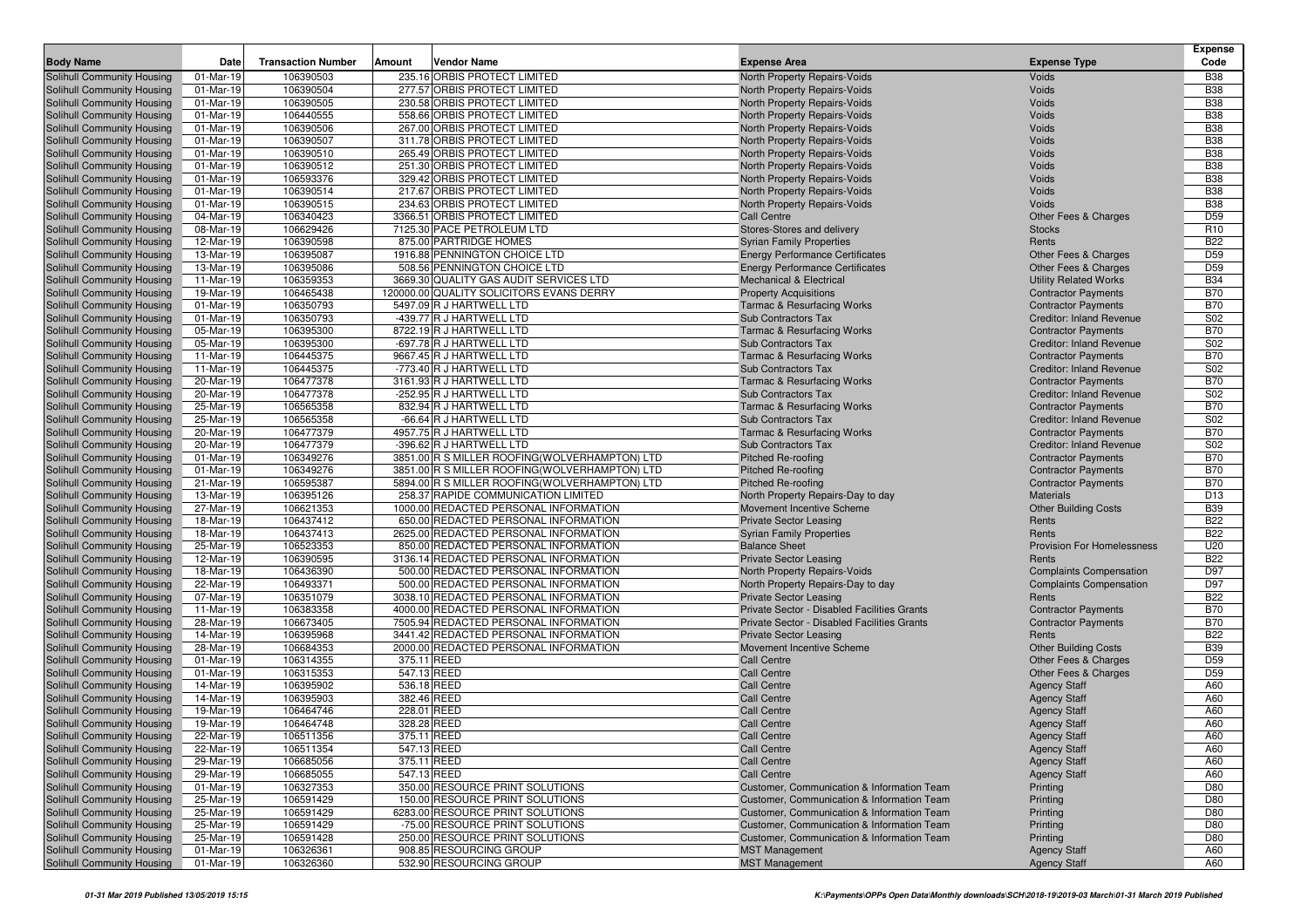| Body Name | Date | Transaction Number | Amount | Vendor Name | Expense Area | Expense Type | Expense Code |
|---|---|---|---|---|---|---|---|
| Solihull Community Housing | 01-Mar-19 | 106390503 | 235.16 | ORBIS PROTECT LIMITED | North Property Repairs-Voids | Voids | B38 |
| Solihull Community Housing | 01-Mar-19 | 106390504 | 277.57 | ORBIS PROTECT LIMITED | North Property Repairs-Voids | Voids | B38 |
| Solihull Community Housing | 01-Mar-19 | 106390505 | 230.58 | ORBIS PROTECT LIMITED | North Property Repairs-Voids | Voids | B38 |
| Solihull Community Housing | 01-Mar-19 | 106440555 | 558.66 | ORBIS PROTECT LIMITED | North Property Repairs-Voids | Voids | B38 |
| Solihull Community Housing | 01-Mar-19 | 106390506 | 267.00 | ORBIS PROTECT LIMITED | North Property Repairs-Voids | Voids | B38 |
| Solihull Community Housing | 01-Mar-19 | 106390507 | 311.78 | ORBIS PROTECT LIMITED | North Property Repairs-Voids | Voids | B38 |
| Solihull Community Housing | 01-Mar-19 | 106390510 | 265.49 | ORBIS PROTECT LIMITED | North Property Repairs-Voids | Voids | B38 |
| Solihull Community Housing | 01-Mar-19 | 106390512 | 251.30 | ORBIS PROTECT LIMITED | North Property Repairs-Voids | Voids | B38 |
| Solihull Community Housing | 01-Mar-19 | 106593376 | 329.42 | ORBIS PROTECT LIMITED | North Property Repairs-Voids | Voids | B38 |
| Solihull Community Housing | 01-Mar-19 | 106390514 | 217.67 | ORBIS PROTECT LIMITED | North Property Repairs-Voids | Voids | B38 |
| Solihull Community Housing | 01-Mar-19 | 106390515 | 234.63 | ORBIS PROTECT LIMITED | North Property Repairs-Voids | Voids | B38 |
| Solihull Community Housing | 04-Mar-19 | 106340423 | 3366.51 | ORBIS PROTECT LIMITED | Call Centre | Other Fees & Charges | D59 |
| Solihull Community Housing | 08-Mar-19 | 106629426 | 7125.30 | PACE PETROLEUM LTD | Stores-Stores and delivery | Stocks | R10 |
| Solihull Community Housing | 12-Mar-19 | 106390598 | 875.00 | PARTRIDGE HOMES | Syrian Family Properties | Rents | B22 |
| Solihull Community Housing | 13-Mar-19 | 106395087 | 1916.88 | PENNINGTON CHOICE LTD | Energy Performance Certificates | Other Fees & Charges | D59 |
| Solihull Community Housing | 13-Mar-19 | 106395086 | 508.56 | PENNINGTON CHOICE LTD | Energy Performance Certificates | Other Fees & Charges | D59 |
| Solihull Community Housing | 11-Mar-19 | 106359353 | 3669.30 | QUALITY GAS AUDIT SERVICES LTD | Mechanical & Electrical | Utility Related Works | B34 |
| Solihull Community Housing | 19-Mar-19 | 106465438 | 120000.00 | QUALITY SOLICITORS EVANS DERRY | Property Acquisitions | Contractor Payments | B70 |
| Solihull Community Housing | 01-Mar-19 | 106350793 | 5497.09 | R J HARTWELL LTD | Tarmac & Resurfacing Works | Contractor Payments | B70 |
| Solihull Community Housing | 01-Mar-19 | 106350793 | -439.77 | R J HARTWELL LTD | Sub Contractors Tax | Creditor: Inland Revenue | S02 |
| Solihull Community Housing | 05-Mar-19 | 106395300 | 8722.19 | R J HARTWELL LTD | Tarmac & Resurfacing Works | Contractor Payments | B70 |
| Solihull Community Housing | 05-Mar-19 | 106395300 | -697.78 | R J HARTWELL LTD | Sub Contractors Tax | Creditor: Inland Revenue | S02 |
| Solihull Community Housing | 11-Mar-19 | 106445375 | 9667.45 | R J HARTWELL LTD | Tarmac & Resurfacing Works | Contractor Payments | B70 |
| Solihull Community Housing | 11-Mar-19 | 106445375 | -773.40 | R J HARTWELL LTD | Sub Contractors Tax | Creditor: Inland Revenue | S02 |
| Solihull Community Housing | 20-Mar-19 | 106477378 | 3161.93 | R J HARTWELL LTD | Tarmac & Resurfacing Works | Contractor Payments | B70 |
| Solihull Community Housing | 20-Mar-19 | 106477378 | -252.95 | R J HARTWELL LTD | Sub Contractors Tax | Creditor: Inland Revenue | S02 |
| Solihull Community Housing | 25-Mar-19 | 106565358 | 832.94 | R J HARTWELL LTD | Tarmac & Resurfacing Works | Contractor Payments | B70 |
| Solihull Community Housing | 25-Mar-19 | 106565358 | -66.64 | R J HARTWELL LTD | Sub Contractors Tax | Creditor: Inland Revenue | S02 |
| Solihull Community Housing | 20-Mar-19 | 106477379 | 4957.75 | R J HARTWELL LTD | Tarmac & Resurfacing Works | Contractor Payments | B70 |
| Solihull Community Housing | 20-Mar-19 | 106477379 | -396.62 | R J HARTWELL LTD | Sub Contractors Tax | Creditor: Inland Revenue | S02 |
| Solihull Community Housing | 01-Mar-19 | 106349276 | 3851.00 | R S MILLER ROOFING(WOLVERHAMPTON) LTD | Pitched Re-roofing | Contractor Payments | B70 |
| Solihull Community Housing | 01-Mar-19 | 106349276 | 3851.00 | R S MILLER ROOFING(WOLVERHAMPTON) LTD | Pitched Re-roofing | Contractor Payments | B70 |
| Solihull Community Housing | 21-Mar-19 | 106595387 | 5894.00 | R S MILLER ROOFING(WOLVERHAMPTON) LTD | Pitched Re-roofing | Contractor Payments | B70 |
| Solihull Community Housing | 13-Mar-19 | 106395126 | 258.37 | RAPIDE COMMUNICATION LIMITED | North Property Repairs-Day to day | Materials | D13 |
| Solihull Community Housing | 27-Mar-19 | 106621353 | 1000.00 | REDACTED PERSONAL INFORMATION | Movement Incentive Scheme | Other Building Costs | B39 |
| Solihull Community Housing | 18-Mar-19 | 106437412 | 650.00 | REDACTED PERSONAL INFORMATION | Private Sector Leasing | Rents | B22 |
| Solihull Community Housing | 18-Mar-19 | 106437413 | 2625.00 | REDACTED PERSONAL INFORMATION | Syrian Family Properties | Rents | B22 |
| Solihull Community Housing | 25-Mar-19 | 106523353 | 850.00 | REDACTED PERSONAL INFORMATION | Balance Sheet | Provision For Homelessness | U20 |
| Solihull Community Housing | 12-Mar-19 | 106390595 | 3136.14 | REDACTED PERSONAL INFORMATION | Private Sector Leasing | Rents | B22 |
| Solihull Community Housing | 18-Mar-19 | 106436390 | 500.00 | REDACTED PERSONAL INFORMATION | North Property Repairs-Voids | Complaints Compensation | D97 |
| Solihull Community Housing | 22-Mar-19 | 106493371 | 500.00 | REDACTED PERSONAL INFORMATION | North Property Repairs-Day to day | Complaints Compensation | D97 |
| Solihull Community Housing | 07-Mar-19 | 106351079 | 3038.10 | REDACTED PERSONAL INFORMATION | Private Sector Leasing | Rents | B22 |
| Solihull Community Housing | 11-Mar-19 | 106383358 | 4000.00 | REDACTED PERSONAL INFORMATION | Private Sector - Disabled Facilities Grants | Contractor Payments | B70 |
| Solihull Community Housing | 28-Mar-19 | 106673405 | 7505.94 | REDACTED PERSONAL INFORMATION | Private Sector - Disabled Facilities Grants | Contractor Payments | B70 |
| Solihull Community Housing | 14-Mar-19 | 106395968 | 3441.42 | REDACTED PERSONAL INFORMATION | Private Sector Leasing | Rents | B22 |
| Solihull Community Housing | 28-Mar-19 | 106684353 | 2000.00 | REDACTED PERSONAL INFORMATION | Movement Incentive Scheme | Other Building Costs | B39 |
| Solihull Community Housing | 01-Mar-19 | 106314355 | 375.11 | REED | Call Centre | Other Fees & Charges | D59 |
| Solihull Community Housing | 01-Mar-19 | 106315353 | 547.13 | REED | Call Centre | Other Fees & Charges | D59 |
| Solihull Community Housing | 14-Mar-19 | 106395902 | 536.18 | REED | Call Centre | Agency Staff | A60 |
| Solihull Community Housing | 14-Mar-19 | 106395903 | 382.46 | REED | Call Centre | Agency Staff | A60 |
| Solihull Community Housing | 19-Mar-19 | 106464746 | 228.01 | REED | Call Centre | Agency Staff | A60 |
| Solihull Community Housing | 19-Mar-19 | 106464748 | 328.28 | REED | Call Centre | Agency Staff | A60 |
| Solihull Community Housing | 22-Mar-19 | 106511356 | 375.11 | REED | Call Centre | Agency Staff | A60 |
| Solihull Community Housing | 22-Mar-19 | 106511354 | 547.13 | REED | Call Centre | Agency Staff | A60 |
| Solihull Community Housing | 29-Mar-19 | 106685056 | 375.11 | REED | Call Centre | Agency Staff | A60 |
| Solihull Community Housing | 29-Mar-19 | 106685055 | 547.13 | REED | Call Centre | Agency Staff | A60 |
| Solihull Community Housing | 01-Mar-19 | 106327353 | 350.00 | RESOURCE PRINT SOLUTIONS | Customer, Communication & Information Team | Printing | D80 |
| Solihull Community Housing | 25-Mar-19 | 106591429 | 150.00 | RESOURCE PRINT SOLUTIONS | Customer, Communication & Information Team | Printing | D80 |
| Solihull Community Housing | 25-Mar-19 | 106591429 | 6283.00 | RESOURCE PRINT SOLUTIONS | Customer, Communication & Information Team | Printing | D80 |
| Solihull Community Housing | 25-Mar-19 | 106591429 | -75.00 | RESOURCE PRINT SOLUTIONS | Customer, Communication & Information Team | Printing | D80 |
| Solihull Community Housing | 25-Mar-19 | 106591428 | 250.00 | RESOURCE PRINT SOLUTIONS | Customer, Communication & Information Team | Printing | D80 |
| Solihull Community Housing | 01-Mar-19 | 106326361 | 908.85 | RESOURCING GROUP | MST Management | Agency Staff | A60 |
| Solihull Community Housing | 01-Mar-19 | 106326360 | 532.90 | RESOURCING GROUP | MST Management | Agency Staff | A60 |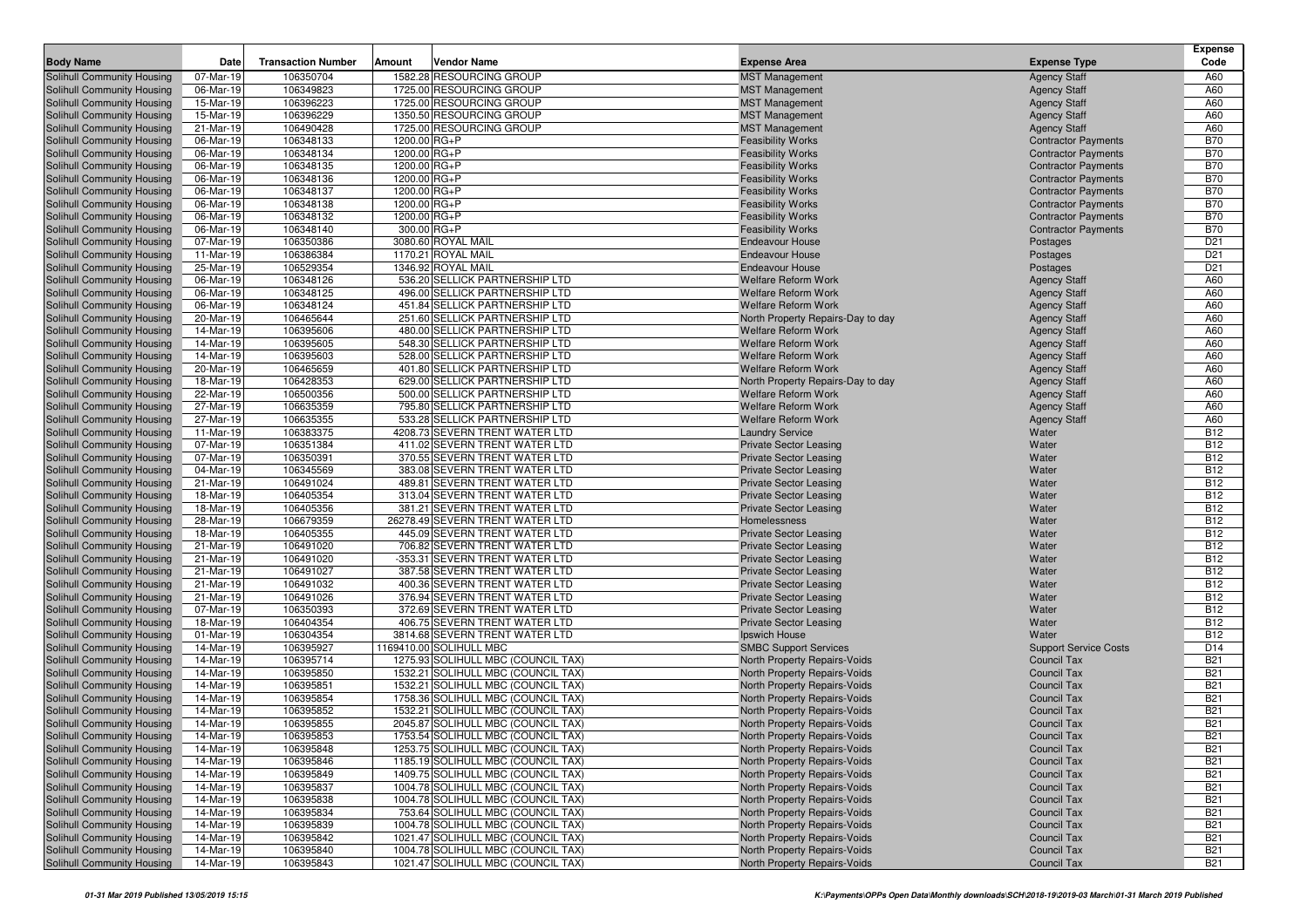| Body Name | Date | Transaction Number | Amount | Vendor Name | Expense Area | Expense Type | Expense Code |
|---|---|---|---|---|---|---|---|
| Solihull Community Housing | 07-Mar-19 | 106350704 | 1582.28 | RESOURCING GROUP | MST Management | Agency Staff | A60 |
| Solihull Community Housing | 06-Mar-19 | 106349823 | 1725.00 | RESOURCING GROUP | MST Management | Agency Staff | A60 |
| Solihull Community Housing | 15-Mar-19 | 106396223 | 1725.00 | RESOURCING GROUP | MST Management | Agency Staff | A60 |
| Solihull Community Housing | 15-Mar-19 | 106396229 | 1350.50 | RESOURCING GROUP | MST Management | Agency Staff | A60 |
| Solihull Community Housing | 21-Mar-19 | 106490428 | 1725.00 | RESOURCING GROUP | MST Management | Agency Staff | A60 |
| Solihull Community Housing | 06-Mar-19 | 106348133 | 1200.00 | RG+P | Feasibility Works | Contractor Payments | B70 |
| Solihull Community Housing | 06-Mar-19 | 106348134 | 1200.00 | RG+P | Feasibility Works | Contractor Payments | B70 |
| Solihull Community Housing | 06-Mar-19 | 106348135 | 1200.00 | RG+P | Feasibility Works | Contractor Payments | B70 |
| Solihull Community Housing | 06-Mar-19 | 106348136 | 1200.00 | RG+P | Feasibility Works | Contractor Payments | B70 |
| Solihull Community Housing | 06-Mar-19 | 106348137 | 1200.00 | RG+P | Feasibility Works | Contractor Payments | B70 |
| Solihull Community Housing | 06-Mar-19 | 106348138 | 1200.00 | RG+P | Feasibility Works | Contractor Payments | B70 |
| Solihull Community Housing | 06-Mar-19 | 106348132 | 1200.00 | RG+P | Feasibility Works | Contractor Payments | B70 |
| Solihull Community Housing | 06-Mar-19 | 106348140 | 300.00 | RG+P | Feasibility Works | Contractor Payments | B70 |
| Solihull Community Housing | 07-Mar-19 | 106350386 | 3080.60 | ROYAL MAIL | Endeavour House | Postages | D21 |
| Solihull Community Housing | 11-Mar-19 | 106386384 | 1170.21 | ROYAL MAIL | Endeavour House | Postages | D21 |
| Solihull Community Housing | 25-Mar-19 | 106529354 | 1346.92 | ROYAL MAIL | Endeavour House | Postages | D21 |
| Solihull Community Housing | 06-Mar-19 | 106348126 | 536.20 | SELLICK PARTNERSHIP LTD | Welfare Reform Work | Agency Staff | A60 |
| Solihull Community Housing | 06-Mar-19 | 106348125 | 496.00 | SELLICK PARTNERSHIP LTD | Welfare Reform Work | Agency Staff | A60 |
| Solihull Community Housing | 06-Mar-19 | 106348124 | 451.84 | SELLICK PARTNERSHIP LTD | Welfare Reform Work | Agency Staff | A60 |
| Solihull Community Housing | 20-Mar-19 | 106465644 | 251.60 | SELLICK PARTNERSHIP LTD | North Property Repairs-Day to day | Agency Staff | A60 |
| Solihull Community Housing | 14-Mar-19 | 106395606 | 480.00 | SELLICK PARTNERSHIP LTD | Welfare Reform Work | Agency Staff | A60 |
| Solihull Community Housing | 14-Mar-19 | 106395605 | 548.30 | SELLICK PARTNERSHIP LTD | Welfare Reform Work | Agency Staff | A60 |
| Solihull Community Housing | 14-Mar-19 | 106395603 | 528.00 | SELLICK PARTNERSHIP LTD | Welfare Reform Work | Agency Staff | A60 |
| Solihull Community Housing | 20-Mar-19 | 106465659 | 401.80 | SELLICK PARTNERSHIP LTD | Welfare Reform Work | Agency Staff | A60 |
| Solihull Community Housing | 18-Mar-19 | 106428353 | 629.00 | SELLICK PARTNERSHIP LTD | North Property Repairs-Day to day | Agency Staff | A60 |
| Solihull Community Housing | 22-Mar-19 | 106500356 | 500.00 | SELLICK PARTNERSHIP LTD | Welfare Reform Work | Agency Staff | A60 |
| Solihull Community Housing | 27-Mar-19 | 106635359 | 795.80 | SELLICK PARTNERSHIP LTD | Welfare Reform Work | Agency Staff | A60 |
| Solihull Community Housing | 27-Mar-19 | 106635355 | 533.28 | SELLICK PARTNERSHIP LTD | Welfare Reform Work | Agency Staff | A60 |
| Solihull Community Housing | 11-Mar-19 | 106383375 | 4208.73 | SEVERN TRENT WATER LTD | Laundry Service | Water | B12 |
| Solihull Community Housing | 07-Mar-19 | 106351384 | 411.02 | SEVERN TRENT WATER LTD | Private Sector Leasing | Water | B12 |
| Solihull Community Housing | 07-Mar-19 | 106350391 | 370.55 | SEVERN TRENT WATER LTD | Private Sector Leasing | Water | B12 |
| Solihull Community Housing | 04-Mar-19 | 106345569 | 383.08 | SEVERN TRENT WATER LTD | Private Sector Leasing | Water | B12 |
| Solihull Community Housing | 21-Mar-19 | 106491024 | 489.81 | SEVERN TRENT WATER LTD | Private Sector Leasing | Water | B12 |
| Solihull Community Housing | 18-Mar-19 | 106405354 | 313.04 | SEVERN TRENT WATER LTD | Private Sector Leasing | Water | B12 |
| Solihull Community Housing | 18-Mar-19 | 106405356 | 381.21 | SEVERN TRENT WATER LTD | Private Sector Leasing | Water | B12 |
| Solihull Community Housing | 28-Mar-19 | 106679359 | 26278.49 | SEVERN TRENT WATER LTD | Homelessness | Water | B12 |
| Solihull Community Housing | 18-Mar-19 | 106405355 | 445.09 | SEVERN TRENT WATER LTD | Private Sector Leasing | Water | B12 |
| Solihull Community Housing | 21-Mar-19 | 106491020 | 706.82 | SEVERN TRENT WATER LTD | Private Sector Leasing | Water | B12 |
| Solihull Community Housing | 21-Mar-19 | 106491020 | -353.31 | SEVERN TRENT WATER LTD | Private Sector Leasing | Water | B12 |
| Solihull Community Housing | 21-Mar-19 | 106491027 | 387.58 | SEVERN TRENT WATER LTD | Private Sector Leasing | Water | B12 |
| Solihull Community Housing | 21-Mar-19 | 106491032 | 400.36 | SEVERN TRENT WATER LTD | Private Sector Leasing | Water | B12 |
| Solihull Community Housing | 21-Mar-19 | 106491026 | 376.94 | SEVERN TRENT WATER LTD | Private Sector Leasing | Water | B12 |
| Solihull Community Housing | 07-Mar-19 | 106350393 | 372.69 | SEVERN TRENT WATER LTD | Private Sector Leasing | Water | B12 |
| Solihull Community Housing | 18-Mar-19 | 106404354 | 406.75 | SEVERN TRENT WATER LTD | Private Sector Leasing | Water | B12 |
| Solihull Community Housing | 01-Mar-19 | 106304354 | 3814.68 | SEVERN TRENT WATER LTD | Ipswich House | Water | B12 |
| Solihull Community Housing | 14-Mar-19 | 106395927 | 1169410.00 | SOLIHULL MBC | SMBC Support Services | Support Service Costs | D14 |
| Solihull Community Housing | 14-Mar-19 | 106395714 | 1275.93 | SOLIHULL MBC (COUNCIL TAX) | North Property Repairs-Voids | Council Tax | B21 |
| Solihull Community Housing | 14-Mar-19 | 106395850 | 1532.21 | SOLIHULL MBC (COUNCIL TAX) | North Property Repairs-Voids | Council Tax | B21 |
| Solihull Community Housing | 14-Mar-19 | 106395851 | 1532.21 | SOLIHULL MBC (COUNCIL TAX) | North Property Repairs-Voids | Council Tax | B21 |
| Solihull Community Housing | 14-Mar-19 | 106395854 | 1758.36 | SOLIHULL MBC (COUNCIL TAX) | North Property Repairs-Voids | Council Tax | B21 |
| Solihull Community Housing | 14-Mar-19 | 106395852 | 1532.21 | SOLIHULL MBC (COUNCIL TAX) | North Property Repairs-Voids | Council Tax | B21 |
| Solihull Community Housing | 14-Mar-19 | 106395855 | 2045.87 | SOLIHULL MBC (COUNCIL TAX) | North Property Repairs-Voids | Council Tax | B21 |
| Solihull Community Housing | 14-Mar-19 | 106395853 | 1753.54 | SOLIHULL MBC (COUNCIL TAX) | North Property Repairs-Voids | Council Tax | B21 |
| Solihull Community Housing | 14-Mar-19 | 106395848 | 1253.75 | SOLIHULL MBC (COUNCIL TAX) | North Property Repairs-Voids | Council Tax | B21 |
| Solihull Community Housing | 14-Mar-19 | 106395846 | 1185.19 | SOLIHULL MBC (COUNCIL TAX) | North Property Repairs-Voids | Council Tax | B21 |
| Solihull Community Housing | 14-Mar-19 | 106395849 | 1409.75 | SOLIHULL MBC (COUNCIL TAX) | North Property Repairs-Voids | Council Tax | B21 |
| Solihull Community Housing | 14-Mar-19 | 106395837 | 1004.78 | SOLIHULL MBC (COUNCIL TAX) | North Property Repairs-Voids | Council Tax | B21 |
| Solihull Community Housing | 14-Mar-19 | 106395838 | 1004.78 | SOLIHULL MBC (COUNCIL TAX) | North Property Repairs-Voids | Council Tax | B21 |
| Solihull Community Housing | 14-Mar-19 | 106395834 | 753.64 | SOLIHULL MBC (COUNCIL TAX) | North Property Repairs-Voids | Council Tax | B21 |
| Solihull Community Housing | 14-Mar-19 | 106395839 | 1004.78 | SOLIHULL MBC (COUNCIL TAX) | North Property Repairs-Voids | Council Tax | B21 |
| Solihull Community Housing | 14-Mar-19 | 106395842 | 1021.47 | SOLIHULL MBC (COUNCIL TAX) | North Property Repairs-Voids | Council Tax | B21 |
| Solihull Community Housing | 14-Mar-19 | 106395840 | 1004.78 | SOLIHULL MBC (COUNCIL TAX) | North Property Repairs-Voids | Council Tax | B21 |
| Solihull Community Housing | 14-Mar-19 | 106395843 | 1021.47 | SOLIHULL MBC (COUNCIL TAX) | North Property Repairs-Voids | Council Tax | B21 |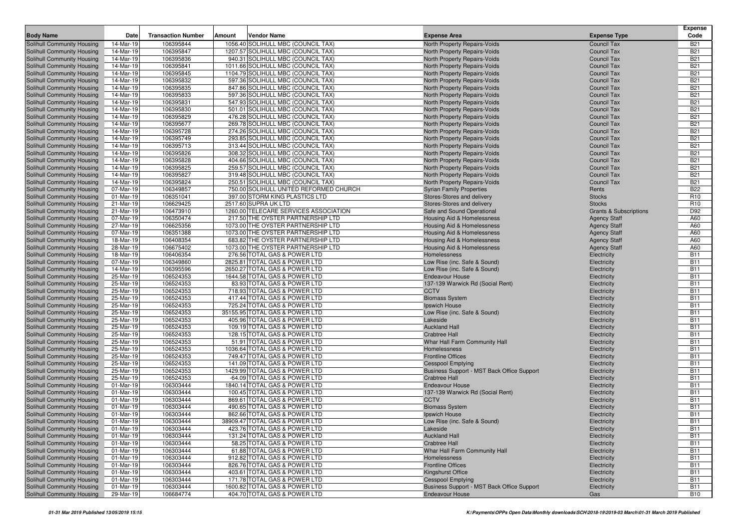| Body Name | Date | Transaction Number | Amount | Vendor Name | Expense Area | Expense Type | Expense Code |
|---|---|---|---|---|---|---|---|
| Solihull Community Housing | 14-Mar-19 | 106395844 | 1056.40 | SOLIHULL MBC (COUNCIL TAX) | North Property Repairs-Voids | Council Tax | B21 |
| Solihull Community Housing | 14-Mar-19 | 106395847 | 1207.57 | SOLIHULL MBC (COUNCIL TAX) | North Property Repairs-Voids | Council Tax | B21 |
| Solihull Community Housing | 14-Mar-19 | 106395836 | 940.31 | SOLIHULL MBC (COUNCIL TAX) | North Property Repairs-Voids | Council Tax | B21 |
| Solihull Community Housing | 14-Mar-19 | 106395841 | 1011.66 | SOLIHULL MBC (COUNCIL TAX) | North Property Repairs-Voids | Council Tax | B21 |
| Solihull Community Housing | 14-Mar-19 | 106395845 | 1104.79 | SOLIHULL MBC (COUNCIL TAX) | North Property Repairs-Voids | Council Tax | B21 |
| Solihull Community Housing | 14-Mar-19 | 106395832 | 597.36 | SOLIHULL MBC (COUNCIL TAX) | North Property Repairs-Voids | Council Tax | B21 |
| Solihull Community Housing | 14-Mar-19 | 106395835 | 847.86 | SOLIHULL MBC (COUNCIL TAX) | North Property Repairs-Voids | Council Tax | B21 |
| Solihull Community Housing | 14-Mar-19 | 106395833 | 597.36 | SOLIHULL MBC (COUNCIL TAX) | North Property Repairs-Voids | Council Tax | B21 |
| Solihull Community Housing | 14-Mar-19 | 106395831 | 547.93 | SOLIHULL MBC (COUNCIL TAX) | North Property Repairs-Voids | Council Tax | B21 |
| Solihull Community Housing | 14-Mar-19 | 106395830 | 501.01 | SOLIHULL MBC (COUNCIL TAX) | North Property Repairs-Voids | Council Tax | B21 |
| Solihull Community Housing | 14-Mar-19 | 106395829 | 476.28 | SOLIHULL MBC (COUNCIL TAX) | North Property Repairs-Voids | Council Tax | B21 |
| Solihull Community Housing | 14-Mar-19 | 106395677 | 269.78 | SOLIHULL MBC (COUNCIL TAX) | North Property Repairs-Voids | Council Tax | B21 |
| Solihull Community Housing | 14-Mar-19 | 106395728 | 274.26 | SOLIHULL MBC (COUNCIL TAX) | North Property Repairs-Voids | Council Tax | B21 |
| Solihull Community Housing | 14-Mar-19 | 106395749 | 293.85 | SOLIHULL MBC (COUNCIL TAX) | North Property Repairs-Voids | Council Tax | B21 |
| Solihull Community Housing | 14-Mar-19 | 106395713 | 313.44 | SOLIHULL MBC (COUNCIL TAX) | North Property Repairs-Voids | Council Tax | B21 |
| Solihull Community Housing | 14-Mar-19 | 106395826 | 308.32 | SOLIHULL MBC (COUNCIL TAX) | North Property Repairs-Voids | Council Tax | B21 |
| Solihull Community Housing | 14-Mar-19 | 106395828 | 404.66 | SOLIHULL MBC (COUNCIL TAX) | North Property Repairs-Voids | Council Tax | B21 |
| Solihull Community Housing | 14-Mar-19 | 106395825 | 259.57 | SOLIHULL MBC (COUNCIL TAX) | North Property Repairs-Voids | Council Tax | B21 |
| Solihull Community Housing | 14-Mar-19 | 106395827 | 319.48 | SOLIHULL MBC (COUNCIL TAX) | North Property Repairs-Voids | Council Tax | B21 |
| Solihull Community Housing | 14-Mar-19 | 106395824 | 250.51 | SOLIHULL MBC (COUNCIL TAX) | North Property Repairs-Voids | Council Tax | B21 |
| Solihull Community Housing | 07-Mar-19 | 106349857 | 750.00 | SOLIHULL UNITED REFORMED CHURCH | Syrian Family Properties | Rents | B22 |
| Solihull Community Housing | 01-Mar-19 | 106351041 | 397.00 | STORM KING PLASTICS LTD | Stores-Stores and delivery | Stocks | R10 |
| Solihull Community Housing | 21-Mar-19 | 106629425 | 2517.60 | SUPRA UK LTD | Stores-Stores and delivery | Stocks | R10 |
| Solihull Community Housing | 21-Mar-19 | 106473910 | 1260.00 | TELECARE SERVICES ASSOCIATION | Safe and Sound Operational | Grants & Subscriptions | D92 |
| Solihull Community Housing | 07-Mar-19 | 106350474 | 217.50 | THE OYSTER PARTNERSHIP LTD | Housing Aid & Homelessness | Agency Staff | A60 |
| Solihull Community Housing | 27-Mar-19 | 106625356 | 1073.00 | THE OYSTER PARTNERSHIP LTD | Housing Aid & Homelessness | Agency Staff | A60 |
| Solihull Community Housing | 07-Mar-19 | 106351388 | 1073.00 | THE OYSTER PARTNERSHIP LTD | Housing Aid & Homelessness | Agency Staff | A60 |
| Solihull Community Housing | 18-Mar-19 | 106408354 | 683.82 | THE OYSTER PARTNERSHIP LTD | Housing Aid & Homelessness | Agency Staff | A60 |
| Solihull Community Housing | 28-Mar-19 | 106675402 | 1073.00 | THE OYSTER PARTNERSHIP LTD | Housing Aid & Homelessness | Agency Staff | A60 |
| Solihull Community Housing | 18-Mar-19 | 106406354 | 276.56 | TOTAL GAS & POWER LTD | Homelessness | Electricity | B11 |
| Solihull Community Housing | 07-Mar-19 | 106349860 | 2825.81 | TOTAL GAS & POWER LTD | Low Rise (inc. Safe & Sound) | Electricity | B11 |
| Solihull Community Housing | 14-Mar-19 | 106395596 | 2650.27 | TOTAL GAS & POWER LTD | Low Rise (inc. Safe & Sound) | Electricity | B11 |
| Solihull Community Housing | 25-Mar-19 | 106524353 | 1644.58 | TOTAL GAS & POWER LTD | Endeavour House | Electricity | B11 |
| Solihull Community Housing | 25-Mar-19 | 106524353 | 83.93 | TOTAL GAS & POWER LTD | 137-139 Warwick Rd (Social Rent) | Electricity | B11 |
| Solihull Community Housing | 25-Mar-19 | 106524353 | 718.93 | TOTAL GAS & POWER LTD | CCTV | Electricity | B11 |
| Solihull Community Housing | 25-Mar-19 | 106524353 | 417.44 | TOTAL GAS & POWER LTD | Biomass System | Electricity | B11 |
| Solihull Community Housing | 25-Mar-19 | 106524353 | 725.24 | TOTAL GAS & POWER LTD | Ipswich House | Electricity | B11 |
| Solihull Community Housing | 25-Mar-19 | 106524353 | 35155.95 | TOTAL GAS & POWER LTD | Low Rise (inc. Safe & Sound) | Electricity | B11 |
| Solihull Community Housing | 25-Mar-19 | 106524353 | 405.96 | TOTAL GAS & POWER LTD | Lakeside | Electricity | B11 |
| Solihull Community Housing | 25-Mar-19 | 106524353 | 109.19 | TOTAL GAS & POWER LTD | Auckland Hall | Electricity | B11 |
| Solihull Community Housing | 25-Mar-19 | 106524353 | 128.15 | TOTAL GAS & POWER LTD | Crabtree Hall | Electricity | B11 |
| Solihull Community Housing | 25-Mar-19 | 106524353 | 51.91 | TOTAL GAS & POWER LTD | Whar Hall Farm Community Hall | Electricity | B11 |
| Solihull Community Housing | 25-Mar-19 | 106524353 | 1036.64 | TOTAL GAS & POWER LTD | Homelessness | Electricity | B11 |
| Solihull Community Housing | 25-Mar-19 | 106524353 | 749.47 | TOTAL GAS & POWER LTD | Frontline Offices | Electricity | B11 |
| Solihull Community Housing | 25-Mar-19 | 106524353 | 141.09 | TOTAL GAS & POWER LTD | Cesspool Emptying | Electricity | B11 |
| Solihull Community Housing | 25-Mar-19 | 106524353 | 1429.99 | TOTAL GAS & POWER LTD | Business Support - MST Back Office Support | Electricity | B11 |
| Solihull Community Housing | 25-Mar-19 | 106524353 | -64.09 | TOTAL GAS & POWER LTD | Crabtree Hall | Electricity | B11 |
| Solihull Community Housing | 01-Mar-19 | 106303444 | 1840.14 | TOTAL GAS & POWER LTD | Endeavour House | Electricity | B11 |
| Solihull Community Housing | 01-Mar-19 | 106303444 | 100.45 | TOTAL GAS & POWER LTD | 137-139 Warwick Rd (Social Rent) | Electricity | B11 |
| Solihull Community Housing | 01-Mar-19 | 106303444 | 869.61 | TOTAL GAS & POWER LTD | CCTV | Electricity | B11 |
| Solihull Community Housing | 01-Mar-19 | 106303444 | 490.65 | TOTAL GAS & POWER LTD | Biomass System | Electricity | B11 |
| Solihull Community Housing | 01-Mar-19 | 106303444 | 862.66 | TOTAL GAS & POWER LTD | Ipswich House | Electricity | B11 |
| Solihull Community Housing | 01-Mar-19 | 106303444 | 38909.47 | TOTAL GAS & POWER LTD | Low Rise (inc. Safe & Sound) | Electricity | B11 |
| Solihull Community Housing | 01-Mar-19 | 106303444 | 423.76 | TOTAL GAS & POWER LTD | Lakeside | Electricity | B11 |
| Solihull Community Housing | 01-Mar-19 | 106303444 | 131.24 | TOTAL GAS & POWER LTD | Auckland Hall | Electricity | B11 |
| Solihull Community Housing | 01-Mar-19 | 106303444 | 58.25 | TOTAL GAS & POWER LTD | Crabtree Hall | Electricity | B11 |
| Solihull Community Housing | 01-Mar-19 | 106303444 | 61.88 | TOTAL GAS & POWER LTD | Whar Hall Farm Community Hall | Electricity | B11 |
| Solihull Community Housing | 01-Mar-19 | 106303444 | 912.82 | TOTAL GAS & POWER LTD | Homelessness | Electricity | B11 |
| Solihull Community Housing | 01-Mar-19 | 106303444 | 826.76 | TOTAL GAS & POWER LTD | Frontline Offices | Electricity | B11 |
| Solihull Community Housing | 01-Mar-19 | 106303444 | 403.61 | TOTAL GAS & POWER LTD | Kingshurst Office | Electricity | B11 |
| Solihull Community Housing | 01-Mar-19 | 106303444 | 171.78 | TOTAL GAS & POWER LTD | Cesspool Emptying | Electricity | B11 |
| Solihull Community Housing | 01-Mar-19 | 106303444 | 1600.82 | TOTAL GAS & POWER LTD | Business Support - MST Back Office Support | Electricity | B11 |
| Solihull Community Housing | 29-Mar-19 | 106684774 | 404.70 | TOTAL GAS & POWER LTD | Endeavour House | Gas | B10 |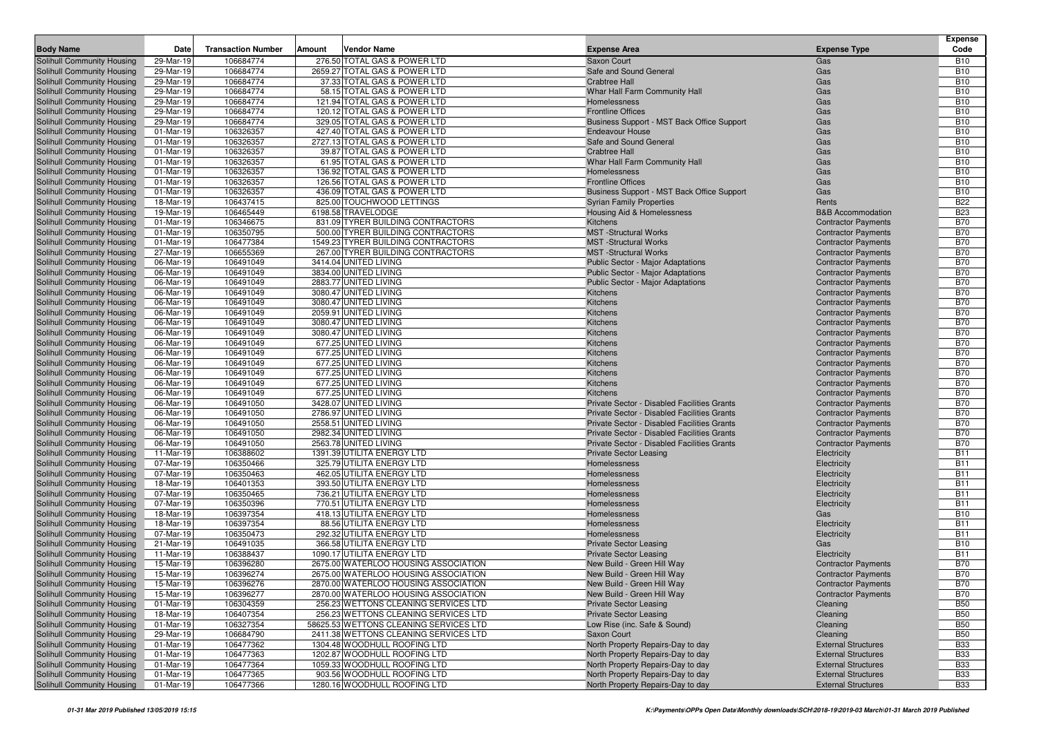| Body Name | Date | Transaction Number | Amount | Vendor Name | Expense Area | Expense Type | Expense Code |
|---|---|---|---|---|---|---|---|
| Solihull Community Housing | 29-Mar-19 | 106684774 | 276.50 | TOTAL GAS & POWER LTD | Saxon Court | Gas | B10 |
| Solihull Community Housing | 29-Mar-19 | 106684774 | 2659.27 | TOTAL GAS & POWER LTD | Safe and Sound General | Gas | B10 |
| Solihull Community Housing | 29-Mar-19 | 106684774 | 37.33 | TOTAL GAS & POWER LTD | Crabtree Hall | Gas | B10 |
| Solihull Community Housing | 29-Mar-19 | 106684774 | 58.15 | TOTAL GAS & POWER LTD | Whar Hall Farm Community Hall | Gas | B10 |
| Solihull Community Housing | 29-Mar-19 | 106684774 | 121.94 | TOTAL GAS & POWER LTD | Homelessness | Gas | B10 |
| Solihull Community Housing | 29-Mar-19 | 106684774 | 120.12 | TOTAL GAS & POWER LTD | Frontline Offices | Gas | B10 |
| Solihull Community Housing | 29-Mar-19 | 106684774 | 329.05 | TOTAL GAS & POWER LTD | Business Support - MST Back Office Support | Gas | B10 |
| Solihull Community Housing | 01-Mar-19 | 106326357 | 427.40 | TOTAL GAS & POWER LTD | Endeavour House | Gas | B10 |
| Solihull Community Housing | 01-Mar-19 | 106326357 | 2727.13 | TOTAL GAS & POWER LTD | Safe and Sound General | Gas | B10 |
| Solihull Community Housing | 01-Mar-19 | 106326357 | 39.87 | TOTAL GAS & POWER LTD | Crabtree Hall | Gas | B10 |
| Solihull Community Housing | 01-Mar-19 | 106326357 | 61.95 | TOTAL GAS & POWER LTD | Whar Hall Farm Community Hall | Gas | B10 |
| Solihull Community Housing | 01-Mar-19 | 106326357 | 136.92 | TOTAL GAS & POWER LTD | Homelessness | Gas | B10 |
| Solihull Community Housing | 01-Mar-19 | 106326357 | 126.56 | TOTAL GAS & POWER LTD | Frontline Offices | Gas | B10 |
| Solihull Community Housing | 01-Mar-19 | 106326357 | 436.09 | TOTAL GAS & POWER LTD | Business Support - MST Back Office Support | Gas | B10 |
| Solihull Community Housing | 18-Mar-19 | 106437415 | 825.00 | TOUCHWOOD LETTINGS | Syrian Family Properties | Rents | B22 |
| Solihull Community Housing | 19-Mar-19 | 106465449 | 6198.58 | TRAVELODGE | Housing Aid & Homelessness | B&B Accommodation | B23 |
| Solihull Community Housing | 01-Mar-19 | 106346675 | 831.09 | TYRER BUILDING CONTRACTORS | Kitchens | Contractor Payments | B70 |
| Solihull Community Housing | 01-Mar-19 | 106350795 | 500.00 | TYRER BUILDING CONTRACTORS | MST -Structural Works | Contractor Payments | B70 |
| Solihull Community Housing | 01-Mar-19 | 106477384 | 1549.23 | TYRER BUILDING CONTRACTORS | MST -Structural Works | Contractor Payments | B70 |
| Solihull Community Housing | 27-Mar-19 | 106655369 | 267.00 | TYRER BUILDING CONTRACTORS | MST -Structural Works | Contractor Payments | B70 |
| Solihull Community Housing | 06-Mar-19 | 106491049 | 3414.04 | UNITED LIVING | Public Sector - Major Adaptations | Contractor Payments | B70 |
| Solihull Community Housing | 06-Mar-19 | 106491049 | 3834.00 | UNITED LIVING | Public Sector - Major Adaptations | Contractor Payments | B70 |
| Solihull Community Housing | 06-Mar-19 | 106491049 | 2883.77 | UNITED LIVING | Public Sector - Major Adaptations | Contractor Payments | B70 |
| Solihull Community Housing | 06-Mar-19 | 106491049 | 3080.47 | UNITED LIVING | Kitchens | Contractor Payments | B70 |
| Solihull Community Housing | 06-Mar-19 | 106491049 | 3080.47 | UNITED LIVING | Kitchens | Contractor Payments | B70 |
| Solihull Community Housing | 06-Mar-19 | 106491049 | 2059.91 | UNITED LIVING | Kitchens | Contractor Payments | B70 |
| Solihull Community Housing | 06-Mar-19 | 106491049 | 3080.47 | UNITED LIVING | Kitchens | Contractor Payments | B70 |
| Solihull Community Housing | 06-Mar-19 | 106491049 | 3080.47 | UNITED LIVING | Kitchens | Contractor Payments | B70 |
| Solihull Community Housing | 06-Mar-19 | 106491049 | 677.25 | UNITED LIVING | Kitchens | Contractor Payments | B70 |
| Solihull Community Housing | 06-Mar-19 | 106491049 | 677.25 | UNITED LIVING | Kitchens | Contractor Payments | B70 |
| Solihull Community Housing | 06-Mar-19 | 106491049 | 677.25 | UNITED LIVING | Kitchens | Contractor Payments | B70 |
| Solihull Community Housing | 06-Mar-19 | 106491049 | 677.25 | UNITED LIVING | Kitchens | Contractor Payments | B70 |
| Solihull Community Housing | 06-Mar-19 | 106491049 | 677.25 | UNITED LIVING | Kitchens | Contractor Payments | B70 |
| Solihull Community Housing | 06-Mar-19 | 106491049 | 677.25 | UNITED LIVING | Kitchens | Contractor Payments | B70 |
| Solihull Community Housing | 06-Mar-19 | 106491050 | 3428.07 | UNITED LIVING | Private Sector - Disabled Facilities Grants | Contractor Payments | B70 |
| Solihull Community Housing | 06-Mar-19 | 106491050 | 2786.97 | UNITED LIVING | Private Sector - Disabled Facilities Grants | Contractor Payments | B70 |
| Solihull Community Housing | 06-Mar-19 | 106491050 | 2558.51 | UNITED LIVING | Private Sector - Disabled Facilities Grants | Contractor Payments | B70 |
| Solihull Community Housing | 06-Mar-19 | 106491050 | 2982.34 | UNITED LIVING | Private Sector - Disabled Facilities Grants | Contractor Payments | B70 |
| Solihull Community Housing | 06-Mar-19 | 106491050 | 2563.78 | UNITED LIVING | Private Sector - Disabled Facilities Grants | Contractor Payments | B70 |
| Solihull Community Housing | 11-Mar-19 | 106388602 | 1391.39 | UTILITA ENERGY LTD | Private Sector Leasing | Electricity | B11 |
| Solihull Community Housing | 07-Mar-19 | 106350466 | 325.79 | UTILITA ENERGY LTD | Homelessness | Electricity | B11 |
| Solihull Community Housing | 07-Mar-19 | 106350463 | 462.05 | UTILITA ENERGY LTD | Homelessness | Electricity | B11 |
| Solihull Community Housing | 18-Mar-19 | 106401353 | 393.50 | UTILITA ENERGY LTD | Homelessness | Electricity | B11 |
| Solihull Community Housing | 07-Mar-19 | 106350465 | 736.21 | UTILITA ENERGY LTD | Homelessness | Electricity | B11 |
| Solihull Community Housing | 07-Mar-19 | 106350396 | 770.51 | UTILITA ENERGY LTD | Homelessness | Electricity | B11 |
| Solihull Community Housing | 18-Mar-19 | 106397354 | 418.13 | UTILITA ENERGY LTD | Homelessness | Gas | B10 |
| Solihull Community Housing | 18-Mar-19 | 106397354 | 88.56 | UTILITA ENERGY LTD | Homelessness | Electricity | B11 |
| Solihull Community Housing | 07-Mar-19 | 106350473 | 292.32 | UTILITA ENERGY LTD | Homelessness | Electricity | B11 |
| Solihull Community Housing | 21-Mar-19 | 106491035 | 366.58 | UTILITA ENERGY LTD | Private Sector Leasing | Gas | B10 |
| Solihull Community Housing | 11-Mar-19 | 106388437 | 1090.17 | UTILITA ENERGY LTD | Private Sector Leasing | Electricity | B11 |
| Solihull Community Housing | 15-Mar-19 | 106396280 | 2675.00 | WATERLOO HOUSING ASSOCIATION | New Build - Green Hill Way | Contractor Payments | B70 |
| Solihull Community Housing | 15-Mar-19 | 106396274 | 2675.00 | WATERLOO HOUSING ASSOCIATION | New Build - Green Hill Way | Contractor Payments | B70 |
| Solihull Community Housing | 15-Mar-19 | 106396276 | 2870.00 | WATERLOO HOUSING ASSOCIATION | New Build - Green Hill Way | Contractor Payments | B70 |
| Solihull Community Housing | 15-Mar-19 | 106396277 | 2870.00 | WATERLOO HOUSING ASSOCIATION | New Build - Green Hill Way | Contractor Payments | B70 |
| Solihull Community Housing | 01-Mar-19 | 106304359 | 256.23 | WETTONS CLEANING SERVICES LTD | Private Sector Leasing | Cleaning | B50 |
| Solihull Community Housing | 18-Mar-19 | 106407354 | 256.23 | WETTONS CLEANING SERVICES LTD | Private Sector Leasing | Cleaning | B50 |
| Solihull Community Housing | 01-Mar-19 | 106327354 | 58625.53 | WETTONS CLEANING SERVICES LTD | Low Rise (inc. Safe & Sound) | Cleaning | B50 |
| Solihull Community Housing | 29-Mar-19 | 106684790 | 2411.38 | WETTONS CLEANING SERVICES LTD | Saxon Court | Cleaning | B50 |
| Solihull Community Housing | 01-Mar-19 | 106477362 | 1304.48 | WOODHULL ROOFING LTD | North Property Repairs-Day to day | External Structures | B33 |
| Solihull Community Housing | 01-Mar-19 | 106477363 | 1202.87 | WOODHULL ROOFING LTD | North Property Repairs-Day to day | External Structures | B33 |
| Solihull Community Housing | 01-Mar-19 | 106477364 | 1059.33 | WOODHULL ROOFING LTD | North Property Repairs-Day to day | External Structures | B33 |
| Solihull Community Housing | 01-Mar-19 | 106477365 | 903.56 | WOODHULL ROOFING LTD | North Property Repairs-Day to day | External Structures | B33 |
| Solihull Community Housing | 01-Mar-19 | 106477366 | 1280.16 | WOODHULL ROOFING LTD | North Property Repairs-Day to day | External Structures | B33 |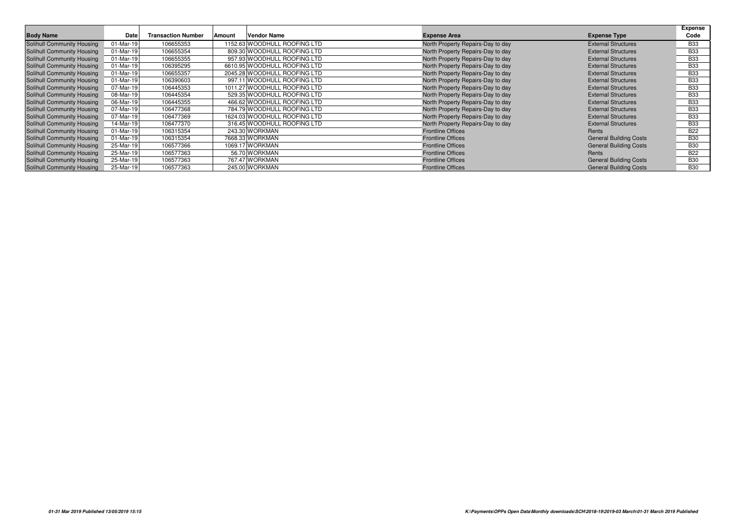| Body Name | Date | Transaction Number | Amount | Vendor Name | Expense Area | Expense Type | Expense Code |
|---|---|---|---|---|---|---|---|
| Solihull Community Housing | 01-Mar-19 | 106655353 | 1152.63 | WOODHULL ROOFING LTD | North Property Repairs-Day to day | External Structures | B33 |
| Solihull Community Housing | 01-Mar-19 | 106655354 | 809.30 | WOODHULL ROOFING LTD | North Property Repairs-Day to day | External Structures | B33 |
| Solihull Community Housing | 01-Mar-19 | 106655355 | 957.93 | WOODHULL ROOFING LTD | North Property Repairs-Day to day | External Structures | B33 |
| Solihull Community Housing | 01-Mar-19 | 106395295 | 6610.95 | WOODHULL ROOFING LTD | North Property Repairs-Day to day | External Structures | B33 |
| Solihull Community Housing | 01-Mar-19 | 106655357 | 2045.28 | WOODHULL ROOFING LTD | North Property Repairs-Day to day | External Structures | B33 |
| Solihull Community Housing | 01-Mar-19 | 106390603 | 997.11 | WOODHULL ROOFING LTD | North Property Repairs-Day to day | External Structures | B33 |
| Solihull Community Housing | 07-Mar-19 | 106445353 | 1011.27 | WOODHULL ROOFING LTD | North Property Repairs-Day to day | External Structures | B33 |
| Solihull Community Housing | 08-Mar-19 | 106445354 | 529.35 | WOODHULL ROOFING LTD | North Property Repairs-Day to day | External Structures | B33 |
| Solihull Community Housing | 06-Mar-19 | 106445355 | 466.62 | WOODHULL ROOFING LTD | North Property Repairs-Day to day | External Structures | B33 |
| Solihull Community Housing | 07-Mar-19 | 106477368 | 784.79 | WOODHULL ROOFING LTD | North Property Repairs-Day to day | External Structures | B33 |
| Solihull Community Housing | 07-Mar-19 | 106477369 | 1624.03 | WOODHULL ROOFING LTD | North Property Repairs-Day to day | External Structures | B33 |
| Solihull Community Housing | 14-Mar-19 | 106477370 | 316.45 | WOODHULL ROOFING LTD | North Property Repairs-Day to day | External Structures | B33 |
| Solihull Community Housing | 01-Mar-19 | 106315354 | 243.30 | WORKMAN | Frontline Offices | Rents | B22 |
| Solihull Community Housing | 01-Mar-19 | 106315354 | 7668.33 | WORKMAN | Frontline Offices | General Building Costs | B30 |
| Solihull Community Housing | 25-Mar-19 | 106577366 | 1069.17 | WORKMAN | Frontline Offices | General Building Costs | B30 |
| Solihull Community Housing | 25-Mar-19 | 106577363 | 56.70 | WORKMAN | Frontline Offices | Rents | B22 |
| Solihull Community Housing | 25-Mar-19 | 106577363 | 767.47 | WORKMAN | Frontline Offices | General Building Costs | B30 |
| Solihull Community Housing | 25-Mar-19 | 106577363 | 245.00 | WORKMAN | Frontline Offices | General Building Costs | B30 |

*01-31 Mar 2019 Published 13/05/2019 15:15*

*K:\Payments\OPPs Open Data\Monthly downloads\SCH\2018-19\2019-03 March\01-31 March 2019 Published*